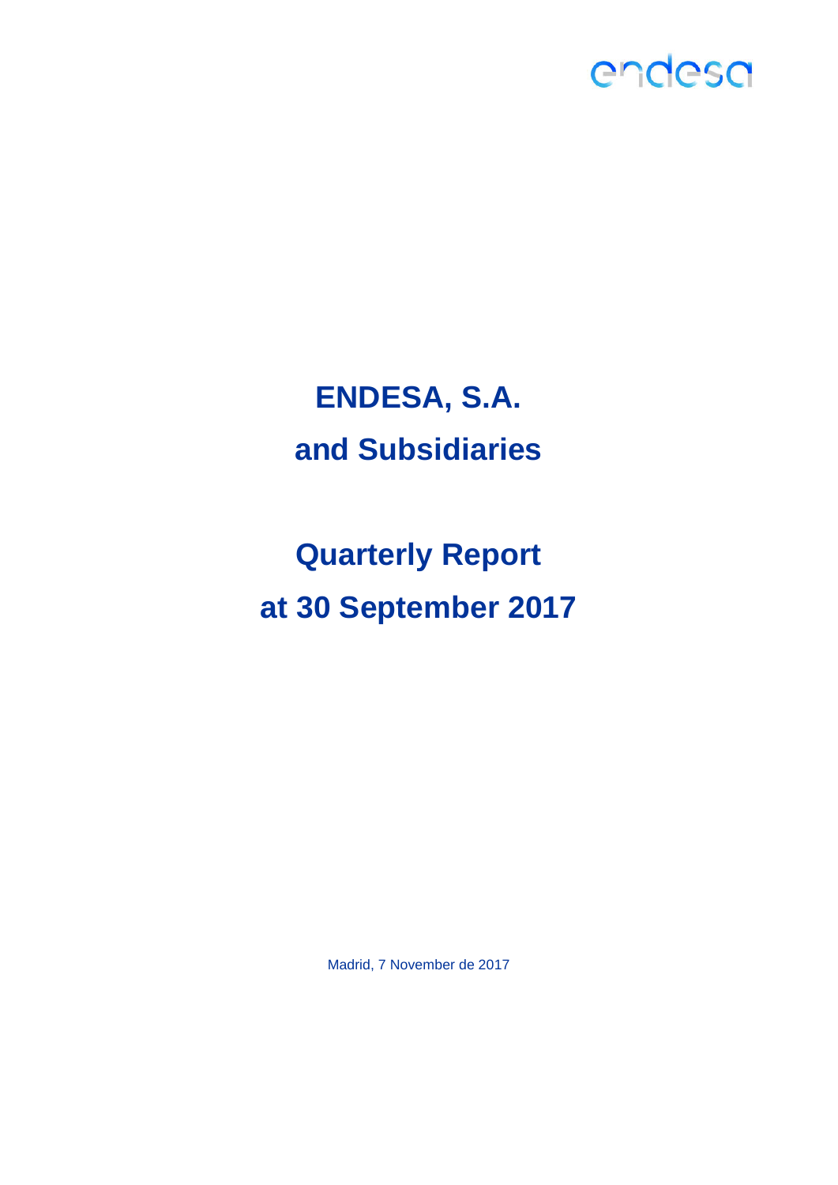endesa

# ENDESA, S.A.
# and Subsidiaries

# Quarterly Report
# at 30 September 2017

Madrid, 7 November de 2017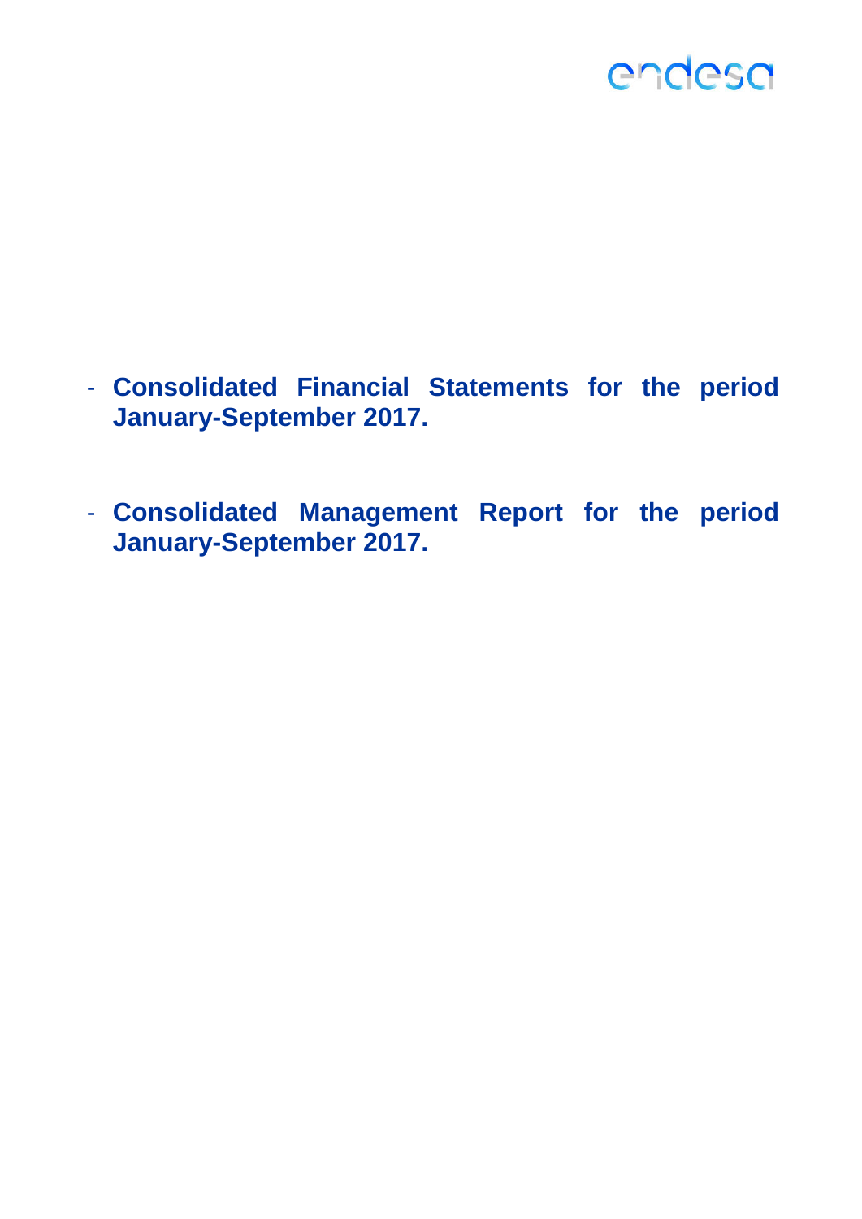endesa

- **Consolidated Financial Statements for the period January-September 2017.**

- **Consolidated Management Report for the period January-September 2017.**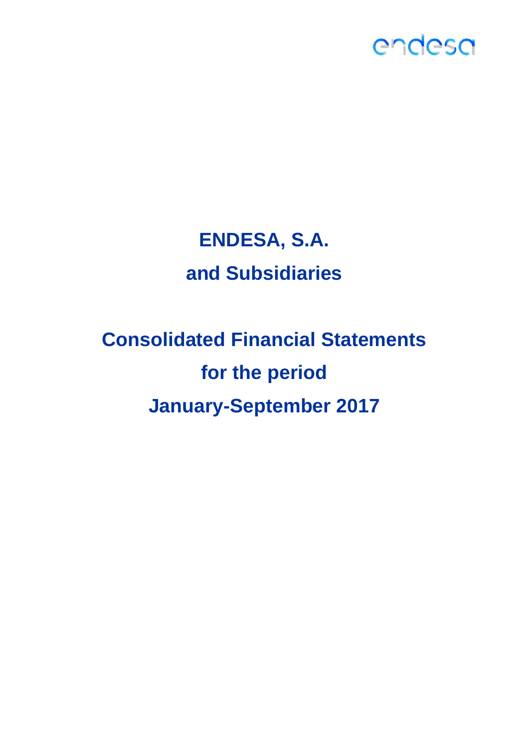endesa

# ENDESA, S.A.

# and Subsidiaries

# Consolidated Financial Statements

# for the period

# January-September 2017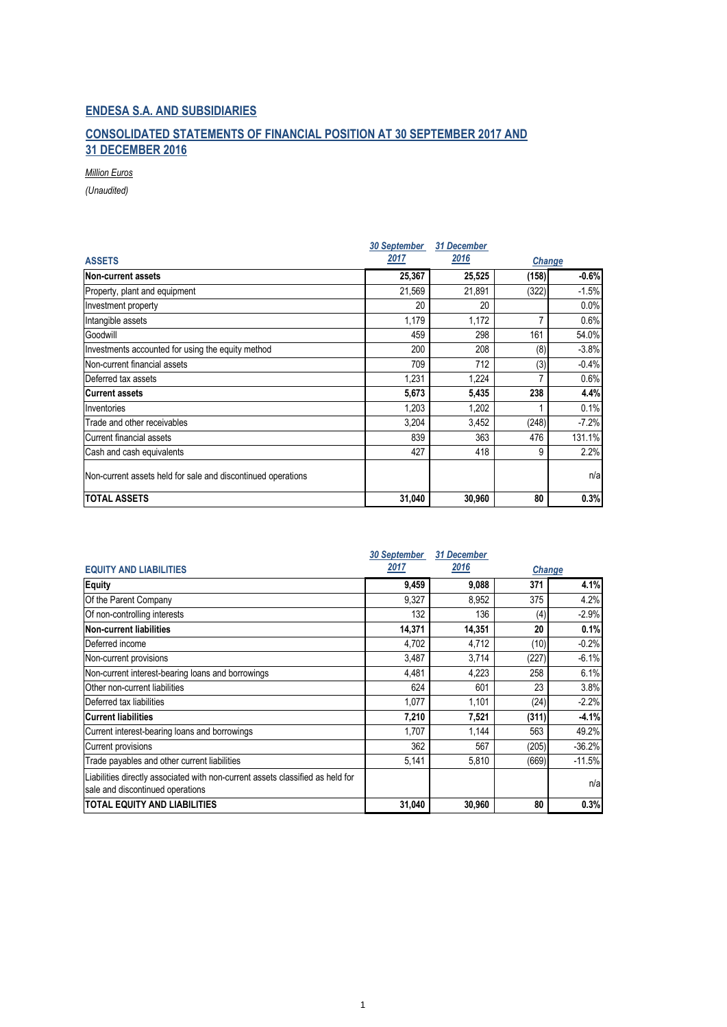## ENDESA S.A. AND SUBSIDIARIES

## CONSOLIDATED STATEMENTS OF FINANCIAL POSITION AT 30 SEPTEMBER 2017 AND 31 DECEMBER 2016

*Million Euros*

*(Unaudited)*

| ASSETS | 30 September 2017 | 31 December 2016 | Change | |
|---|---|---|---|---|
| **Non-current assets** | **25,367** | **25,525** | **(158)** | **-0.6%** |
| Property, plant and equipment | 21,569 | 21,891 | (322) | -1.5% |
| Investment property | 20 | 20 | | 0.0% |
| Intangible assets | 1,179 | 1,172 | 7 | 0.6% |
| Goodwill | 459 | 298 | 161 | 54.0% |
| Investments accounted for using the equity method | 200 | 208 | (8) | -3.8% |
| Non-current financial assets | 709 | 712 | (3) | -0.4% |
| Deferred tax assets | 1,231 | 1,224 | 7 | 0.6% |
| **Current assets** | **5,673** | **5,435** | **238** | **4.4%** |
| Inventories | 1,203 | 1,202 | 1 | 0.1% |
| Trade and other receivables | 3,204 | 3,452 | (248) | -7.2% |
| Current financial assets | 839 | 363 | 476 | 131.1% |
| Cash and cash equivalents | 427 | 418 | 9 | 2.2% |
| Non-current assets held for sale and discontinued operations | | | | n/a |
| **TOTAL ASSETS** | **31,040** | **30,960** | **80** | **0.3%** |

| EQUITY AND LIABILITIES | 30 September 2017 | 31 December 2016 | Change | |
|---|---|---|---|---|
| **Equity** | **9,459** | **9,088** | **371** | **4.1%** |
| Of the Parent Company | 9,327 | 8,952 | 375 | 4.2% |
| Of non-controlling interests | 132 | 136 | (4) | -2.9% |
| **Non-current liabilities** | **14,371** | **14,351** | **20** | **0.1%** |
| Deferred income | 4,702 | 4,712 | (10) | -0.2% |
| Non-current provisions | 3,487 | 3,714 | (227) | -6.1% |
| Non-current interest-bearing loans and borrowings | 4,481 | 4,223 | 258 | 6.1% |
| Other non-current liabilities | 624 | 601 | 23 | 3.8% |
| Deferred tax liabilities | 1,077 | 1,101 | (24) | -2.2% |
| **Current liabilities** | **7,210** | **7,521** | **(311)** | **-4.1%** |
| Current interest-bearing loans and borrowings | 1,707 | 1,144 | 563 | 49.2% |
| Current provisions | 362 | 567 | (205) | -36.2% |
| Trade payables and other current liabilities | 5,141 | 5,810 | (669) | -11.5% |
| Liabilities directly associated with non-current assets classified as held for sale and discontinued operations | | | | n/a |
| **TOTAL EQUITY AND LIABILITIES** | **31,040** | **30,960** | **80** | **0.3%** |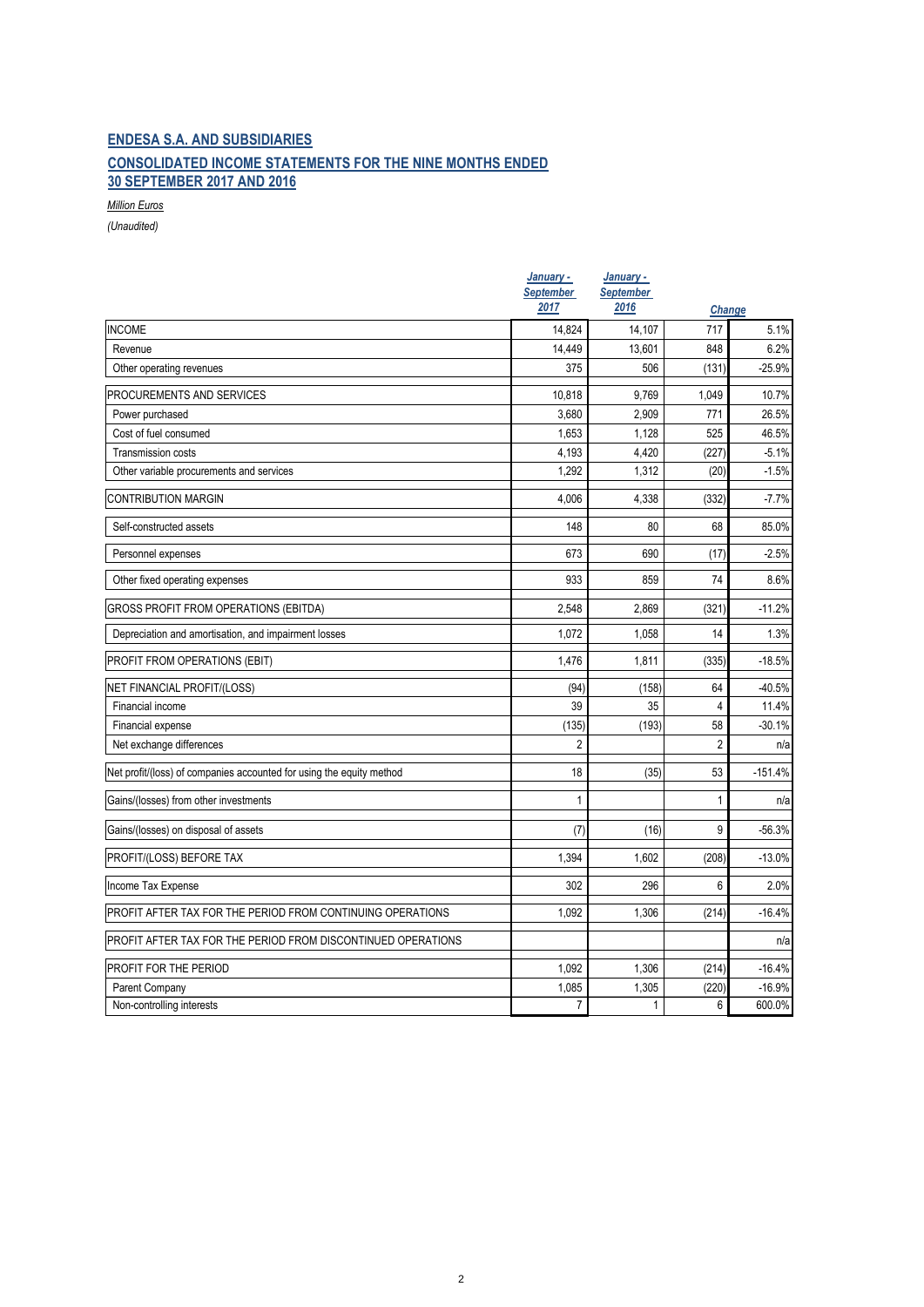## ENDESA S.A. AND SUBSIDIARIES

## CONSOLIDATED INCOME STATEMENTS FOR THE NINE MONTHS ENDED 30 SEPTEMBER 2017 AND 2016

*Million Euros*

*(Unaudited)*

| | January - September 2017 | January - September 2016 | Change | |
|---|---|---|---|---|
| INCOME | 14,824 | 14,107 | 717 | 5.1% |
| Revenue | 14,449 | 13,601 | 848 | 6.2% |
| Other operating revenues | 375 | 506 | (131) | -25.9% |
| PROCUREMENTS AND SERVICES | 10,818 | 9,769 | 1,049 | 10.7% |
| Power purchased | 3,680 | 2,909 | 771 | 26.5% |
| Cost of fuel consumed | 1,653 | 1,128 | 525 | 46.5% |
| Transmission costs | 4,193 | 4,420 | (227) | -5.1% |
| Other variable procurements and services | 1,292 | 1,312 | (20) | -1.5% |
| CONTRIBUTION MARGIN | 4,006 | 4,338 | (332) | -7.7% |
| Self-constructed assets | 148 | 80 | 68 | 85.0% |
| Personnel expenses | 673 | 690 | (17) | -2.5% |
| Other fixed operating expenses | 933 | 859 | 74 | 8.6% |
| GROSS PROFIT FROM OPERATIONS (EBITDA) | 2,548 | 2,869 | (321) | -11.2% |
| Depreciation and amortisation, and impairment losses | 1,072 | 1,058 | 14 | 1.3% |
| PROFIT FROM OPERATIONS (EBIT) | 1,476 | 1,811 | (335) | -18.5% |
| NET FINANCIAL PROFIT/(LOSS) | (94) | (158) | 64 | -40.5% |
| Financial income | 39 | 35 | 4 | 11.4% |
| Financial expense | (135) | (193) | 58 | -30.1% |
| Net exchange differences | 2 | | 2 | n/a |
| Net profit/(loss) of companies accounted for using the equity method | 18 | (35) | 53 | -151.4% |
| Gains/(losses) from other investments | 1 | | 1 | n/a |
| Gains/(losses) on disposal of assets | (7) | (16) | 9 | -56.3% |
| PROFIT/(LOSS) BEFORE TAX | 1,394 | 1,602 | (208) | -13.0% |
| Income Tax Expense | 302 | 296 | 6 | 2.0% |
| PROFIT AFTER TAX FOR THE PERIOD FROM CONTINUING OPERATIONS | 1,092 | 1,306 | (214) | -16.4% |
| PROFIT AFTER TAX FOR THE PERIOD FROM DISCONTINUED OPERATIONS | | | | n/a |
| PROFIT FOR THE PERIOD | 1,092 | 1,306 | (214) | -16.4% |
| Parent Company | 1,085 | 1,305 | (220) | -16.9% |
| Non-controlling interests | 7 | 1 | 6 | 600.0% |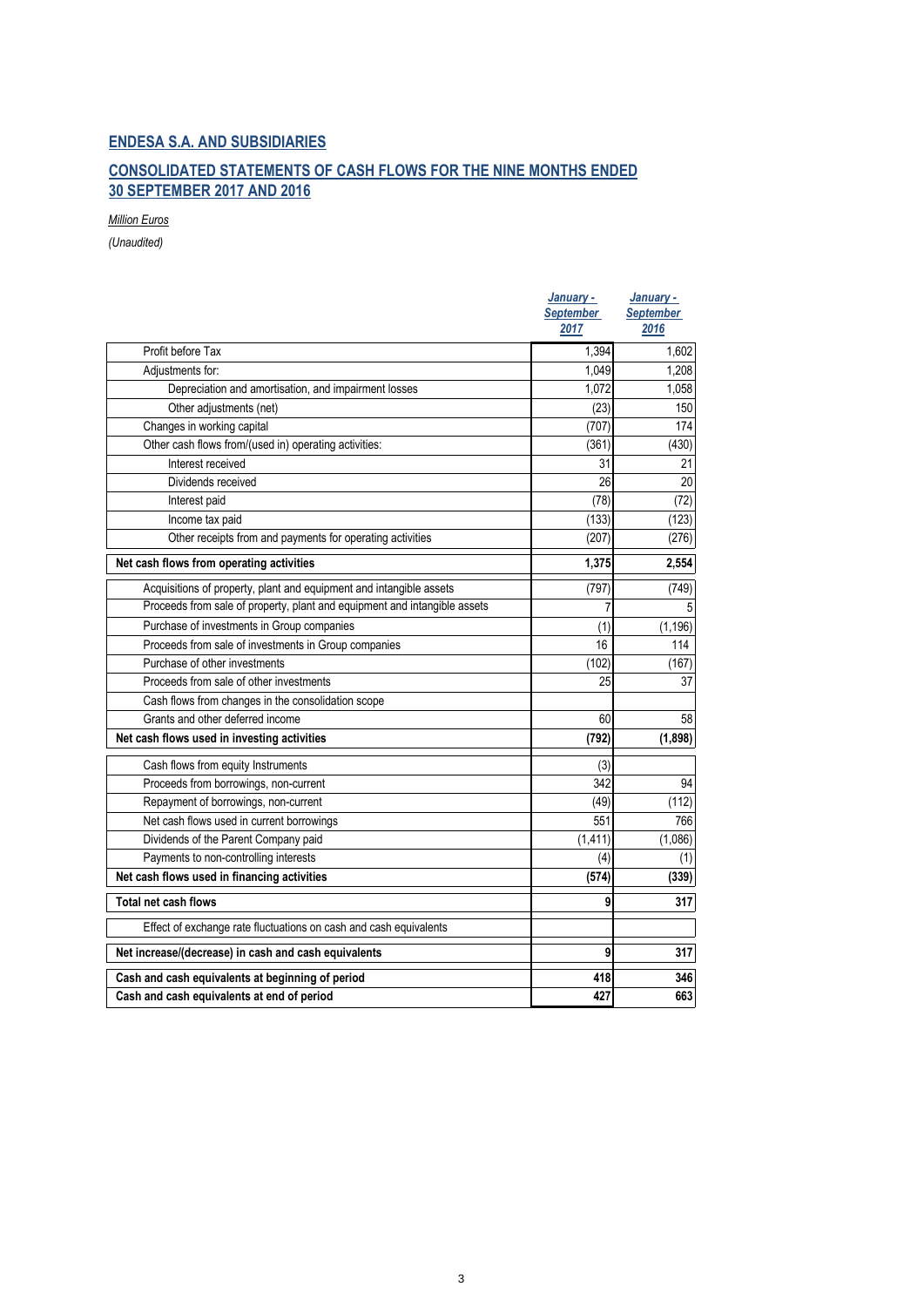## ENDESA S.A. AND SUBSIDIARIES

## CONSOLIDATED STATEMENTS OF CASH FLOWS FOR THE NINE MONTHS ENDED 30 SEPTEMBER 2017 AND 2016

*Million Euros*

*(Unaudited)*

| | January - September 2017 | January - September 2016 |
|---|---|---|
| Profit before Tax | 1,394 | 1,602 |
| Adjustments for: | 1,049 | 1,208 |
| Depreciation and amortisation, and impairment losses | 1,072 | 1,058 |
| Other adjustments (net) | (23) | 150 |
| Changes in working capital | (707) | 174 |
| Other cash flows from/(used in) operating activities: | (361) | (430) |
| Interest received | 31 | 21 |
| Dividends received | 26 | 20 |
| Interest paid | (78) | (72) |
| Income tax paid | (133) | (123) |
| Other receipts from and payments for operating activities | (207) | (276) |
| **Net cash flows from operating activities** | **1,375** | **2,554** |
| Acquisitions of property, plant and equipment and intangible assets | (797) | (749) |
| Proceeds from sale of property, plant and equipment and intangible assets | 7 | 5 |
| Purchase of investments in Group companies | (1) | (1,196) |
| Proceeds from sale of investments in Group companies | 16 | 114 |
| Purchase of other investments | (102) | (167) |
| Proceeds from sale of other investments | 25 | 37 |
| Cash flows from changes in the consolidation scope | | |
| Grants and other deferred income | 60 | 58 |
| **Net cash flows used in investing activities** | **(792)** | **(1,898)** |
| Cash flows from equity Instruments | (3) | |
| Proceeds from borrowings, non-current | 342 | 94 |
| Repayment of borrowings, non-current | (49) | (112) |
| Net cash flows used in current borrowings | 551 | 766 |
| Dividends of the Parent Company paid | (1,411) | (1,086) |
| Payments to non-controlling interests | (4) | (1) |
| **Net cash flows used in financing activities** | **(574)** | **(339)** |
| **Total net cash flows** | **9** | **317** |
| Effect of exchange rate fluctuations on cash and cash equivalents | | |
| **Net increase/(decrease) in cash and cash equivalents** | **9** | **317** |
| **Cash and cash equivalents at beginning of period** | **418** | **346** |
| **Cash and cash equivalents at end of period** | **427** | **663** |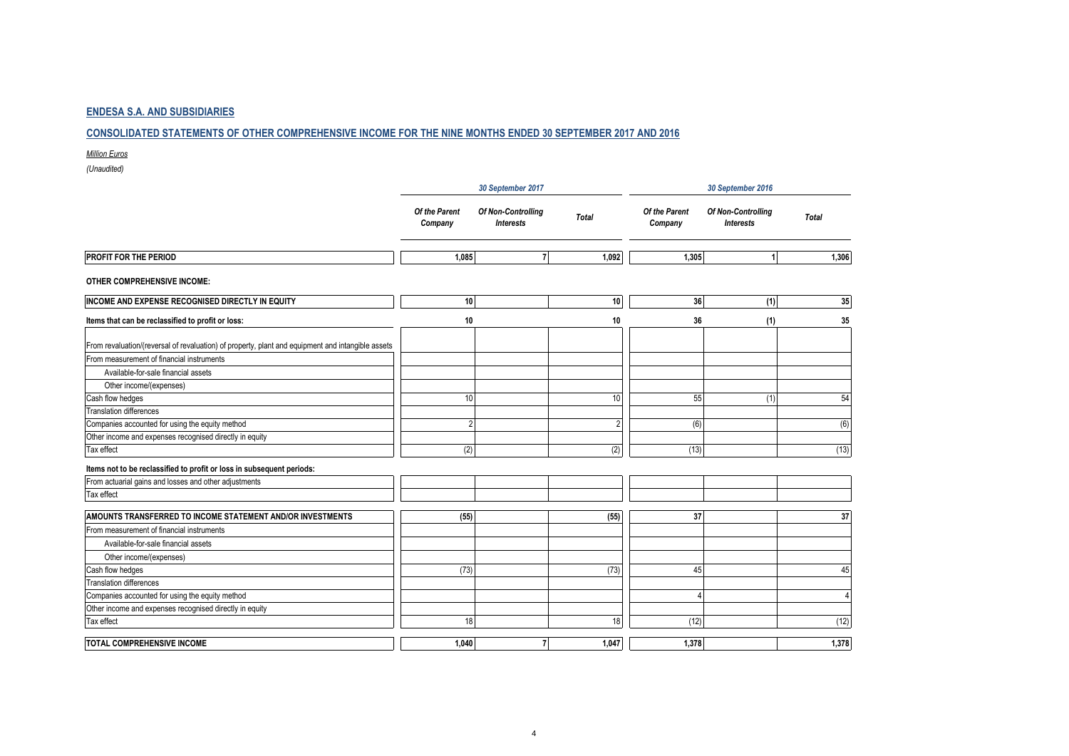## ENDESA S.A. AND SUBSIDIARIES

## CONSOLIDATED STATEMENTS OF OTHER COMPREHENSIVE INCOME FOR THE NINE MONTHS ENDED 30 SEPTEMBER 2017 AND 2016

*Million Euros*

*(Unaudited)*

| | *30 September 2017* | | | *30 September 2016* | | |
|---|---|---|---|---|---|---|
| | *Of the Parent Company* | *Of Non-Controlling Interests* | *Total* | *Of the Parent Company* | *Of Non-Controlling Interests* | *Total* |
| **PROFIT FOR THE PERIOD** | **1,085** | **7** | **1,092** | **1,305** | **1** | **1,306** |
| **OTHER COMPREHENSIVE INCOME:** | | | | | | |
| **INCOME AND EXPENSE RECOGNISED DIRECTLY IN EQUITY** | **10** | | **10** | **36** | **(1)** | **35** |
| **Items that can be reclassified to profit or loss:** | **10** | | **10** | **36** | **(1)** | **35** |
| From revaluation/(reversal of revaluation) of property, plant and equipment and intangible assets | | | | | | |
| From measurement of financial instruments | | | | | | |
| Available-for-sale financial assets | | | | | | |
| Other income/(expenses) | | | | | | |
| Cash flow hedges | 10 | | 10 | 55 | (1) | 54 |
| Translation differences | | | | | | |
| Companies accounted for using the equity method | 2 | | 2 | (6) | | (6) |
| Other income and expenses recognised directly in equity | | | | | | |
| Tax effect | (2) | | (2) | (13) | | (13) |
| **Items not to be reclassified to profit or loss in subsequent periods:** | | | | | | |
| From actuarial gains and losses and other adjustments | | | | | | |
| Tax effect | | | | | | |
| **AMOUNTS TRANSFERRED TO INCOME STATEMENT AND/OR INVESTMENTS** | **(55)** | | **(55)** | **37** | | **37** |
| From measurement of financial instruments | | | | | | |
| Available-for-sale financial assets | | | | | | |
| Other income/(expenses) | | | | | | |
| Cash flow hedges | (73) | | (73) | 45 | | 45 |
| Translation differences | | | | | | |
| Companies accounted for using the equity method | | | | 4 | | 4 |
| Other income and expenses recognised directly in equity | | | | | | |
| Tax effect | 18 | | 18 | (12) | | (12) |
| **TOTAL COMPREHENSIVE INCOME** | **1,040** | **7** | **1,047** | **1,378** | | **1,378** |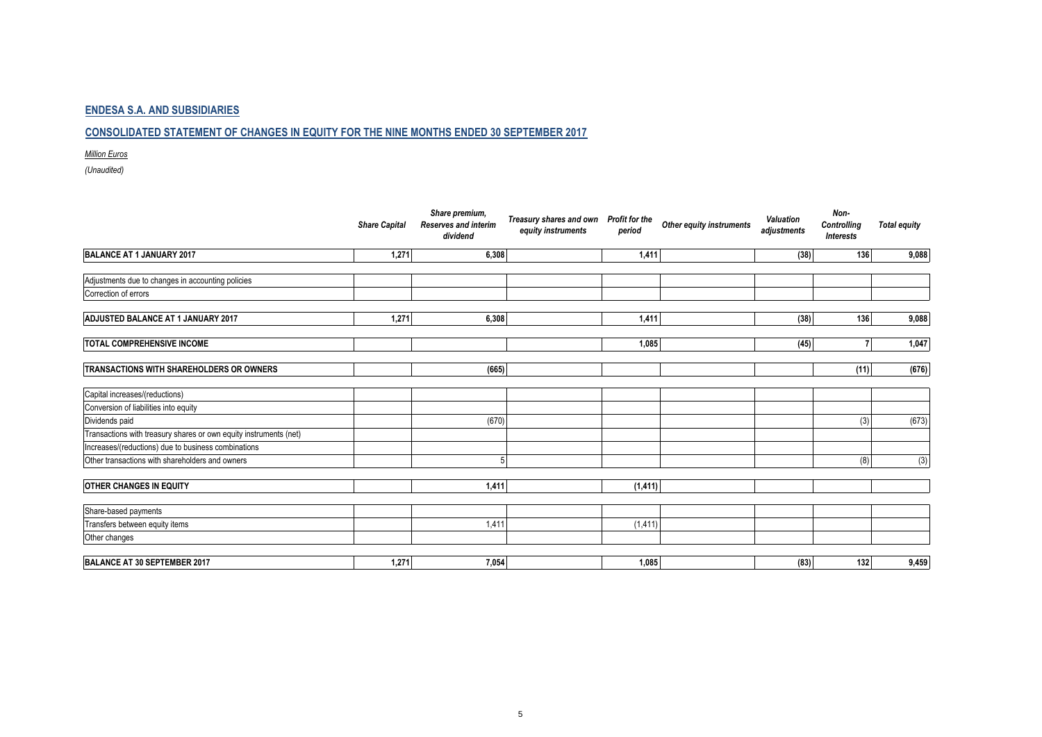## ENDESA S.A. AND SUBSIDIARIES

## CONSOLIDATED STATEMENT OF CHANGES IN EQUITY FOR THE NINE MONTHS ENDED 30 SEPTEMBER 2017

*Million Euros*

*(Unaudited)*

| | *Share Capital* | *Share premium, Reserves and interim dividend* | *Treasury shares and own equity instruments* | *Profit for the period* | *Other equity instruments* | *Valuation adjustments* | *Non-Controlling Interests* | *Total equity* |
|---|---|---|---|---|---|---|---|---|
| **BALANCE AT 1 JANUARY 2017** | **1,271** | **6,308** | | **1,411** | | **(38)** | **136** | **9,088** |
| Adjustments due to changes in accounting policies | | | | | | | | |
| Correction of errors | | | | | | | | |
| **ADJUSTED BALANCE AT 1 JANUARY 2017** | **1,271** | **6,308** | | **1,411** | | **(38)** | **136** | **9,088** |
| **TOTAL COMPREHENSIVE INCOME** | | | | **1,085** | | **(45)** | **7** | **1,047** |
| **TRANSACTIONS WITH SHAREHOLDERS OR OWNERS** | | **(665)** | | | | | **(11)** | **(676)** |
| Capital increases/(reductions) | | | | | | | | |
| Conversion of liabilities into equity | | | | | | | | |
| Dividends paid | | (670) | | | | | (3) | (673) |
| Transactions with treasury shares or own equity instruments (net) | | | | | | | | |
| Increases/(reductions) due to business combinations | | | | | | | | |
| Other transactions with shareholders and owners | | 5 | | | | | (8) | (3) |
| **OTHER CHANGES IN EQUITY** | | **1,411** | | **(1,411)** | | | | |
| Share-based payments | | | | | | | | |
| Transfers between equity items | | 1,411 | | (1,411) | | | | |
| Other changes | | | | | | | | |
| **BALANCE AT 30 SEPTEMBER 2017** | **1,271** | **7,054** | | **1,085** | | **(83)** | **132** | **9,459** |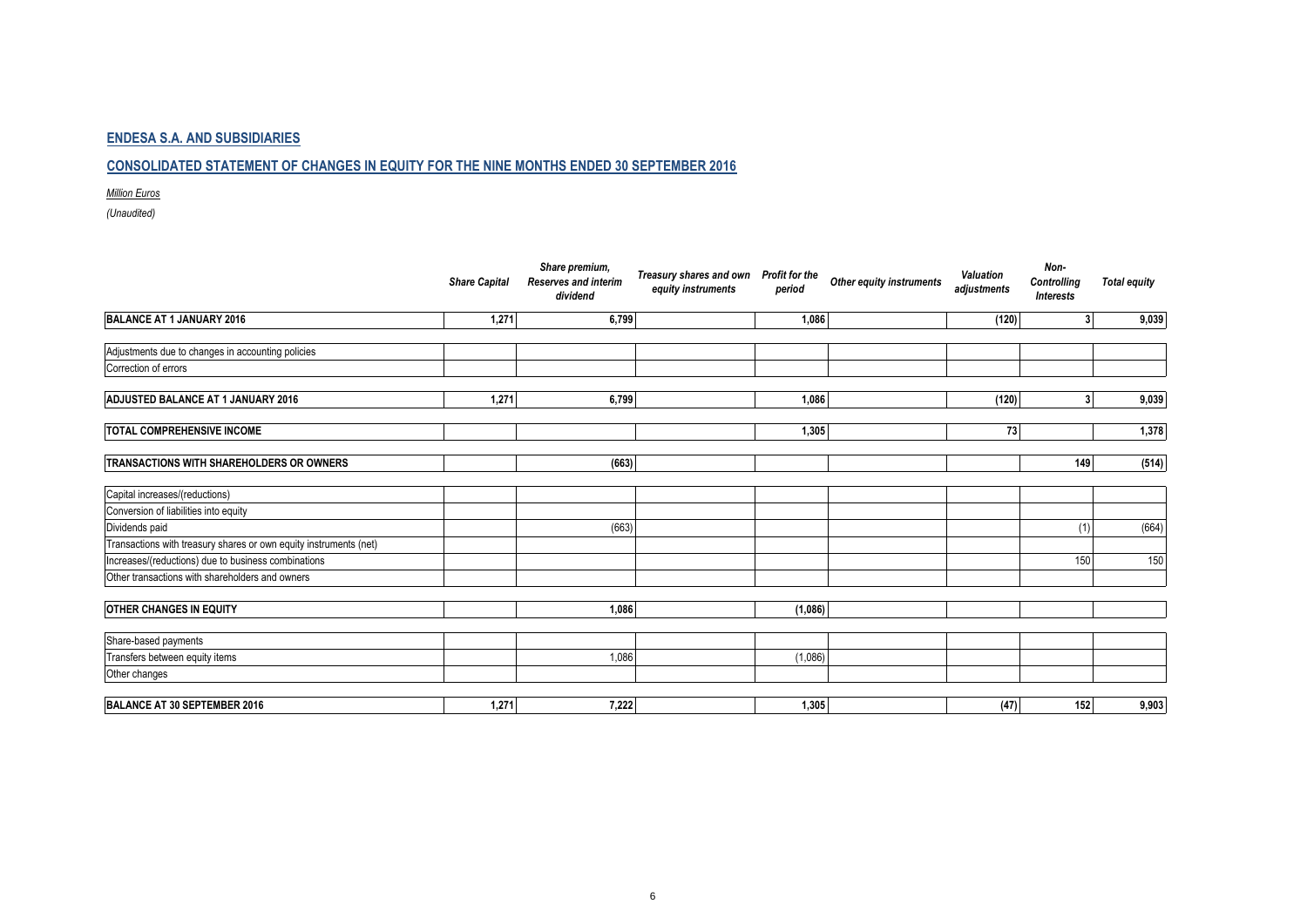## ENDESA S.A. AND SUBSIDIARIES

## CONSOLIDATED STATEMENT OF CHANGES IN EQUITY FOR THE NINE MONTHS ENDED 30 SEPTEMBER 2016

*Million Euros*

*(Unaudited)*

| | *Share Capital* | *Share premium, Reserves and interim dividend* | *Treasury shares and own equity instruments* | *Profit for the period* | *Other equity instruments* | *Valuation adjustments* | *Non-Controlling Interests* | *Total equity* |
|---|---|---|---|---|---|---|---|---|
| **BALANCE AT 1 JANUARY 2016** | **1,271** | **6,799** | | **1,086** | | **(120)** | **3** | **9,039** |
| Adjustments due to changes in accounting policies | | | | | | | | |
| Correction of errors | | | | | | | | |
| **ADJUSTED BALANCE AT 1 JANUARY 2016** | **1,271** | **6,799** | | **1,086** | | **(120)** | **3** | **9,039** |
| **TOTAL COMPREHENSIVE INCOME** | | | | **1,305** | | **73** | | **1,378** |
| **TRANSACTIONS WITH SHAREHOLDERS OR OWNERS** | | **(663)** | | | | | **149** | **(514)** |
| Capital increases/(reductions) | | | | | | | | |
| Conversion of liabilities into equity | | | | | | | | |
| Dividends paid | | (663) | | | | | (1) | (664) |
| Transactions with treasury shares or own equity instruments (net) | | | | | | | | |
| Increases/(reductions) due to business combinations | | | | | | | 150 | 150 |
| Other transactions with shareholders and owners | | | | | | | | |
| **OTHER CHANGES IN EQUITY** | | **1,086** | | **(1,086)** | | | | |
| Share-based payments | | | | | | | | |
| Transfers between equity items | | 1,086 | | (1,086) | | | | |
| Other changes | | | | | | | | |
| **BALANCE AT 30 SEPTEMBER 2016** | **1,271** | **7,222** | | **1,305** | | **(47)** | **152** | **9,903** |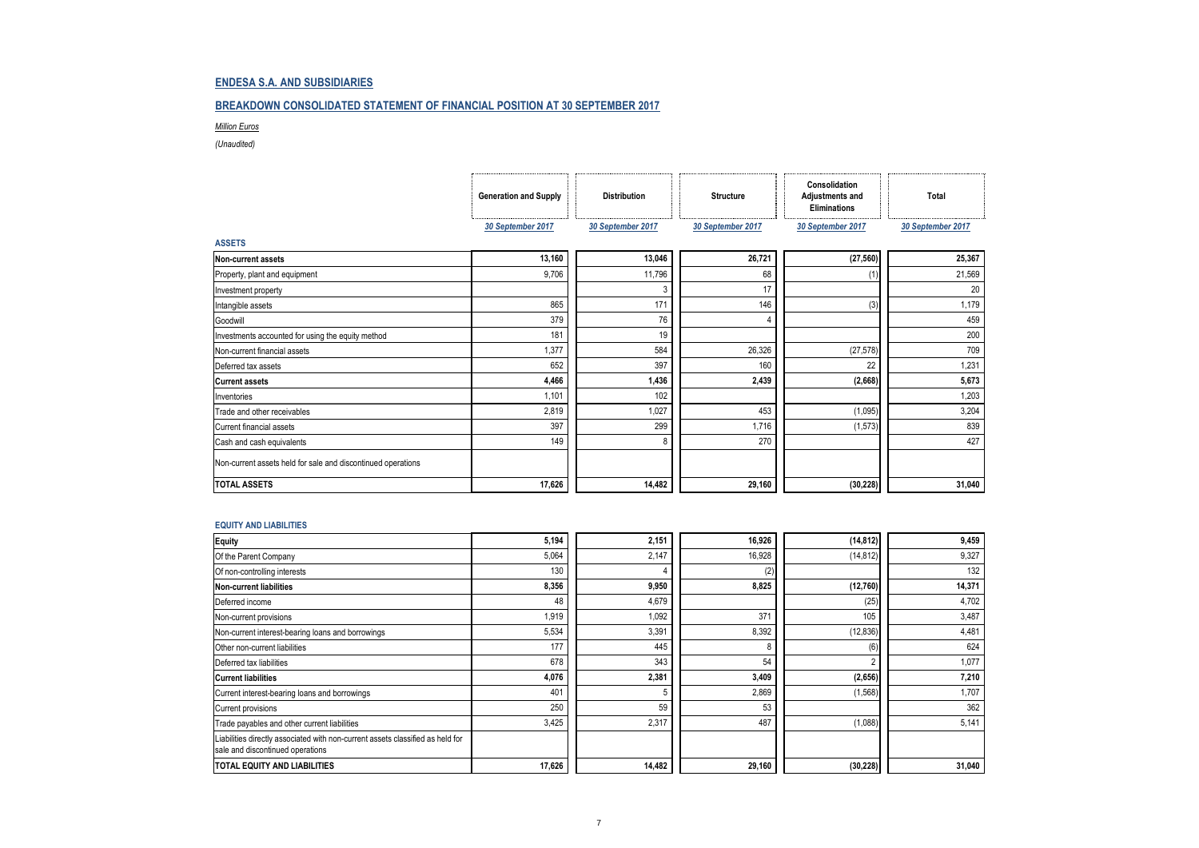## ENDESA S.A. AND SUBSIDIARIES

## BREAKDOWN CONSOLIDATED STATEMENT OF FINANCIAL POSITION AT 30 SEPTEMBER 2017

*Million Euros*

*(Unaudited)*

| | Generation and Supply | Distribution | Structure | Consolidation Adjustments and Eliminations | Total |
|---|---|---|---|---|---|
| | 30 September 2017 | 30 September 2017 | 30 September 2017 | 30 September 2017 | 30 September 2017 |
| **ASSETS** | | | | | |
| **Non-current assets** | **13,160** | **13,046** | **26,721** | **(27,560)** | **25,367** |
| Property, plant and equipment | 9,706 | 11,796 | 68 | (1) | 21,569 |
| Investment property | | 3 | 17 | | 20 |
| Intangible assets | 865 | 171 | 146 | (3) | 1,179 |
| Goodwill | 379 | 76 | 4 | | 459 |
| Investments accounted for using the equity method | 181 | 19 | | | 200 |
| Non-current financial assets | 1,377 | 584 | 26,326 | (27,578) | 709 |
| Deferred tax assets | 652 | 397 | 160 | 22 | 1,231 |
| **Current assets** | **4,466** | **1,436** | **2,439** | **(2,668)** | **5,673** |
| Inventories | 1,101 | 102 | | | 1,203 |
| Trade and other receivables | 2,819 | 1,027 | 453 | (1,095) | 3,204 |
| Current financial assets | 397 | 299 | 1,716 | (1,573) | 839 |
| Cash and cash equivalents | 149 | 8 | 270 | | 427 |
| Non-current assets held for sale and discontinued operations | | | | | |
| **TOTAL ASSETS** | **17,626** | **14,482** | **29,160** | **(30,228)** | **31,040** |

| | Generation and Supply | Distribution | Structure | Consolidation Adjustments and Eliminations | Total |
|---|---|---|---|---|---|
| **EQUITY AND LIABILITIES** | | | | | |
| **Equity** | **5,194** | **2,151** | **16,926** | **(14,812)** | **9,459** |
| Of the Parent Company | 5,064 | 2,147 | 16,928 | (14,812) | 9,327 |
| Of non-controlling interests | 130 | 4 | (2) | | 132 |
| **Non-current liabilities** | **8,356** | **9,950** | **8,825** | **(12,760)** | **14,371** |
| Deferred income | 48 | 4,679 | | (25) | 4,702 |
| Non-current provisions | 1,919 | 1,092 | 371 | 105 | 3,487 |
| Non-current interest-bearing loans and borrowings | 5,534 | 3,391 | 8,392 | (12,836) | 4,481 |
| Other non-current liabilities | 177 | 445 | 8 | (6) | 624 |
| Deferred tax liabilities | 678 | 343 | 54 | 2 | 1,077 |
| **Current liabilities** | **4,076** | **2,381** | **3,409** | **(2,656)** | **7,210** |
| Current interest-bearing loans and borrowings | 401 | 5 | 2,869 | (1,568) | 1,707 |
| Current provisions | 250 | 59 | 53 | | 362 |
| Trade payables and other current liabilities | 3,425 | 2,317 | 487 | (1,088) | 5,141 |
| Liabilities directly associated with non-current assets classified as held for sale and discontinued operations | | | | | |
| **TOTAL EQUITY AND LIABILITIES** | **17,626** | **14,482** | **29,160** | **(30,228)** | **31,040** |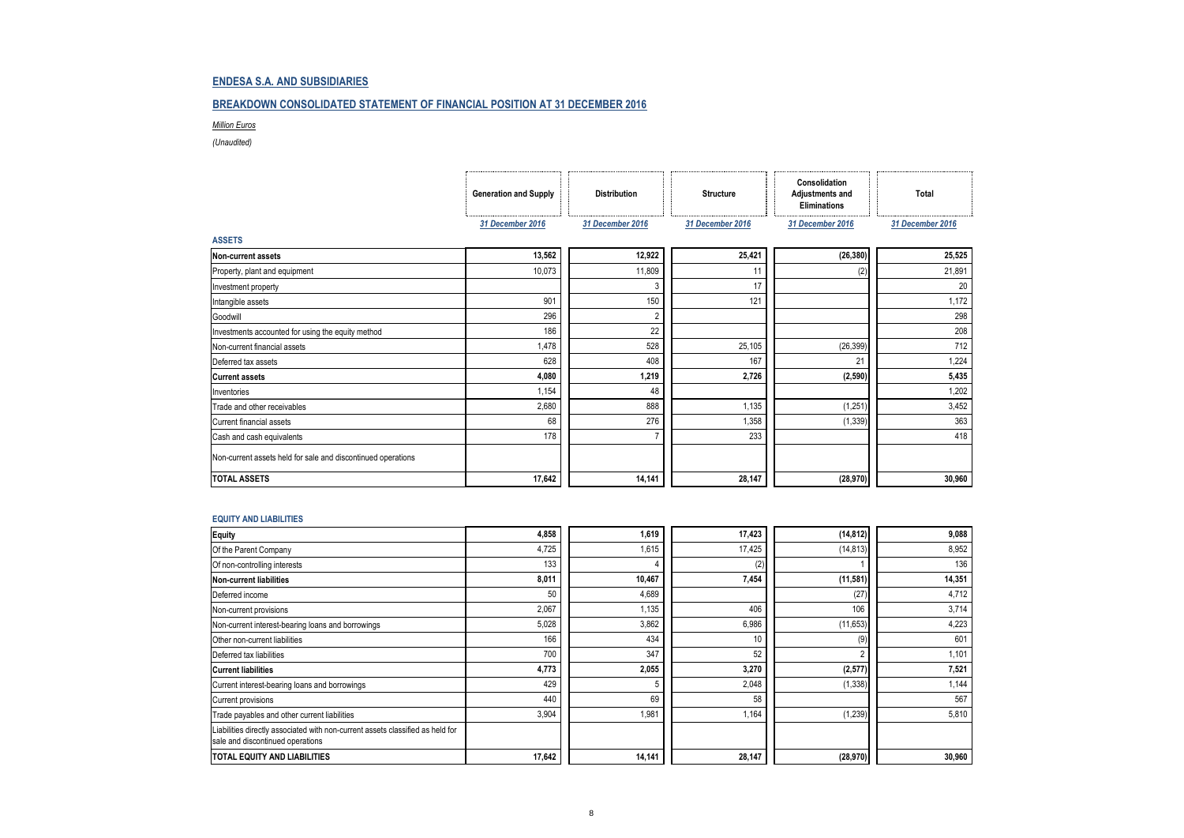## ENDESA S.A. AND SUBSIDIARIES

## BREAKDOWN CONSOLIDATED STATEMENT OF FINANCIAL POSITION AT 31 DECEMBER 2016

*Million Euros*

*(Unaudited)*

| | Generation and Supply | Distribution | Structure | Consolidation Adjustments and Eliminations | Total |
|---|---|---|---|---|---|
| | *31 December 2016* | *31 December 2016* | *31 December 2016* | *31 December 2016* | *31 December 2016* |
| **ASSETS** | | | | | |
| **Non-current assets** | **13,562** | **12,922** | **25,421** | **(26,380)** | **25,525** |
| Property, plant and equipment | 10,073 | 11,809 | 11 | (2) | 21,891 |
| Investment property | | 3 | 17 | | 20 |
| Intangible assets | 901 | 150 | 121 | | 1,172 |
| Goodwill | 296 | 2 | | | 298 |
| Investments accounted for using the equity method | 186 | 22 | | | 208 |
| Non-current financial assets | 1,478 | 528 | 25,105 | (26,399) | 712 |
| Deferred tax assets | 628 | 408 | 167 | 21 | 1,224 |
| **Current assets** | **4,080** | **1,219** | **2,726** | **(2,590)** | **5,435** |
| Inventories | 1,154 | 48 | | | 1,202 |
| Trade and other receivables | 2,680 | 888 | 1,135 | (1,251) | 3,452 |
| Current financial assets | 68 | 276 | 1,358 | (1,339) | 363 |
| Cash and cash equivalents | 178 | 7 | 233 | | 418 |
| Non-current assets held for sale and discontinued operations | | | | | |
| **TOTAL ASSETS** | **17,642** | **14,141** | **28,147** | **(28,970)** | **30,960** |

| | Generation and Supply | Distribution | Structure | Consolidation Adjustments and Eliminations | Total |
|---|---|---|---|---|---|
| **EQUITY AND LIABILITIES** | | | | | |
| **Equity** | **4,858** | **1,619** | **17,423** | **(14,812)** | **9,088** |
| Of the Parent Company | 4,725 | 1,615 | 17,425 | (14,813) | 8,952 |
| Of non-controlling interests | 133 | 4 | (2) | 1 | 136 |
| **Non-current liabilities** | **8,011** | **10,467** | **7,454** | **(11,581)** | **14,351** |
| Deferred income | 50 | 4,689 | | (27) | 4,712 |
| Non-current provisions | 2,067 | 1,135 | 406 | 106 | 3,714 |
| Non-current interest-bearing loans and borrowings | 5,028 | 3,862 | 6,986 | (11,653) | 4,223 |
| Other non-current liabilities | 166 | 434 | 10 | (9) | 601 |
| Deferred tax liabilities | 700 | 347 | 52 | 2 | 1,101 |
| **Current liabilities** | **4,773** | **2,055** | **3,270** | **(2,577)** | **7,521** |
| Current interest-bearing loans and borrowings | 429 | 5 | 2,048 | (1,338) | 1,144 |
| Current provisions | 440 | 69 | 58 | | 567 |
| Trade payables and other current liabilities | 3,904 | 1,981 | 1,164 | (1,239) | 5,810 |
| Liabilities directly associated with non-current assets classified as held for sale and discontinued operations | | | | | |
| **TOTAL EQUITY AND LIABILITIES** | **17,642** | **14,141** | **28,147** | **(28,970)** | **30,960** |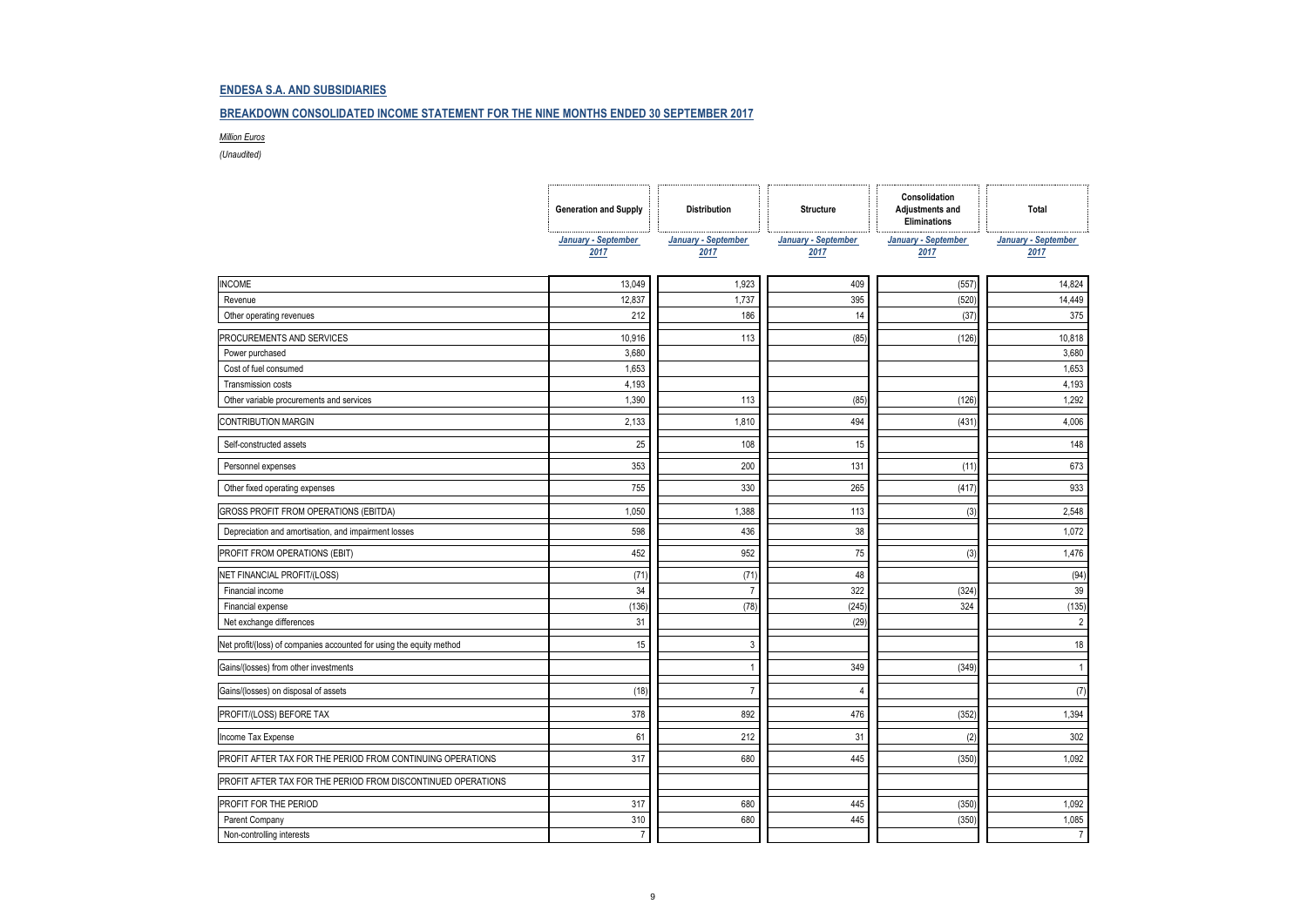**ENDESA S.A. AND SUBSIDIARIES**

**BREAKDOWN CONSOLIDATED INCOME STATEMENT FOR THE NINE MONTHS ENDED 30 SEPTEMBER 2017**

*Million Euros*

*(Unaudited)*

| | Generation and Supply | Distribution | Structure | Consolidation Adjustments and Eliminations | Total |
|---|---|---|---|---|---|
| | January - September 2017 | January - September 2017 | January - September 2017 | January - September 2017 | January - September 2017 |
| INCOME | 13,049 | 1,923 | 409 | (557) | 14,824 |
| Revenue | 12,837 | 1,737 | 395 | (520) | 14,449 |
| Other operating revenues | 212 | 186 | 14 | (37) | 375 |
| PROCUREMENTS AND SERVICES | 10,916 | 113 | (85) | (126) | 10,818 |
| Power purchased | 3,680 | | | | 3,680 |
| Cost of fuel consumed | 1,653 | | | | 1,653 |
| Transmission costs | 4,193 | | | | 4,193 |
| Other variable procurements and services | 1,390 | 113 | (85) | (126) | 1,292 |
| CONTRIBUTION MARGIN | 2,133 | 1,810 | 494 | (431) | 4,006 |
| Self-constructed assets | 25 | 108 | 15 | | 148 |
| Personnel expenses | 353 | 200 | 131 | (11) | 673 |
| Other fixed operating expenses | 755 | 330 | 265 | (417) | 933 |
| GROSS PROFIT FROM OPERATIONS (EBITDA) | 1,050 | 1,388 | 113 | (3) | 2,548 |
| Depreciation and amortisation, and impairment losses | 598 | 436 | 38 | | 1,072 |
| PROFIT FROM OPERATIONS (EBIT) | 452 | 952 | 75 | (3) | 1,476 |
| NET FINANCIAL PROFIT/(LOSS) | (71) | (71) | 48 | | (94) |
| Financial income | 34 | 7 | 322 | (324) | 39 |
| Financial expense | (136) | (78) | (245) | 324 | (135) |
| Net exchange differences | 31 | | (29) | | 2 |
| Net profit/(loss) of companies accounted for using the equity method | 15 | 3 | | | 18 |
| Gains/(losses) from other investments | | 1 | 349 | (349) | 1 |
| Gains/(losses) on disposal of assets | (18) | 7 | 4 | | (7) |
| PROFIT/(LOSS) BEFORE TAX | 378 | 892 | 476 | (352) | 1,394 |
| Income Tax Expense | 61 | 212 | 31 | (2) | 302 |
| PROFIT AFTER TAX FOR THE PERIOD FROM CONTINUING OPERATIONS | 317 | 680 | 445 | (350) | 1,092 |
| PROFIT AFTER TAX FOR THE PERIOD FROM DISCONTINUED OPERATIONS | | | | | |
| PROFIT FOR THE PERIOD | 317 | 680 | 445 | (350) | 1,092 |
| Parent Company | 310 | 680 | 445 | (350) | 1,085 |
| Non-controlling interests | 7 | | | | 7 |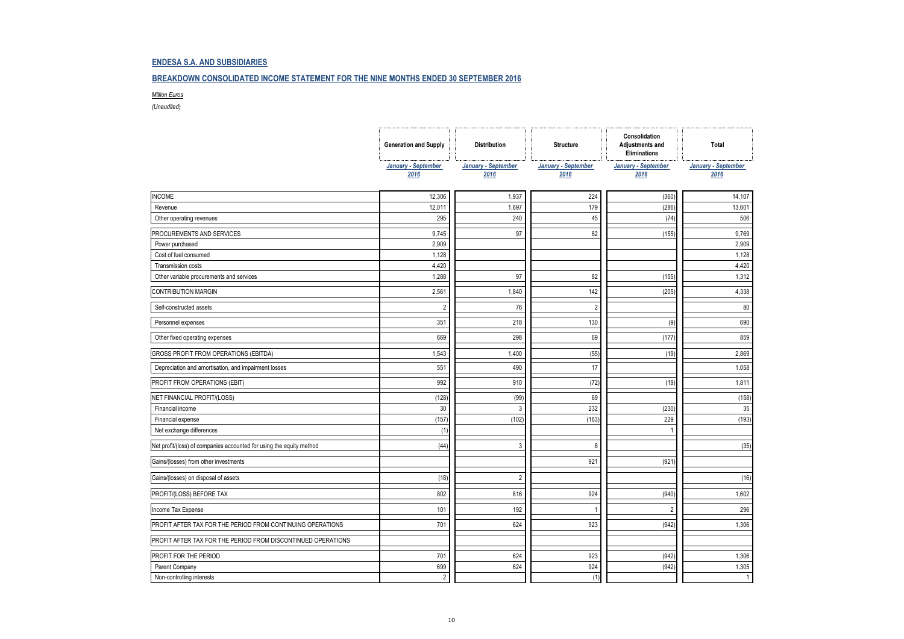## ENDESA S.A. AND SUBSIDIARIES

## BREAKDOWN CONSOLIDATED INCOME STATEMENT FOR THE NINE MONTHS ENDED 30 SEPTEMBER 2016

*Million Euros*

*(Unaudited)*

| | Generation and Supply | Distribution | Structure | Consolidation Adjustments and Eliminations | Total |
|---|---|---|---|---|---|
| | *January - September 2016* | *January - September 2016* | *January - September 2016* | *January - September 2016* | *January - September 2016* |
| INCOME | 12,306 | 1,937 | 224 | (360) | 14,107 |
| Revenue | 12,011 | 1,697 | 179 | (286) | 13,601 |
| Other operating revenues | 295 | 240 | 45 | (74) | 506 |
| PROCUREMENTS AND SERVICES | 9,745 | 97 | 82 | (155) | 9,769 |
| Power purchased | 2,909 | | | | 2,909 |
| Cost of fuel consumed | 1,128 | | | | 1,128 |
| Transmission costs | 4,420 | | | | 4,420 |
| Other variable procurements and services | 1,288 | 97 | 82 | (155) | 1,312 |
| CONTRIBUTION MARGIN | 2,561 | 1,840 | 142 | (205) | 4,338 |
| Self-constructed assets | 2 | 76 | 2 | | 80 |
| Personnel expenses | 351 | 218 | 130 | (9) | 690 |
| Other fixed operating expenses | 669 | 298 | 69 | (177) | 859 |
| GROSS PROFIT FROM OPERATIONS (EBITDA) | 1,543 | 1,400 | (55) | (19) | 2,869 |
| Depreciation and amortisation, and impairment losses | 551 | 490 | 17 | | 1,058 |
| PROFIT FROM OPERATIONS (EBIT) | 992 | 910 | (72) | (19) | 1,811 |
| NET FINANCIAL PROFIT/(LOSS) | (128) | (99) | 69 | | (158) |
| Financial income | 30 | 3 | 232 | (230) | 35 |
| Financial expense | (157) | (102) | (163) | 229 | (193) |
| Net exchange differences | (1) | | | 1 | |
| Net profit/(loss) of companies accounted for using the equity method | (44) | 3 | 6 | | (35) |
| Gains/(losses) from other investments | | | 921 | (921) | |
| Gains/(losses) on disposal of assets | (18) | 2 | | | (16) |
| PROFIT/(LOSS) BEFORE TAX | 802 | 816 | 924 | (940) | 1,602 |
| Income Tax Expense | 101 | 192 | 1 | 2 | 296 |
| PROFIT AFTER TAX FOR THE PERIOD FROM CONTINUING OPERATIONS | 701 | 624 | 923 | (942) | 1,306 |
| PROFIT AFTER TAX FOR THE PERIOD FROM DISCONTINUED OPERATIONS | | | | | |
| PROFIT FOR THE PERIOD | 701 | 624 | 923 | (942) | 1,306 |
| Parent Company | 699 | 624 | 924 | (942) | 1,305 |
| Non-controlling interests | 2 | | (1) | | 1 |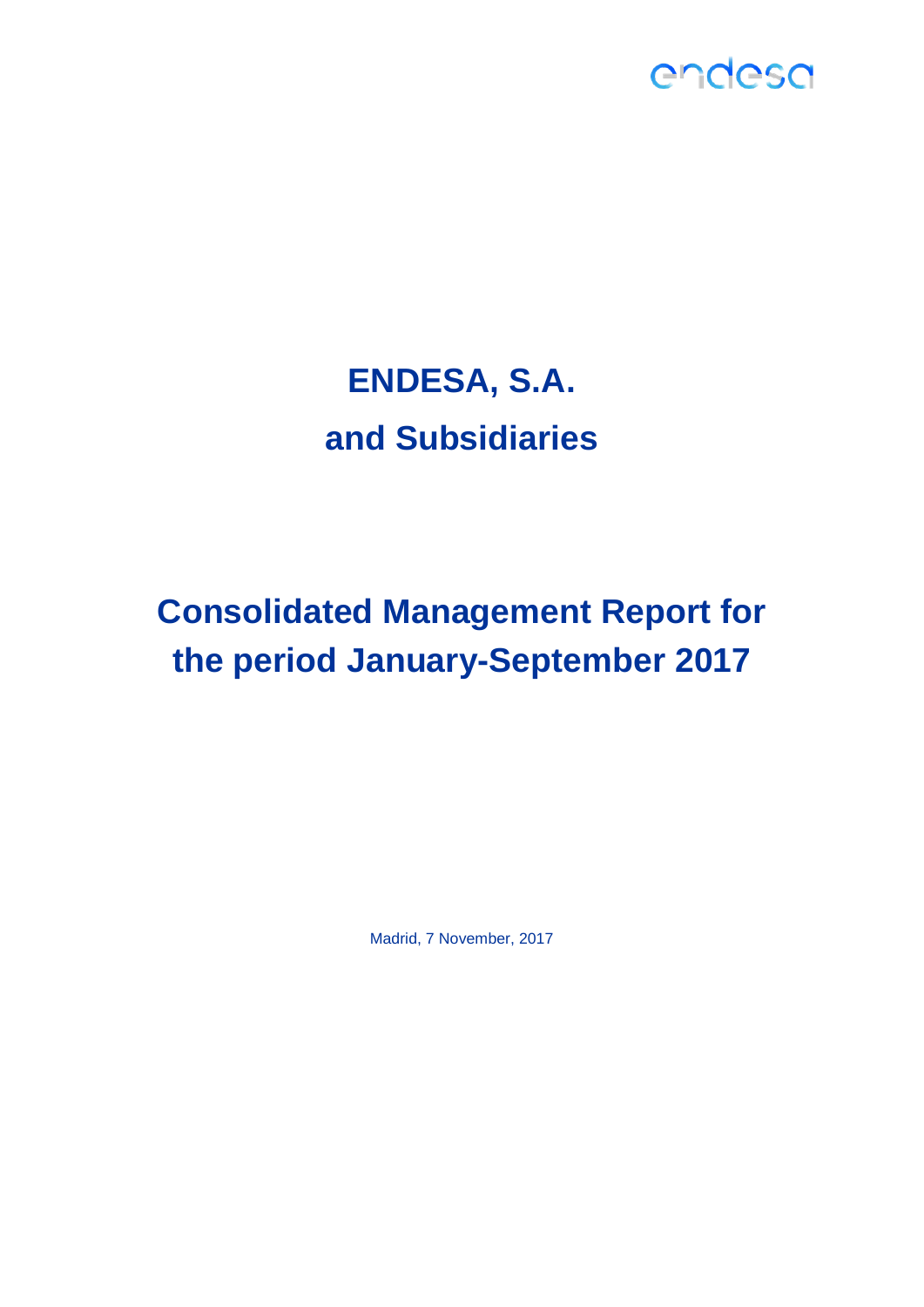# ENDESA, S.A.
# and Subsidiaries

# Consolidated Management Report for the period January-September 2017

Madrid, 7 November, 2017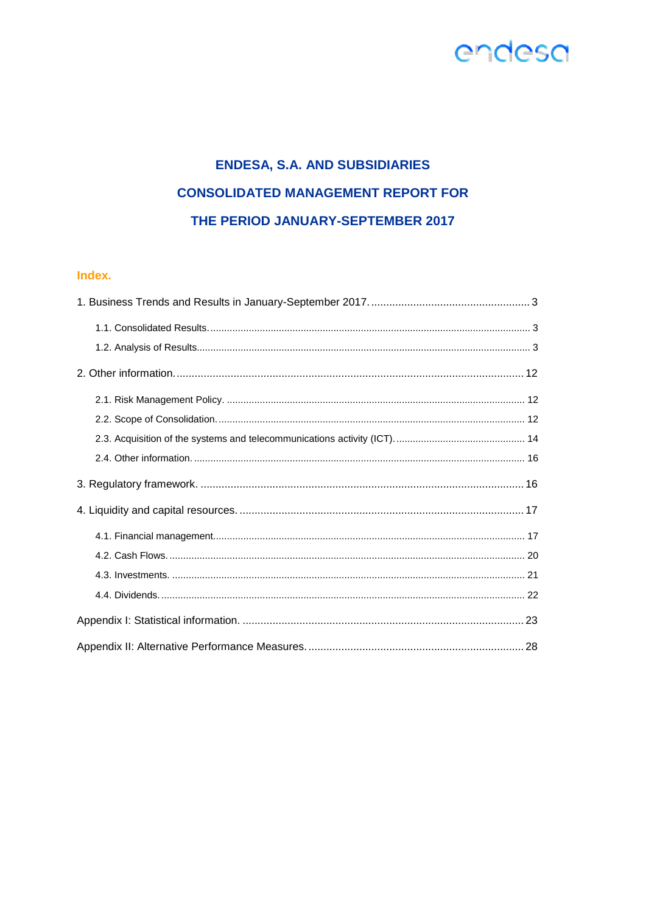# ENDESA, S.A. AND SUBSIDIARIES

# CONSOLIDATED MANAGEMENT REPORT FOR THE PERIOD JANUARY-SEPTEMBER 2017

## Index.

1. Business Trends and Results in January-September 2017. .................................................... 3
   - 1.1. Consolidated Results. ..................................................................................................... 3
   - 1.2. Analysis of Results......................................................................................................... 3
2. Other information. ...................................................................................................... 12
   - 2.1. Risk Management Policy. ............................................................................................. 12
   - 2.2. Scope of Consolidation. ................................................................................................ 12
   - 2.3. Acquisition of the systems and telecommunications activity (ICT). ............................... 14
   - 2.4. Other information. ......................................................................................................... 16
3. Regulatory framework. ................................................................................................. 16
4. Liquidity and capital resources. ................................................................................... 17
   - 4.1. Financial management.................................................................................................. 17
   - 4.2. Cash Flows. .................................................................................................................. 20
   - 4.3. Investments. ................................................................................................................. 21
   - 4.4. Dividends. ..................................................................................................................... 22

Appendix I: Statistical information. ............................................................................................ 23

Appendix II: Alternative Performance Measures. ...................................................................... 28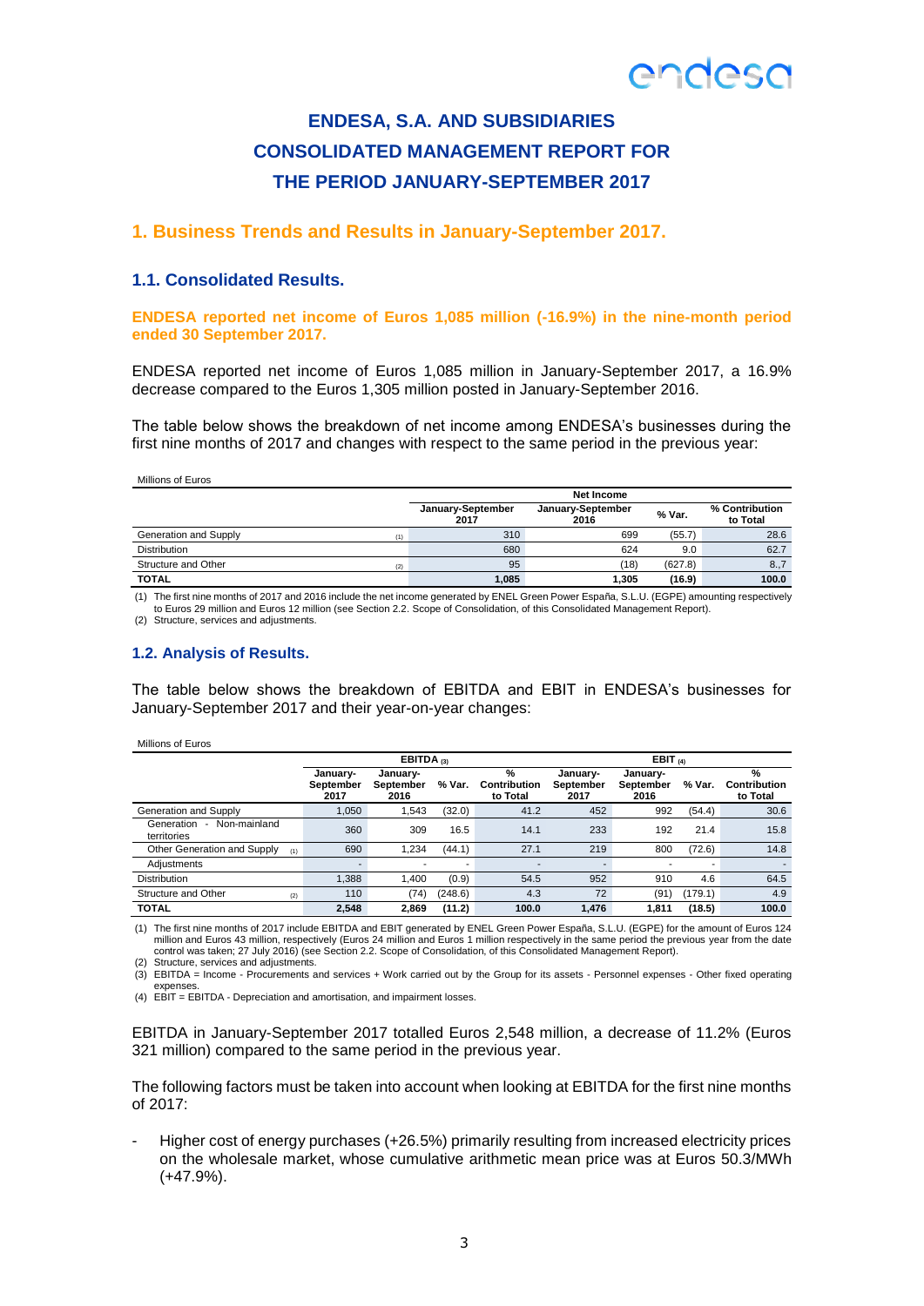# ENDESA, S.A. AND SUBSIDIARIES
# CONSOLIDATED MANAGEMENT REPORT FOR THE PERIOD JANUARY-SEPTEMBER 2017

## 1. Business Trends and Results in January-September 2017.

### 1.1. Consolidated Results.

**ENDESA reported net income of Euros 1,085 million (-16.9%) in the nine-month period ended 30 September 2017.**

ENDESA reported net income of Euros 1,085 million in January-September 2017, a 16.9% decrease compared to the Euros 1,305 million posted in January-September 2016.

The table below shows the breakdown of net income among ENDESA's businesses during the first nine months of 2017 and changes with respect to the same period in the previous year:

Millions of Euros

| | Net Income | | | |
|---|---|---|---|---|
| | January-September 2017 | January-September 2016 | % Var. | % Contribution to Total |
| Generation and Supply (1) | 310 | 699 | (55.7) | 28.6 |
| Distribution | 680 | 624 | 9.0 | 62.7 |
| Structure and Other (2) | 95 | (18) | (627.8) | 8.,7 |
| **TOTAL** | **1,085** | **1,305** | **(16.9)** | **100.0** |

(1) The first nine months of 2017 and 2016 include the net income generated by ENEL Green Power España, S.L.U. (EGPE) amounting respectively to Euros 29 million and Euros 12 million (see Section 2.2. Scope of Consolidation, of this Consolidated Management Report).
(2) Structure, services and adjustments.

### 1.2. Analysis of Results.

The table below shows the breakdown of EBITDA and EBIT in ENDESA's businesses for January-September 2017 and their year-on-year changes:

Millions of Euros

| | EBITDA (3) | | | | EBIT (4) | | | |
|---|---|---|---|---|---|---|---|---|
| | January-September 2017 | January-September 2016 | % Var. | % Contribution to Total | January-September 2017 | January-September 2016 | % Var. | % Contribution to Total |
| Generation and Supply | 1,050 | 1,543 | (32.0) | 41.2 | 452 | 992 | (54.4) | 30.6 |
| Generation - Non-mainland territories | 360 | 309 | 16.5 | 14.1 | 233 | 192 | 21.4 | 15.8 |
| Other Generation and Supply (1) | 690 | 1,234 | (44.1) | 27.1 | 219 | 800 | (72.6) | 14.8 |
| Adjustments | - | - | - | - | - | - | - | - |
| Distribution | 1,388 | 1,400 | (0.9) | 54.5 | 952 | 910 | 4.6 | 64.5 |
| Structure and Other (2) | 110 | (74) | (248.6) | 4.3 | 72 | (91) | (179.1) | 4.9 |
| **TOTAL** | **2,548** | **2,869** | **(11.2)** | **100.0** | **1,476** | **1,811** | **(18.5)** | **100.0** |

(1) The first nine months of 2017 include EBITDA and EBIT generated by ENEL Green Power España, S.L.U. (EGPE) for the amount of Euros 124 million and Euros 43 million, respectively (Euros 24 million and Euros 1 million respectively in the same period the previous year from the date control was taken; 27 July 2016) (see Section 2.2. Scope of Consolidation, of this Consolidated Management Report).
(2) Structure, services and adjustments.
(3) EBITDA = Income - Procurements and services + Work carried out by the Group for its assets - Personnel expenses - Other fixed operating expenses.
(4) EBIT = EBITDA - Depreciation and amortisation, and impairment losses.

EBITDA in January-September 2017 totalled Euros 2,548 million, a decrease of 11.2% (Euros 321 million) compared to the same period in the previous year.

The following factors must be taken into account when looking at EBITDA for the first nine months of 2017:

- Higher cost of energy purchases (+26.5%) primarily resulting from increased electricity prices on the wholesale market, whose cumulative arithmetic mean price was at Euros 50.3/MWh (+47.9%).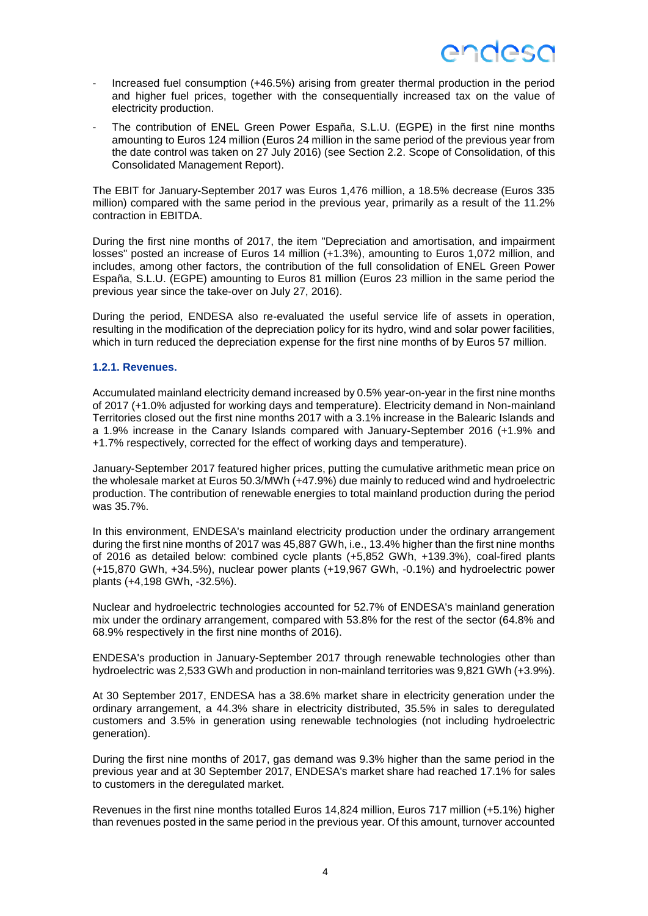- Increased fuel consumption (+46.5%) arising from greater thermal production in the period and higher fuel prices, together with the consequentially increased tax on the value of electricity production.
- The contribution of ENEL Green Power España, S.L.U. (EGPE) in the first nine months amounting to Euros 124 million (Euros 24 million in the same period of the previous year from the date control was taken on 27 July 2016) (see Section 2.2. Scope of Consolidation, of this Consolidated Management Report).

The EBIT for January-September 2017 was Euros 1,476 million, a 18.5% decrease (Euros 335 million) compared with the same period in the previous year, primarily as a result of the 11.2% contraction in EBITDA.

During the first nine months of 2017, the item "Depreciation and amortisation, and impairment losses" posted an increase of Euros 14 million (+1.3%), amounting to Euros 1,072 million, and includes, among other factors, the contribution of the full consolidation of ENEL Green Power España, S.L.U. (EGPE) amounting to Euros 81 million (Euros 23 million in the same period the previous year since the take-over on July 27, 2016).

During the period, ENDESA also re-evaluated the useful service life of assets in operation, resulting in the modification of the depreciation policy for its hydro, wind and solar power facilities, which in turn reduced the depreciation expense for the first nine months of by Euros 57 million.

#### 1.2.1. Revenues.

Accumulated mainland electricity demand increased by 0.5% year-on-year in the first nine months of 2017 (+1.0% adjusted for working days and temperature). Electricity demand in Non-mainland Territories closed out the first nine months 2017 with a 3.1% increase in the Balearic Islands and a 1.9% increase in the Canary Islands compared with January-September 2016 (+1.9% and +1.7% respectively, corrected for the effect of working days and temperature).

January-September 2017 featured higher prices, putting the cumulative arithmetic mean price on the wholesale market at Euros 50.3/MWh (+47.9%) due mainly to reduced wind and hydroelectric production. The contribution of renewable energies to total mainland production during the period was 35.7%.

In this environment, ENDESA's mainland electricity production under the ordinary arrangement during the first nine months of 2017 was 45,887 GWh, i.e., 13.4% higher than the first nine months of 2016 as detailed below: combined cycle plants (+5,852 GWh, +139.3%), coal-fired plants (+15,870 GWh, +34.5%), nuclear power plants (+19,967 GWh, -0.1%) and hydroelectric power plants (+4,198 GWh, -32.5%).

Nuclear and hydroelectric technologies accounted for 52.7% of ENDESA's mainland generation mix under the ordinary arrangement, compared with 53.8% for the rest of the sector (64.8% and 68.9% respectively in the first nine months of 2016).

ENDESA's production in January-September 2017 through renewable technologies other than hydroelectric was 2,533 GWh and production in non-mainland territories was 9,821 GWh (+3.9%).

At 30 September 2017, ENDESA has a 38.6% market share in electricity generation under the ordinary arrangement, a 44.3% share in electricity distributed, 35.5% in sales to deregulated customers and 3.5% in generation using renewable technologies (not including hydroelectric generation).

During the first nine months of 2017, gas demand was 9.3% higher than the same period in the previous year and at 30 September 2017, ENDESA's market share had reached 17.1% for sales to customers in the deregulated market.

Revenues in the first nine months totalled Euros 14,824 million, Euros 717 million (+5.1%) higher than revenues posted in the same period in the previous year. Of this amount, turnover accounted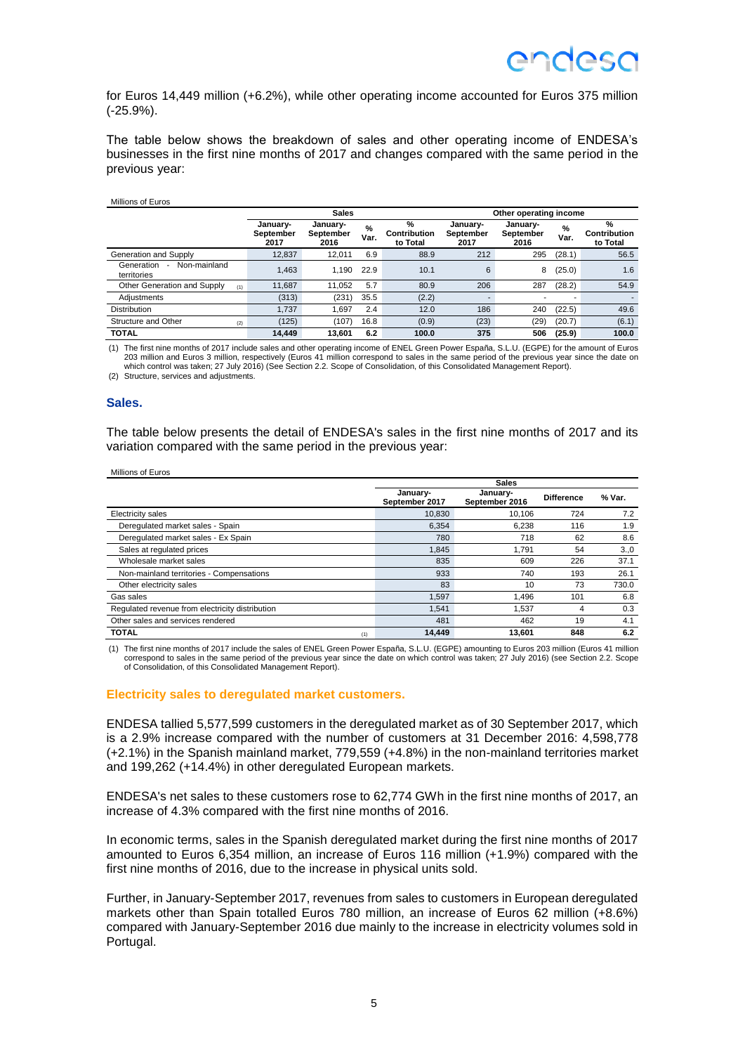for Euros 14,449 million (+6.2%), while other operating income accounted for Euros 375 million (-25.9%).

The table below shows the breakdown of sales and other operating income of ENDESA's businesses in the first nine months of 2017 and changes compared with the same period in the previous year:

Millions of Euros

| | Sales | | | | Other operating income | | | |
|---|---|---|---|---|---|---|---|---|
| | January-September 2017 | January-September 2016 | % Var. | % Contribution to Total | January-September 2017 | January-September 2016 | % Var. | % Contribution to Total |
| Generation and Supply | 12,837 | 12,011 | 6.9 | 88.9 | 212 | 295 | (28.1) | 56.5 |
| Generation - Non-mainland territories | 1,463 | 1,190 | 22.9 | 10.1 | 6 | 8 | (25.0) | 1.6 |
| Other Generation and Supply (1) | 11,687 | 11,052 | 5.7 | 80.9 | 206 | 287 | (28.2) | 54.9 |
| Adjustments | (313) | (231) | 35.5 | (2.2) | - | - | - | - |
| Distribution | 1,737 | 1,697 | 2.4 | 12.0 | 186 | 240 | (22.5) | 49.6 |
| Structure and Other (2) | (125) | (107) | 16.8 | (0.9) | (23) | (29) | (20.7) | (6.1) |
| **TOTAL** | **14,449** | **13,601** | **6.2** | **100.0** | **375** | **506** | **(25.9)** | **100.0** |

(1) The first nine months of 2017 include sales and other operating income of ENEL Green Power España, S.L.U. (EGPE) for the amount of Euros 203 million and Euros 3 million, respectively (Euros 41 million correspond to sales in the same period of the previous year since the date on which control was taken; 27 July 2016) (See Section 2.2. Scope of Consolidation, of this Consolidated Management Report).

(2) Structure, services and adjustments.

## Sales.

The table below presents the detail of ENDESA's sales in the first nine months of 2017 and its variation compared with the same period in the previous year:

Millions of Euros

| | Sales | | | |
|---|---|---|---|---|
| | January-September 2017 | January-September 2016 | Difference | % Var. |
| Electricity sales | 10,830 | 10,106 | 724 | 7.2 |
| Deregulated market sales - Spain | 6,354 | 6,238 | 116 | 1.9 |
| Deregulated market sales - Ex Spain | 780 | 718 | 62 | 8.6 |
| Sales at regulated prices | 1,845 | 1,791 | 54 | 3..0 |
| Wholesale market sales | 835 | 609 | 226 | 37.1 |
| Non-mainland territories - Compensations | 933 | 740 | 193 | 26.1 |
| Other electricity sales | 83 | 10 | 73 | 730.0 |
| Gas sales | 1,597 | 1,496 | 101 | 6.8 |
| Regulated revenue from electricity distribution | 1,541 | 1,537 | 4 | 0.3 |
| Other sales and services rendered | 481 | 462 | 19 | 4.1 |
| **TOTAL** (1) | **14,449** | **13,601** | **848** | **6.2** |

(1) The first nine months of 2017 include the sales of ENEL Green Power España, S.L.U. (EGPE) amounting to Euros 203 million (Euros 41 million correspond to sales in the same period of the previous year since the date on which control was taken; 27 July 2016) (see Section 2.2. Scope of Consolidation, of this Consolidated Management Report).

### Electricity sales to deregulated market customers.

ENDESA tallied 5,577,599 customers in the deregulated market as of 30 September 2017, which is a 2.9% increase compared with the number of customers at 31 December 2016: 4,598,778 (+2.1%) in the Spanish mainland market, 779,559 (+4.8%) in the non-mainland territories market and 199,262 (+14.4%) in other deregulated European markets.

ENDESA's net sales to these customers rose to 62,774 GWh in the first nine months of 2017, an increase of 4.3% compared with the first nine months of 2016.

In economic terms, sales in the Spanish deregulated market during the first nine months of 2017 amounted to Euros 6,354 million, an increase of Euros 116 million (+1.9%) compared with the first nine months of 2016, due to the increase in physical units sold.

Further, in January-September 2017, revenues from sales to customers in European deregulated markets other than Spain totalled Euros 780 million, an increase of Euros 62 million (+8.6%) compared with January-September 2016 due mainly to the increase in electricity volumes sold in Portugal.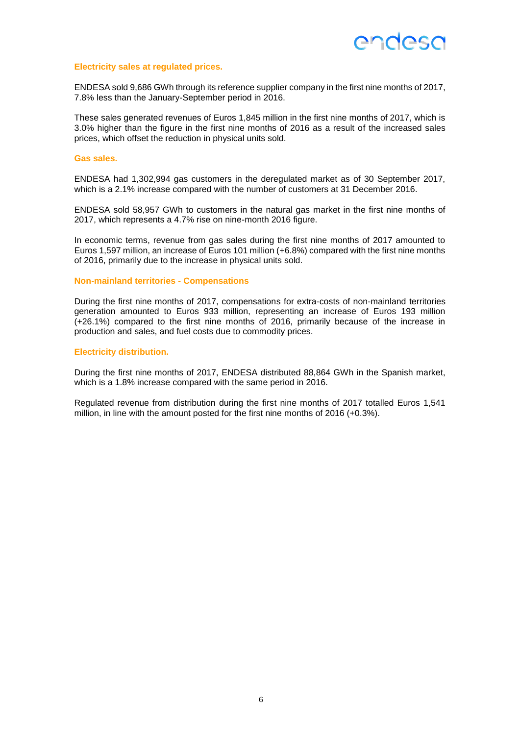#### Electricity sales at regulated prices.

ENDESA sold 9,686 GWh through its reference supplier company in the first nine months of 2017, 7.8% less than the January-September period in 2016.

These sales generated revenues of Euros 1,845 million in the first nine months of 2017, which is 3.0% higher than the figure in the first nine months of 2016 as a result of the increased sales prices, which offset the reduction in physical units sold.

#### Gas sales.

ENDESA had 1,302,994 gas customers in the deregulated market as of 30 September 2017, which is a 2.1% increase compared with the number of customers at 31 December 2016.

ENDESA sold 58,957 GWh to customers in the natural gas market in the first nine months of 2017, which represents a 4.7% rise on nine-month 2016 figure.

In economic terms, revenue from gas sales during the first nine months of 2017 amounted to Euros 1,597 million, an increase of Euros 101 million (+6.8%) compared with the first nine months of 2016, primarily due to the increase in physical units sold.

#### Non-mainland territories - Compensations

During the first nine months of 2017, compensations for extra-costs of non-mainland territories generation amounted to Euros 933 million, representing an increase of Euros 193 million (+26.1%) compared to the first nine months of 2016, primarily because of the increase in production and sales, and fuel costs due to commodity prices.

#### Electricity distribution.

During the first nine months of 2017, ENDESA distributed 88,864 GWh in the Spanish market, which is a 1.8% increase compared with the same period in 2016.

Regulated revenue from distribution during the first nine months of 2017 totalled Euros 1,541 million, in line with the amount posted for the first nine months of 2016 (+0.3%).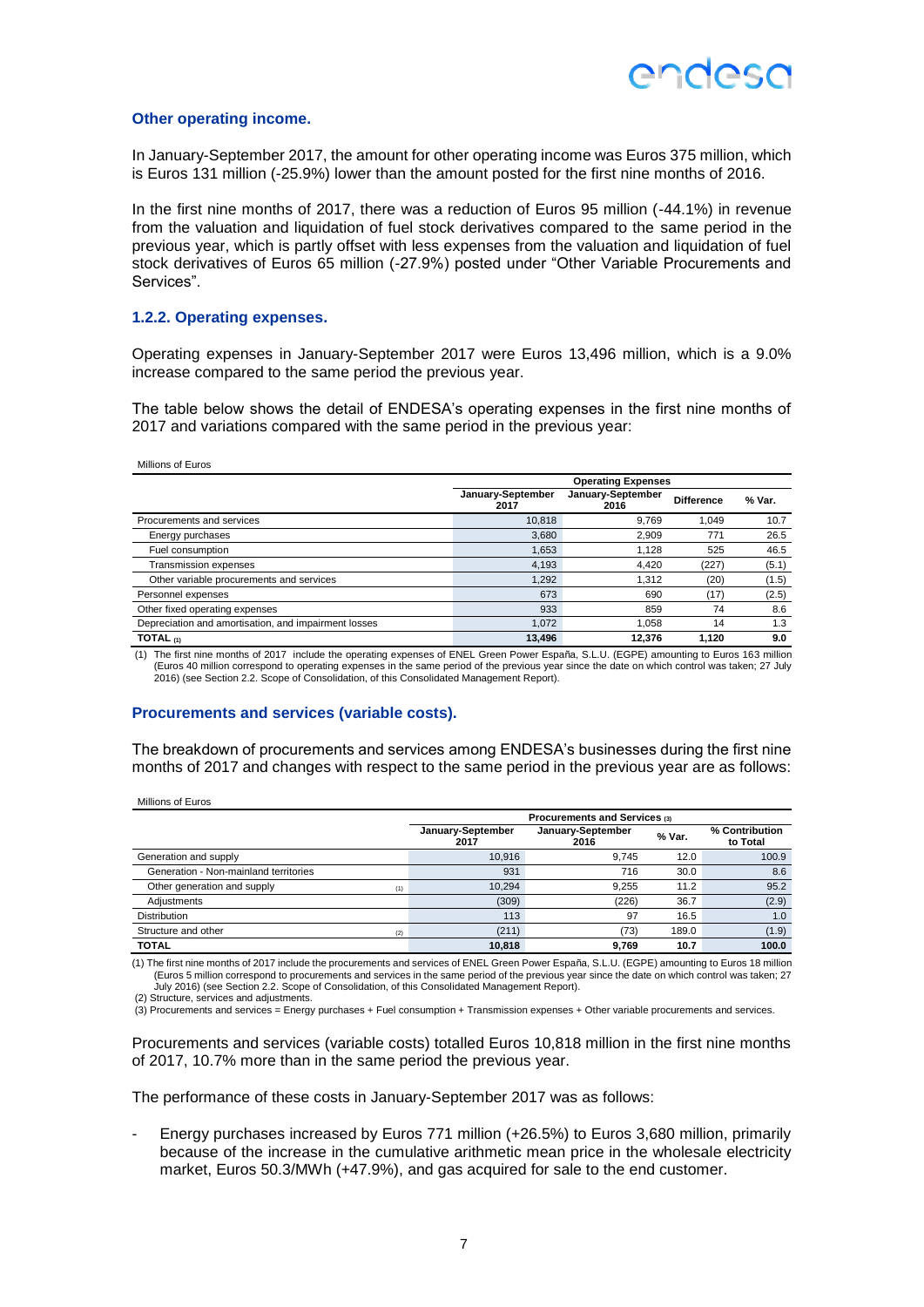### Other operating income.

In January-September 2017, the amount for other operating income was Euros 375 million, which is Euros 131 million (-25.9%) lower than the amount posted for the first nine months of 2016.

In the first nine months of 2017, there was a reduction of Euros 95 million (-44.1%) in revenue from the valuation and liquidation of fuel stock derivatives compared to the same period in the previous year, which is partly offset with less expenses from the valuation and liquidation of fuel stock derivatives of Euros 65 million (-27.9%) posted under "Other Variable Procurements and Services".

### 1.2.2. Operating expenses.

Operating expenses in January-September 2017 were Euros 13,496 million, which is a 9.0% increase compared to the same period the previous year.

The table below shows the detail of ENDESA's operating expenses in the first nine months of 2017 and variations compared with the same period in the previous year:

Millions of Euros

| | Operating Expenses | | | |
|---|---|---|---|---|
| | January-September 2017 | January-September 2016 | Difference | % Var. |
| Procurements and services | 10,818 | 9,769 | 1,049 | 10.7 |
| Energy purchases | 3,680 | 2,909 | 771 | 26.5 |
| Fuel consumption | 1,653 | 1,128 | 525 | 46.5 |
| Transmission expenses | 4,193 | 4,420 | (227) | (5.1) |
| Other variable procurements and services | 1,292 | 1,312 | (20) | (1.5) |
| Personnel expenses | 673 | 690 | (17) | (2.5) |
| Other fixed operating expenses | 933 | 859 | 74 | 8.6 |
| Depreciation and amortisation, and impairment losses | 1,072 | 1,058 | 14 | 1.3 |
| **TOTAL (1)** | **13,496** | **12,376** | **1,120** | **9.0** |

(1) The first nine months of 2017 include the operating expenses of ENEL Green Power España, S.L.U. (EGPE) amounting to Euros 163 million (Euros 40 million correspond to operating expenses in the same period of the previous year since the date on which control was taken; 27 July 2016) (see Section 2.2. Scope of Consolidation, of this Consolidated Management Report).

### Procurements and services (variable costs).

The breakdown of procurements and services among ENDESA's businesses during the first nine months of 2017 and changes with respect to the same period in the previous year are as follows:

Millions of Euros

| | Procurements and Services (3) | | | |
|---|---|---|---|---|
| | January-September 2017 | January-September 2016 | % Var. | % Contribution to Total |
| Generation and supply | 10,916 | 9,745 | 12.0 | 100.9 |
| Generation - Non-mainland territories | 931 | 716 | 30.0 | 8.6 |
| Other generation and supply (1) | 10,294 | 9,255 | 11.2 | 95.2 |
| Adjustments | (309) | (226) | 36.7 | (2.9) |
| Distribution | 113 | 97 | 16.5 | 1.0 |
| Structure and other (2) | (211) | (73) | 189.0 | (1.9) |
| **TOTAL** | **10,818** | **9,769** | **10.7** | **100.0** |

(1) The first nine months of 2017 include the procurements and services of ENEL Green Power España, S.L.U. (EGPE) amounting to Euros 18 million (Euros 5 million correspond to procurements and services in the same period of the previous year since the date on which control was taken; 27 July 2016) (see Section 2.2. Scope of Consolidation, of this Consolidated Management Report).
(2) Structure, services and adjustments.
(3) Procurements and services = Energy purchases + Fuel consumption + Transmission expenses + Other variable procurements and services.

Procurements and services (variable costs) totalled Euros 10,818 million in the first nine months of 2017, 10.7% more than in the same period the previous year.

The performance of these costs in January-September 2017 was as follows:

- Energy purchases increased by Euros 771 million (+26.5%) to Euros 3,680 million, primarily because of the increase in the cumulative arithmetic mean price in the wholesale electricity market, Euros 50.3/MWh (+47.9%), and gas acquired for sale to the end customer.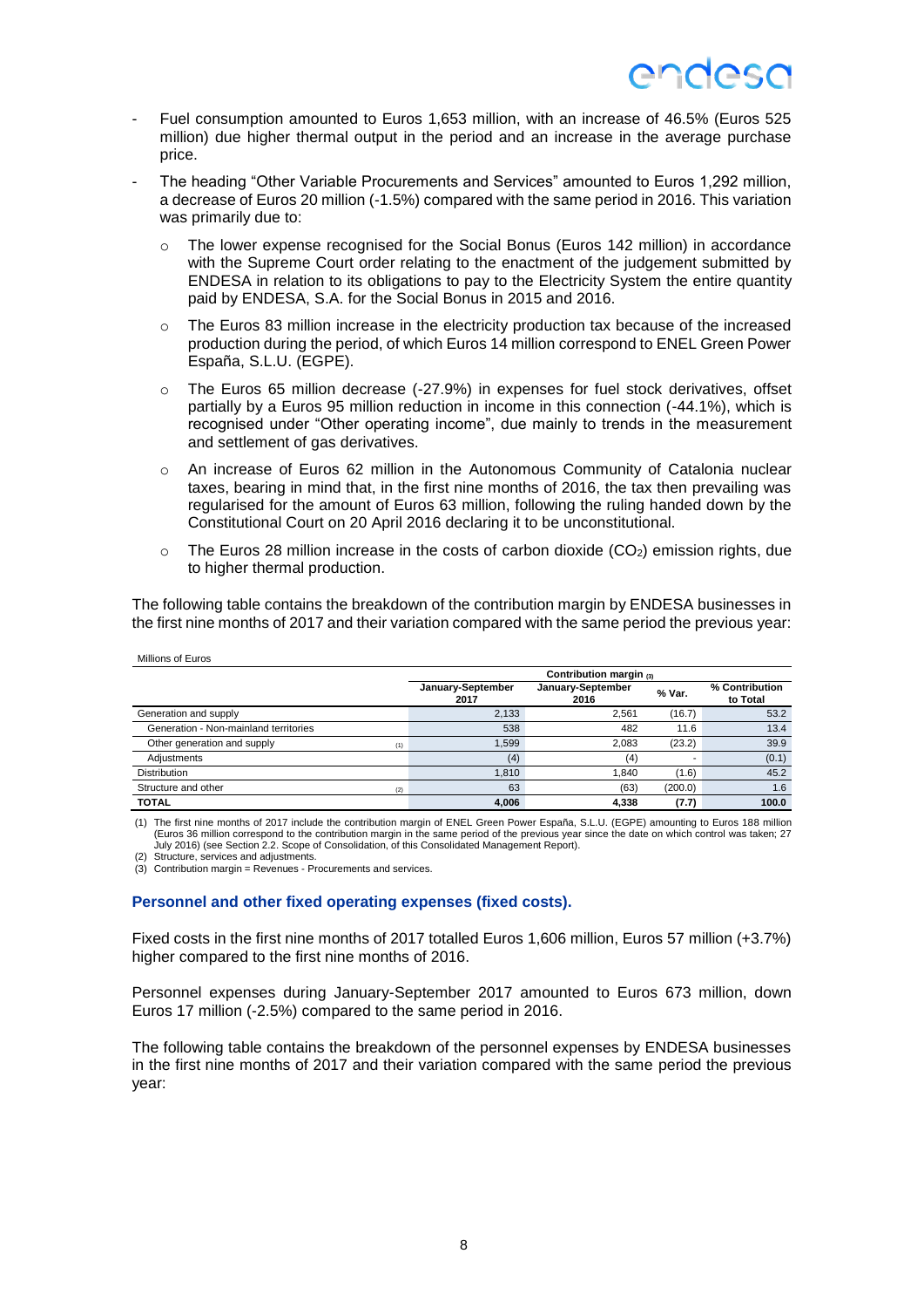- Fuel consumption amounted to Euros 1,653 million, with an increase of 46.5% (Euros 525 million) due higher thermal output in the period and an increase in the average purchase price.
- The heading "Other Variable Procurements and Services" amounted to Euros 1,292 million, a decrease of Euros 20 million (-1.5%) compared with the same period in 2016. This variation was primarily due to:
  - The lower expense recognised for the Social Bonus (Euros 142 million) in accordance with the Supreme Court order relating to the enactment of the judgement submitted by ENDESA in relation to its obligations to pay to the Electricity System the entire quantity paid by ENDESA, S.A. for the Social Bonus in 2015 and 2016.
  - The Euros 83 million increase in the electricity production tax because of the increased production during the period, of which Euros 14 million correspond to ENEL Green Power España, S.L.U. (EGPE).
  - The Euros 65 million decrease (-27.9%) in expenses for fuel stock derivatives, offset partially by a Euros 95 million reduction in income in this connection (-44.1%), which is recognised under "Other operating income", due mainly to trends in the measurement and settlement of gas derivatives.
  - An increase of Euros 62 million in the Autonomous Community of Catalonia nuclear taxes, bearing in mind that, in the first nine months of 2016, the tax then prevailing was regularised for the amount of Euros 63 million, following the ruling handed down by the Constitutional Court on 20 April 2016 declaring it to be unconstitutional.
  - The Euros 28 million increase in the costs of carbon dioxide ($CO_2$) emission rights, due to higher thermal production.

The following table contains the breakdown of the contribution margin by ENDESA businesses in the first nine months of 2017 and their variation compared with the same period the previous year:

Millions of Euros

| | Contribution margin (3) | | | |
|---|---|---|---|---|
| | January-September 2017 | January-September 2016 | % Var. | % Contribution to Total |
| Generation and supply | 2,133 | 2,561 | (16.7) | 53.2 |
| Generation - Non-mainland territories | 538 | 482 | 11.6 | 13.4 |
| Other generation and supply (1) | 1,599 | 2,083 | (23.2) | 39.9 |
| Adjustments | (4) | (4) | - | (0.1) |
| Distribution | 1,810 | 1,840 | (1.6) | 45.2 |
| Structure and other (2) | 63 | (63) | (200.0) | 1.6 |
| **TOTAL** | **4,006** | **4,338** | **(7.7)** | **100.0** |

(1) The first nine months of 2017 include the contribution margin of ENEL Green Power España, S.L.U. (EGPE) amounting to Euros 188 million (Euros 36 million correspond to the contribution margin in the same period of the previous year since the date on which control was taken; 27 July 2016) (see Section 2.2. Scope of Consolidation, of this Consolidated Management Report).
(2) Structure, services and adjustments.
(3) Contribution margin = Revenues - Procurements and services.

### Personnel and other fixed operating expenses (fixed costs).

Fixed costs in the first nine months of 2017 totalled Euros 1,606 million, Euros 57 million (+3.7%) higher compared to the first nine months of 2016.

Personnel expenses during January-September 2017 amounted to Euros 673 million, down Euros 17 million (-2.5%) compared to the same period in 2016.

The following table contains the breakdown of the personnel expenses by ENDESA businesses in the first nine months of 2017 and their variation compared with the same period the previous year: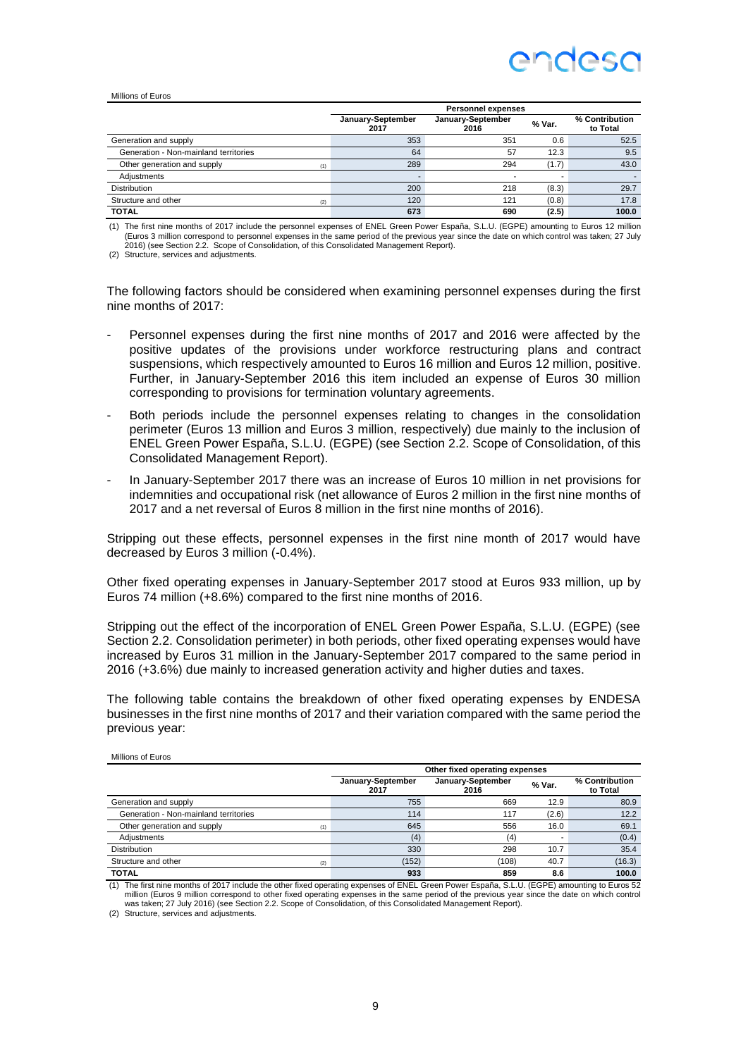Millions of Euros

| | | Personnel expenses | | | |
|---|---|---|---|---|---|
| | | January-September 2017 | January-September 2016 | % Var. | % Contribution to Total |
| Generation and supply | | 353 | 351 | 0.6 | 52.5 |
| Generation - Non-mainland territories | | 64 | 57 | 12.3 | 9.5 |
| Other generation and supply | (1) | 289 | 294 | (1.7) | 43.0 |
| Adjustments | | - | - | - | - |
| Distribution | | 200 | 218 | (8.3) | 29.7 |
| Structure and other | (2) | 120 | 121 | (0.8) | 17.8 |
| **TOTAL** | | **673** | **690** | **(2.5)** | **100.0** |

(1) The first nine months of 2017 include the personnel expenses of ENEL Green Power España, S.L.U. (EGPE) amounting to Euros 12 million (Euros 3 million correspond to personnel expenses in the same period of the previous year since the date on which control was taken; 27 July 2016) (see Section 2.2. Scope of Consolidation, of this Consolidated Management Report).

(2) Structure, services and adjustments.

The following factors should be considered when examining personnel expenses during the first nine months of 2017:

- Personnel expenses during the first nine months of 2017 and 2016 were affected by the positive updates of the provisions under workforce restructuring plans and contract suspensions, which respectively amounted to Euros 16 million and Euros 12 million, positive. Further, in January-September 2016 this item included an expense of Euros 30 million corresponding to provisions for termination voluntary agreements.
- Both periods include the personnel expenses relating to changes in the consolidation perimeter (Euros 13 million and Euros 3 million, respectively) due mainly to the inclusion of ENEL Green Power España, S.L.U. (EGPE) (see Section 2.2. Scope of Consolidation, of this Consolidated Management Report).
- In January-September 2017 there was an increase of Euros 10 million in net provisions for indemnities and occupational risk (net allowance of Euros 2 million in the first nine months of 2017 and a net reversal of Euros 8 million in the first nine months of 2016).

Stripping out these effects, personnel expenses in the first nine month of 2017 would have decreased by Euros 3 million (-0.4%).

Other fixed operating expenses in January-September 2017 stood at Euros 933 million, up by Euros 74 million (+8.6%) compared to the first nine months of 2016.

Stripping out the effect of the incorporation of ENEL Green Power España, S.L.U. (EGPE) (see Section 2.2. Consolidation perimeter) in both periods, other fixed operating expenses would have increased by Euros 31 million in the January-September 2017 compared to the same period in 2016 (+3.6%) due mainly to increased generation activity and higher duties and taxes.

The following table contains the breakdown of other fixed operating expenses by ENDESA businesses in the first nine months of 2017 and their variation compared with the same period the previous year:

Millions of Euros

| | | Other fixed operating expenses | | | |
|---|---|---|---|---|---|
| | | January-September 2017 | January-September 2016 | % Var. | % Contribution to Total |
| Generation and supply | | 755 | 669 | 12.9 | 80.9 |
| Generation - Non-mainland territories | | 114 | 117 | (2.6) | 12.2 |
| Other generation and supply | (1) | 645 | 556 | 16.0 | 69.1 |
| Adjustments | | (4) | (4) | - | (0.4) |
| Distribution | | 330 | 298 | 10.7 | 35.4 |
| Structure and other | (2) | (152) | (108) | 40.7 | (16.3) |
| **TOTAL** | | **933** | **859** | **8.6** | **100.0** |

(1) The first nine months of 2017 include the other fixed operating expenses of ENEL Green Power España, S.L.U. (EGPE) amounting to Euros 52 million (Euros 9 million correspond to other fixed operating expenses in the same period of the previous year since the date on which control was taken; 27 July 2016) (see Section 2.2. Scope of Consolidation, of this Consolidated Management Report).

(2) Structure, services and adjustments.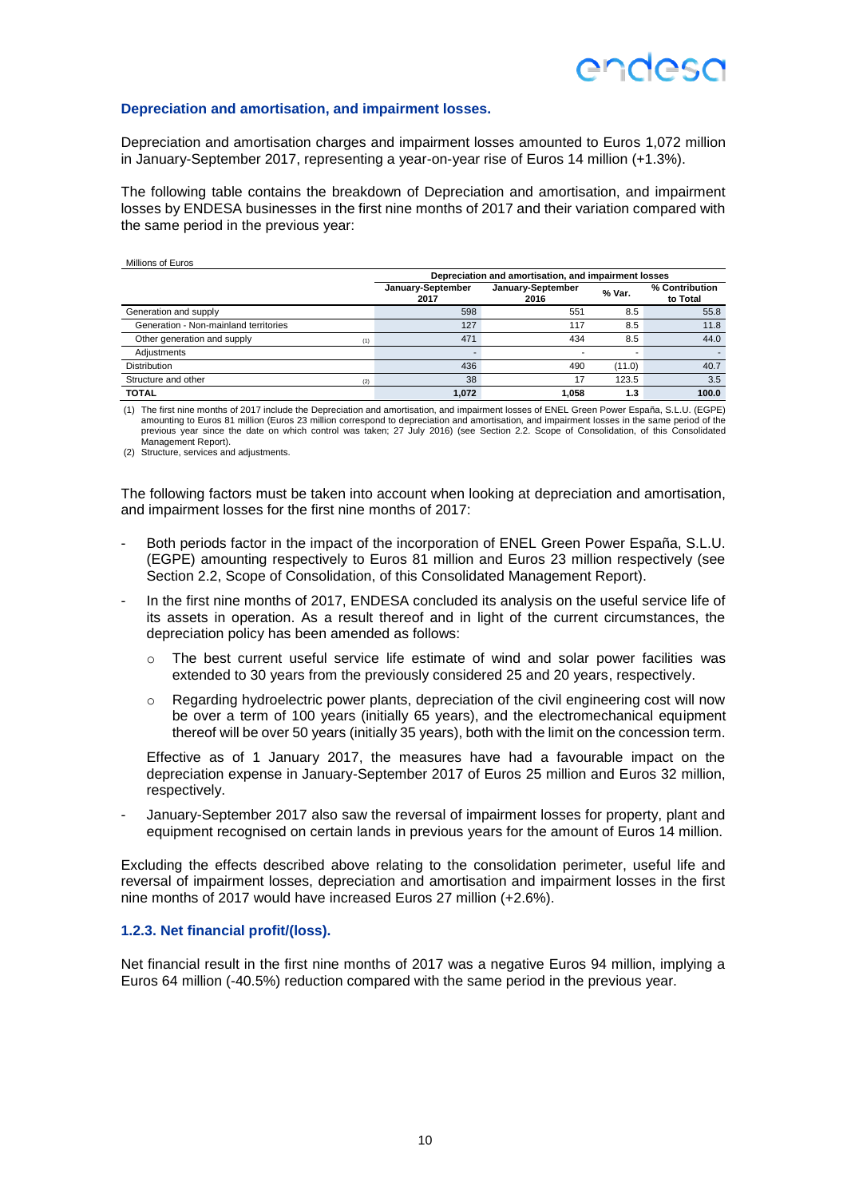### Depreciation and amortisation, and impairment losses.

Depreciation and amortisation charges and impairment losses amounted to Euros 1,072 million in January-September 2017, representing a year-on-year rise of Euros 14 million (+1.3%).

The following table contains the breakdown of Depreciation and amortisation, and impairment losses by ENDESA businesses in the first nine months of 2017 and their variation compared with the same period in the previous year:

Millions of Euros

| | Depreciation and amortisation, and impairment losses | | | |
|---|---|---|---|---|
| | January-September 2017 | January-September 2016 | % Var. | % Contribution to Total |
| Generation and supply | 598 | 551 | 8.5 | 55.8 |
| Generation - Non-mainland territories | 127 | 117 | 8.5 | 11.8 |
| Other generation and supply (1) | 471 | 434 | 8.5 | 44.0 |
| Adjustments | - | - | - | - |
| Distribution | 436 | 490 | (11.0) | 40.7 |
| Structure and other (2) | 38 | 17 | 123.5 | 3.5 |
| **TOTAL** | **1,072** | **1,058** | **1.3** | **100.0** |

(1) The first nine months of 2017 include the Depreciation and amortisation, and impairment losses of ENEL Green Power España, S.L.U. (EGPE) amounting to Euros 81 million (Euros 23 million correspond to depreciation and amortisation, and impairment losses in the same period of the previous year since the date on which control was taken; 27 July 2016) (see Section 2.2. Scope of Consolidation, of this Consolidated Management Report).

(2) Structure, services and adjustments.

The following factors must be taken into account when looking at depreciation and amortisation, and impairment losses for the first nine months of 2017:

- Both periods factor in the impact of the incorporation of ENEL Green Power España, S.L.U. (EGPE) amounting respectively to Euros 81 million and Euros 23 million respectively (see Section 2.2, Scope of Consolidation, of this Consolidated Management Report).
- In the first nine months of 2017, ENDESA concluded its analysis on the useful service life of its assets in operation. As a result thereof and in light of the current circumstances, the depreciation policy has been amended as follows:
  - The best current useful service life estimate of wind and solar power facilities was extended to 30 years from the previously considered 25 and 20 years, respectively.
  - Regarding hydroelectric power plants, depreciation of the civil engineering cost will now be over a term of 100 years (initially 65 years), and the electromechanical equipment thereof will be over 50 years (initially 35 years), both with the limit on the concession term.

  Effective as of 1 January 2017, the measures have had a favourable impact on the depreciation expense in January-September 2017 of Euros 25 million and Euros 32 million, respectively.
- January-September 2017 also saw the reversal of impairment losses for property, plant and equipment recognised on certain lands in previous years for the amount of Euros 14 million.

Excluding the effects described above relating to the consolidation perimeter, useful life and reversal of impairment losses, depreciation and amortisation and impairment losses in the first nine months of 2017 would have increased Euros 27 million (+2.6%).

### 1.2.3. Net financial profit/(loss).

Net financial result in the first nine months of 2017 was a negative Euros 94 million, implying a Euros 64 million (-40.5%) reduction compared with the same period in the previous year.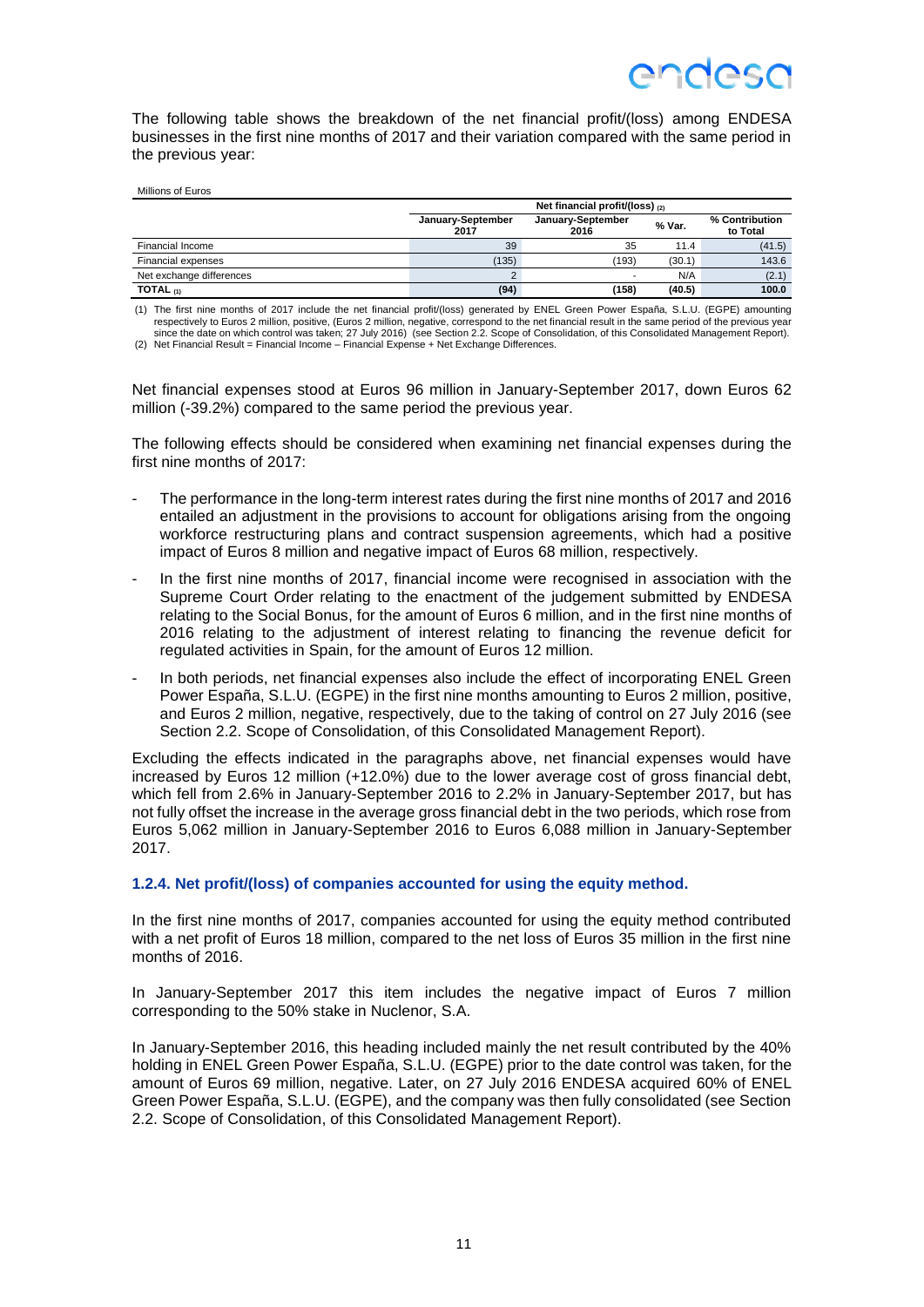The following table shows the breakdown of the net financial profit/(loss) among ENDESA businesses in the first nine months of 2017 and their variation compared with the same period in the previous year:

Millions of Euros

| | Net financial profit/(loss) (2) | | | |
|---|---|---|---|---|
| | January-September 2017 | January-September 2016 | % Var. | % Contribution to Total |
| Financial Income | 39 | 35 | 11.4 | (41.5) |
| Financial expenses | (135) | (193) | (30.1) | 143.6 |
| Net exchange differences | 2 | - | N/A | (2.1) |
| **TOTAL (1)** | **(94)** | **(158)** | **(40.5)** | **100.0** |

(1) The first nine months of 2017 include the net financial profit/(loss) generated by ENEL Green Power España, S.L.U. (EGPE) amounting respectively to Euros 2 million, positive, (Euros 2 million, negative, correspond to the net financial result in the same period of the previous year since the date on which control was taken; 27 July 2016) (see Section 2.2. Scope of Consolidation, of this Consolidated Management Report).
(2) Net Financial Result = Financial Income – Financial Expense + Net Exchange Differences.

Net financial expenses stood at Euros 96 million in January-September 2017, down Euros 62 million (-39.2%) compared to the same period the previous year.

The following effects should be considered when examining net financial expenses during the first nine months of 2017:

- The performance in the long-term interest rates during the first nine months of 2017 and 2016 entailed an adjustment in the provisions to account for obligations arising from the ongoing workforce restructuring plans and contract suspension agreements, which had a positive impact of Euros 8 million and negative impact of Euros 68 million, respectively.
- In the first nine months of 2017, financial income were recognised in association with the Supreme Court Order relating to the enactment of the judgement submitted by ENDESA relating to the Social Bonus, for the amount of Euros 6 million, and in the first nine months of 2016 relating to the adjustment of interest relating to financing the revenue deficit for regulated activities in Spain, for the amount of Euros 12 million.
- In both periods, net financial expenses also include the effect of incorporating ENEL Green Power España, S.L.U. (EGPE) in the first nine months amounting to Euros 2 million, positive, and Euros 2 million, negative, respectively, due to the taking of control on 27 July 2016 (see Section 2.2. Scope of Consolidation, of this Consolidated Management Report).

Excluding the effects indicated in the paragraphs above, net financial expenses would have increased by Euros 12 million (+12.0%) due to the lower average cost of gross financial debt, which fell from 2.6% in January-September 2016 to 2.2% in January-September 2017, but has not fully offset the increase in the average gross financial debt in the two periods, which rose from Euros 5,062 million in January-September 2016 to Euros 6,088 million in January-September 2017.

### 1.2.4. Net profit/(loss) of companies accounted for using the equity method.

In the first nine months of 2017, companies accounted for using the equity method contributed with a net profit of Euros 18 million, compared to the net loss of Euros 35 million in the first nine months of 2016.

In January-September 2017 this item includes the negative impact of Euros 7 million corresponding to the 50% stake in Nuclenor, S.A.

In January-September 2016, this heading included mainly the net result contributed by the 40% holding in ENEL Green Power España, S.L.U. (EGPE) prior to the date control was taken, for the amount of Euros 69 million, negative. Later, on 27 July 2016 ENDESA acquired 60% of ENEL Green Power España, S.L.U. (EGPE), and the company was then fully consolidated (see Section 2.2. Scope of Consolidation, of this Consolidated Management Report).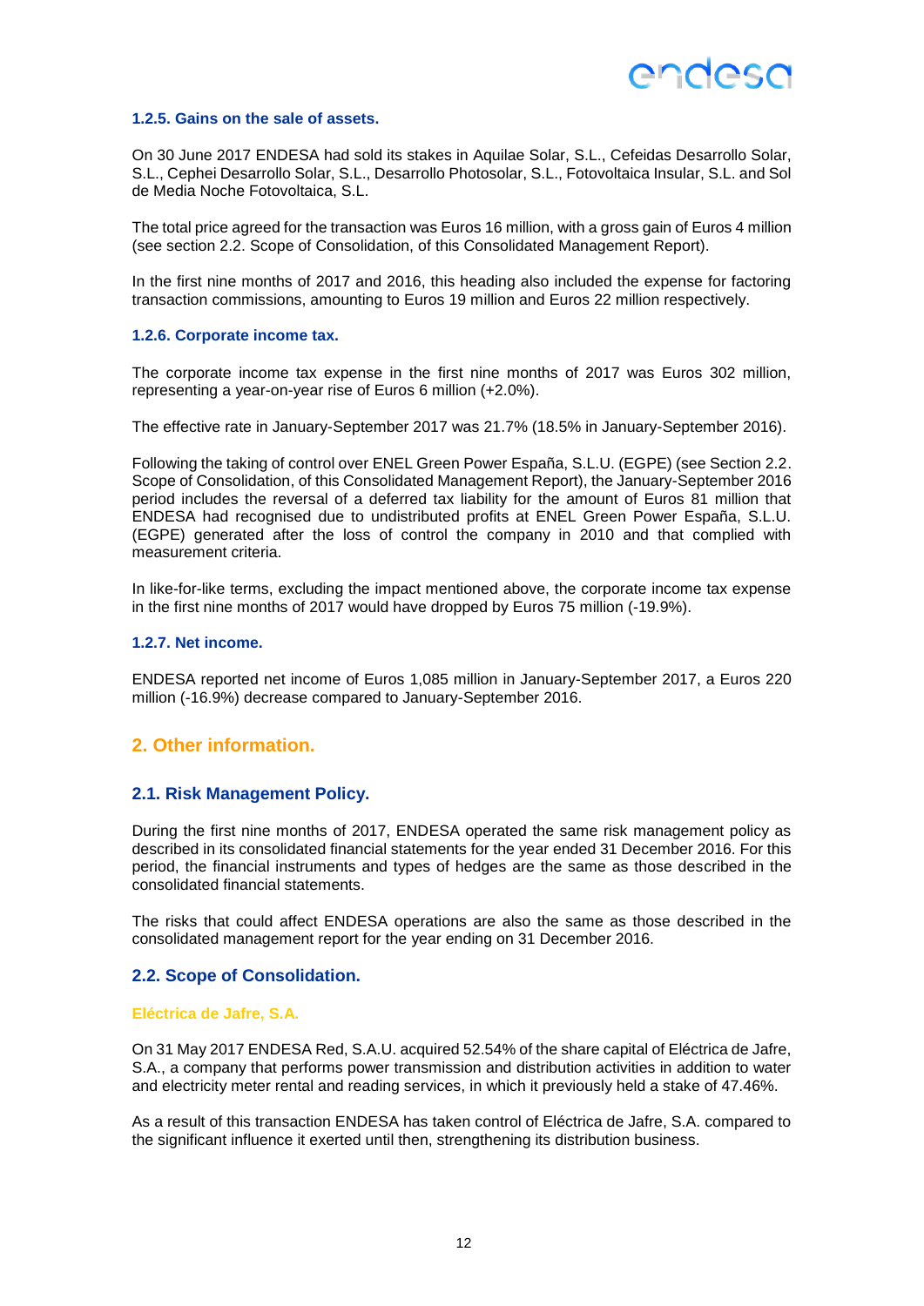#### 1.2.5. Gains on the sale of assets.

On 30 June 2017 ENDESA had sold its stakes in Aquilae Solar, S.L., Cefeidas Desarrollo Solar, S.L., Cephei Desarrollo Solar, S.L., Desarrollo Photosolar, S.L., Fotovoltaica Insular, S.L. and Sol de Media Noche Fotovoltaica, S.L.

The total price agreed for the transaction was Euros 16 million, with a gross gain of Euros 4 million (see section 2.2. Scope of Consolidation, of this Consolidated Management Report).

In the first nine months of 2017 and 2016, this heading also included the expense for factoring transaction commissions, amounting to Euros 19 million and Euros 22 million respectively.

#### 1.2.6. Corporate income tax.

The corporate income tax expense in the first nine months of 2017 was Euros 302 million, representing a year-on-year rise of Euros 6 million (+2.0%).

The effective rate in January-September 2017 was 21.7% (18.5% in January-September 2016).

Following the taking of control over ENEL Green Power España, S.L.U. (EGPE) (see Section 2.2. Scope of Consolidation, of this Consolidated Management Report), the January-September 2016 period includes the reversal of a deferred tax liability for the amount of Euros 81 million that ENDESA had recognised due to undistributed profits at ENEL Green Power España, S.L.U. (EGPE) generated after the loss of control the company in 2010 and that complied with measurement criteria.

In like-for-like terms, excluding the impact mentioned above, the corporate income tax expense in the first nine months of 2017 would have dropped by Euros 75 million (-19.9%).

#### 1.2.7. Net income.

ENDESA reported net income of Euros 1,085 million in January-September 2017, a Euros 220 million (-16.9%) decrease compared to January-September 2016.

## 2. Other information.

### 2.1. Risk Management Policy.

During the first nine months of 2017, ENDESA operated the same risk management policy as described in its consolidated financial statements for the year ended 31 December 2016. For this period, the financial instruments and types of hedges are the same as those described in the consolidated financial statements.

The risks that could affect ENDESA operations are also the same as those described in the consolidated management report for the year ending on 31 December 2016.

### 2.2. Scope of Consolidation.

#### Eléctrica de Jafre, S.A.

On 31 May 2017 ENDESA Red, S.A.U. acquired 52.54% of the share capital of Eléctrica de Jafre, S.A., a company that performs power transmission and distribution activities in addition to water and electricity meter rental and reading services, in which it previously held a stake of 47.46%.

As a result of this transaction ENDESA has taken control of Eléctrica de Jafre, S.A. compared to the significant influence it exerted until then, strengthening its distribution business.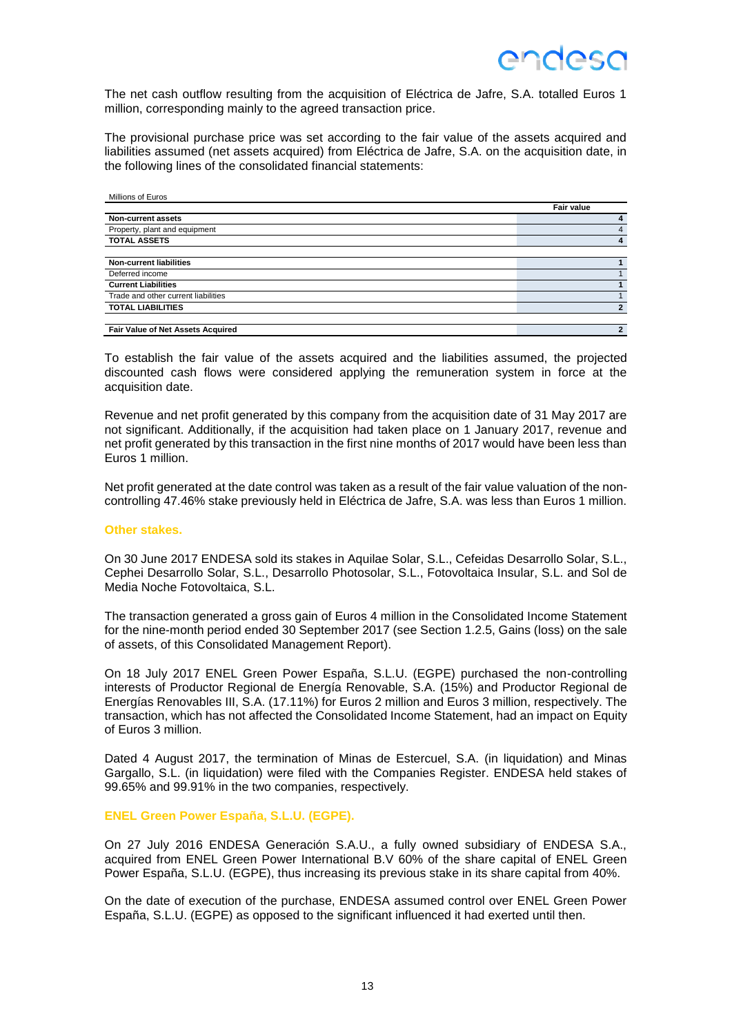The net cash outflow resulting from the acquisition of Eléctrica de Jafre, S.A. totalled Euros 1 million, corresponding mainly to the agreed transaction price.

The provisional purchase price was set according to the fair value of the assets acquired and liabilities assumed (net assets acquired) from Eléctrica de Jafre, S.A. on the acquisition date, in the following lines of the consolidated financial statements:

Millions of Euros

| | Fair value |
|---|---|
| **Non-current assets** | **4** |
| Property, plant and equipment | 4 |
| **TOTAL ASSETS** | **4** |
| | |
| **Non-current liabilities** | **1** |
| Deferred income | 1 |
| **Current Liabilities** | **1** |
| Trade and other current liabilities | 1 |
| **TOTAL LIABILITIES** | **2** |
| | |
| **Fair Value of Net Assets Acquired** | **2** |

To establish the fair value of the assets acquired and the liabilities assumed, the projected discounted cash flows were considered applying the remuneration system in force at the acquisition date.

Revenue and net profit generated by this company from the acquisition date of 31 May 2017 are not significant. Additionally, if the acquisition had taken place on 1 January 2017, revenue and net profit generated by this transaction in the first nine months of 2017 would have been less than Euros 1 million.

Net profit generated at the date control was taken as a result of the fair value valuation of the non-controlling 47.46% stake previously held in Eléctrica de Jafre, S.A. was less than Euros 1 million.

### Other stakes.

On 30 June 2017 ENDESA sold its stakes in Aquilae Solar, S.L., Cefeidas Desarrollo Solar, S.L., Cephei Desarrollo Solar, S.L., Desarrollo Photosolar, S.L., Fotovoltaica Insular, S.L. and Sol de Media Noche Fotovoltaica, S.L.

The transaction generated a gross gain of Euros 4 million in the Consolidated Income Statement for the nine-month period ended 30 September 2017 (see Section 1.2.5, Gains (loss) on the sale of assets, of this Consolidated Management Report).

On 18 July 2017 ENEL Green Power España, S.L.U. (EGPE) purchased the non-controlling interests of Productor Regional de Energía Renovable, S.A. (15%) and Productor Regional de Energías Renovables III, S.A. (17.11%) for Euros 2 million and Euros 3 million, respectively. The transaction, which has not affected the Consolidated Income Statement, had an impact on Equity of Euros 3 million.

Dated 4 August 2017, the termination of Minas de Estercuel, S.A. (in liquidation) and Minas Gargallo, S.L. (in liquidation) were filed with the Companies Register. ENDESA held stakes of 99.65% and 99.91% in the two companies, respectively.

### ENEL Green Power España, S.L.U. (EGPE).

On 27 July 2016 ENDESA Generación S.A.U., a fully owned subsidiary of ENDESA S.A., acquired from ENEL Green Power International B.V 60% of the share capital of ENEL Green Power España, S.L.U. (EGPE), thus increasing its previous stake in its share capital from 40%.

On the date of execution of the purchase, ENDESA assumed control over ENEL Green Power España, S.L.U. (EGPE) as opposed to the significant influenced it had exerted until then.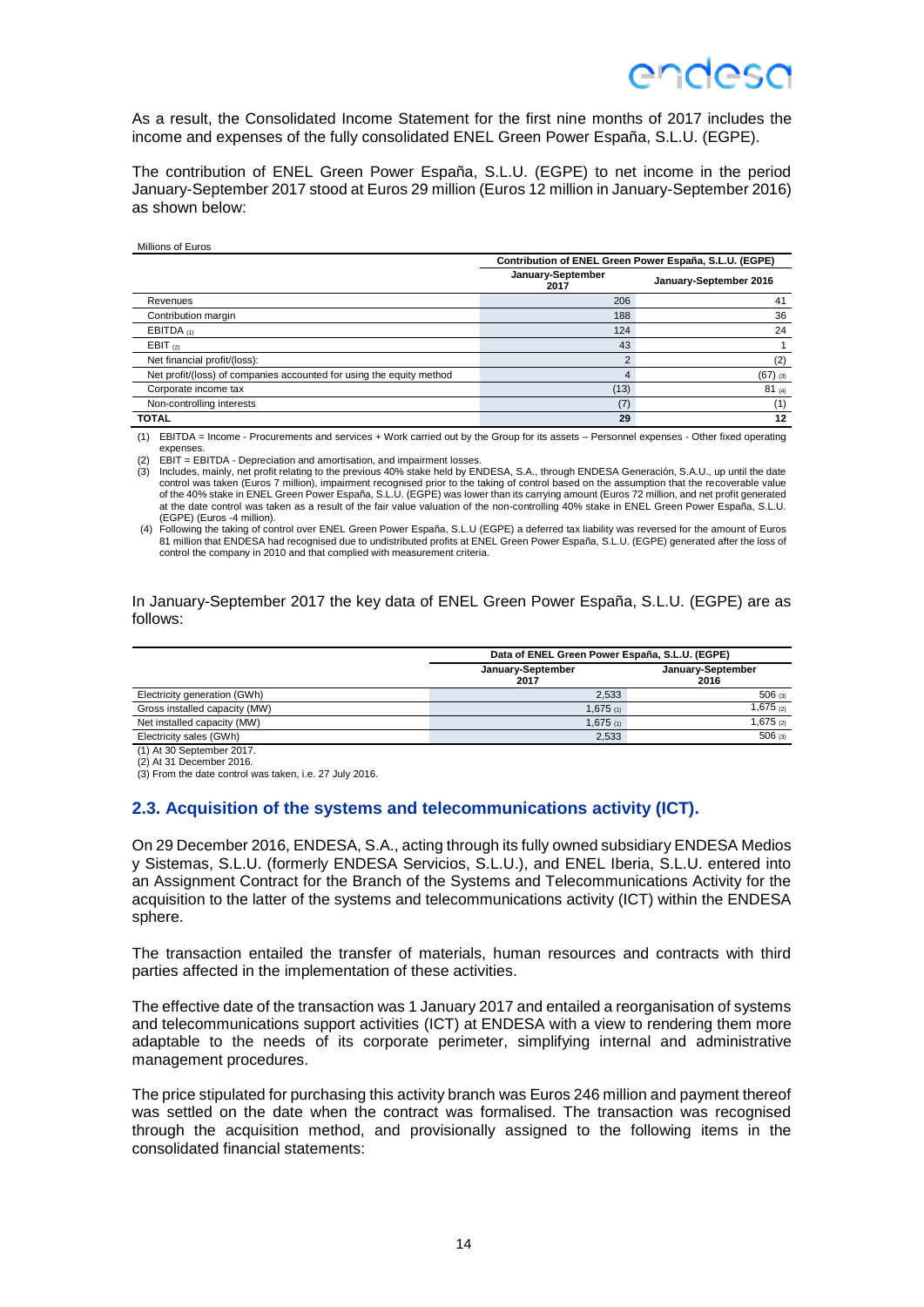As a result, the Consolidated Income Statement for the first nine months of 2017 includes the income and expenses of the fully consolidated ENEL Green Power España, S.L.U. (EGPE).

The contribution of ENEL Green Power España, S.L.U. (EGPE) to net income in the period January-September 2017 stood at Euros 29 million (Euros 12 million in January-September 2016) as shown below:

Millions of Euros

| | Contribution of ENEL Green Power España, S.L.U. (EGPE) | |
|---|---|---|
| | January-September 2017 | January-September 2016 |
| Revenues | 206 | 41 |
| Contribution margin | 188 | 36 |
| EBITDA (1) | 124 | 24 |
| EBIT (2) | 43 | 1 |
| Net financial profit/(loss): | 2 | (2) |
| Net profit/(loss) of companies accounted for using the equity method | 4 | (67) (3) |
| Corporate income tax | (13) | 81 (4) |
| Non-controlling interests | (7) | (1) |
| **TOTAL** | **29** | **12** |

(1) EBITDA = Income - Procurements and services + Work carried out by the Group for its assets – Personnel expenses - Other fixed operating expenses.

(2) EBIT = EBITDA - Depreciation and amortisation, and impairment losses.

(3) Includes, mainly, net profit relating to the previous 40% stake held by ENDESA, S.A., through ENDESA Generación, S.A.U., up until the date control was taken (Euros 7 million), impairment recognised prior to the taking of control based on the assumption that the recoverable value of the 40% stake in ENEL Green Power España, S.L.U. (EGPE) was lower than its carrying amount (Euros 72 million, and net profit generated at the date control was taken as a result of the fair value valuation of the non-controlling 40% stake in ENEL Green Power España, S.L.U. (EGPE) (Euros -4 million).

(4) Following the taking of control over ENEL Green Power España, S.L.U (EGPE) a deferred tax liability was reversed for the amount of Euros 81 million that ENDESA had recognised due to undistributed profits at ENEL Green Power España, S.L.U. (EGPE) generated after the loss of control the company in 2010 and that complied with measurement criteria.

In January-September 2017 the key data of ENEL Green Power España, S.L.U. (EGPE) are as follows:

| | Data of ENEL Green Power España, S.L.U. (EGPE) | |
|---|---|---|
| | January-September 2017 | January-September 2016 |
| Electricity generation (GWh) | 2,533 | 506 (3) |
| Gross installed capacity (MW) | 1,675 (1) | 1,675 (2) |
| Net installed capacity (MW) | 1,675 (1) | 1,675 (2) |
| Electricity sales (GWh) | 2,533 | 506 (3) |

(1) At 30 September 2017.
(2) At 31 December 2016.
(3) From the date control was taken, i.e. 27 July 2016.

## 2.3. Acquisition of the systems and telecommunications activity (ICT).

On 29 December 2016, ENDESA, S.A., acting through its fully owned subsidiary ENDESA Medios y Sistemas, S.L.U. (formerly ENDESA Servicios, S.L.U.), and ENEL Iberia, S.L.U. entered into an Assignment Contract for the Branch of the Systems and Telecommunications Activity for the acquisition to the latter of the systems and telecommunications activity (ICT) within the ENDESA sphere.

The transaction entailed the transfer of materials, human resources and contracts with third parties affected in the implementation of these activities.

The effective date of the transaction was 1 January 2017 and entailed a reorganisation of systems and telecommunications support activities (ICT) at ENDESA with a view to rendering them more adaptable to the needs of its corporate perimeter, simplifying internal and administrative management procedures.

The price stipulated for purchasing this activity branch was Euros 246 million and payment thereof was settled on the date when the contract was formalised. The transaction was recognised through the acquisition method, and provisionally assigned to the following items in the consolidated financial statements: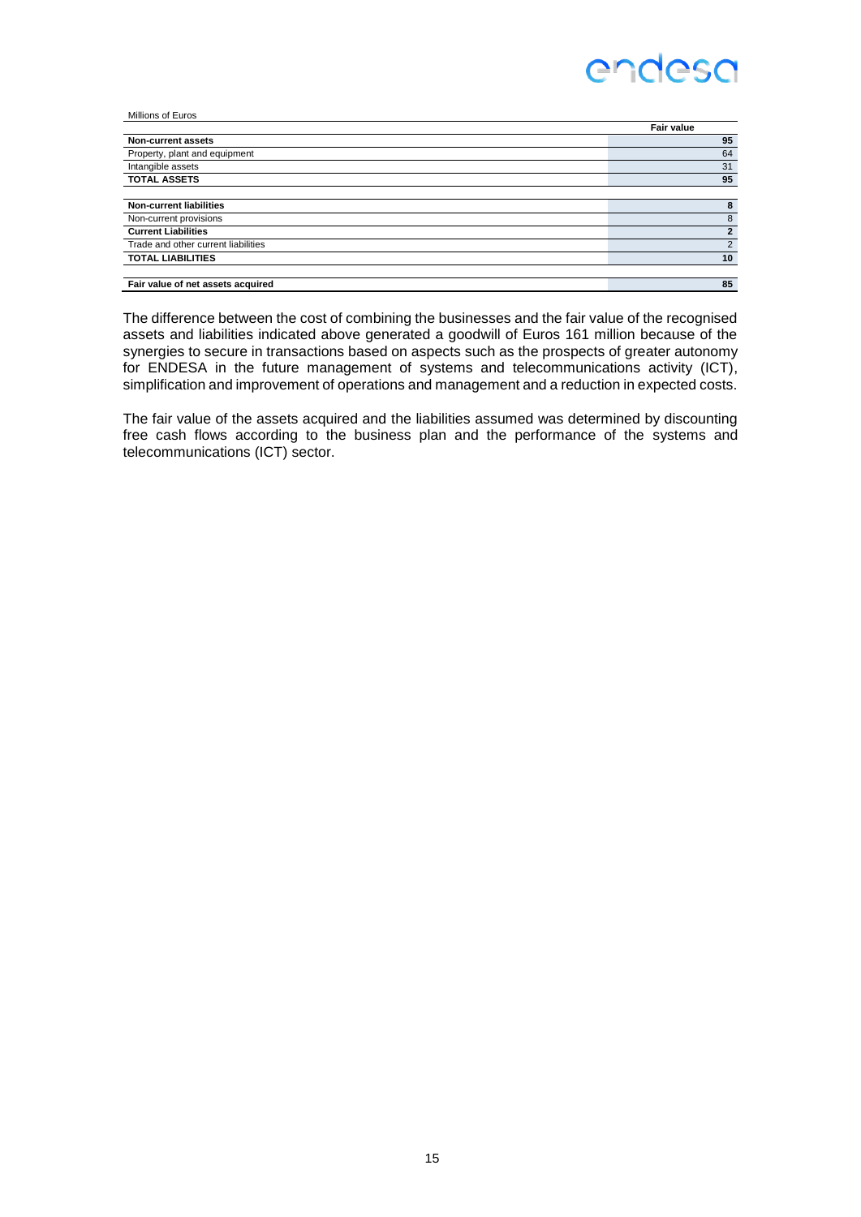Millions of Euros

| | Fair value |
|---|---|
| **Non-current assets** | **95** |
| Property, plant and equipment | 64 |
| Intangible assets | 31 |
| **TOTAL ASSETS** | **95** |
| | |
| **Non-current liabilities** | **8** |
| Non-current provisions | 8 |
| **Current Liabilities** | **2** |
| Trade and other current liabilities | 2 |
| **TOTAL LIABILITIES** | **10** |
| | |
| **Fair value of net assets acquired** | **85** |

The difference between the cost of combining the businesses and the fair value of the recognised assets and liabilities indicated above generated a goodwill of Euros 161 million because of the synergies to secure in transactions based on aspects such as the prospects of greater autonomy for ENDESA in the future management of systems and telecommunications activity (ICT), simplification and improvement of operations and management and a reduction in expected costs.

The fair value of the assets acquired and the liabilities assumed was determined by discounting free cash flows according to the business plan and the performance of the systems and telecommunications (ICT) sector.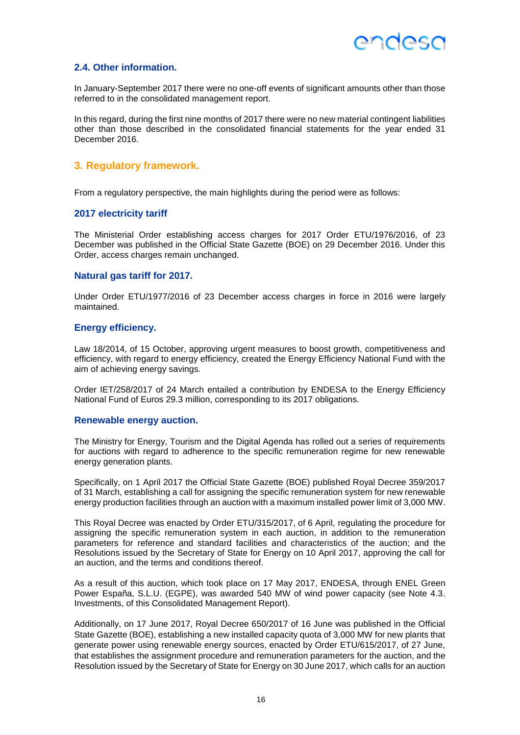## 2.4. Other information.

In January-September 2017 there were no one-off events of significant amounts other than those referred to in the consolidated management report.

In this regard, during the first nine months of 2017 there were no new material contingent liabilities other than those described in the consolidated financial statements for the year ended 31 December 2016.

# 3. Regulatory framework.

From a regulatory perspective, the main highlights during the period were as follows:

### 2017 electricity tariff

The Ministerial Order establishing access charges for 2017 Order ETU/1976/2016, of 23 December was published in the Official State Gazette (BOE) on 29 December 2016. Under this Order, access charges remain unchanged.

### Natural gas tariff for 2017.

Under Order ETU/1977/2016 of 23 December access charges in force in 2016 were largely maintained.

### Energy efficiency.

Law 18/2014, of 15 October, approving urgent measures to boost growth, competitiveness and efficiency, with regard to energy efficiency, created the Energy Efficiency National Fund with the aim of achieving energy savings.

Order IET/258/2017 of 24 March entailed a contribution by ENDESA to the Energy Efficiency National Fund of Euros 29.3 million, corresponding to its 2017 obligations.

### Renewable energy auction.

The Ministry for Energy, Tourism and the Digital Agenda has rolled out a series of requirements for auctions with regard to adherence to the specific remuneration regime for new renewable energy generation plants.

Specifically, on 1 April 2017 the Official State Gazette (BOE) published Royal Decree 359/2017 of 31 March, establishing a call for assigning the specific remuneration system for new renewable energy production facilities through an auction with a maximum installed power limit of 3,000 MW.

This Royal Decree was enacted by Order ETU/315/2017, of 6 April, regulating the procedure for assigning the specific remuneration system in each auction, in addition to the remuneration parameters for reference and standard facilities and characteristics of the auction; and the Resolutions issued by the Secretary of State for Energy on 10 April 2017, approving the call for an auction, and the terms and conditions thereof.

As a result of this auction, which took place on 17 May 2017, ENDESA, through ENEL Green Power España, S.L.U. (EGPE), was awarded 540 MW of wind power capacity (see Note 4.3. Investments, of this Consolidated Management Report).

Additionally, on 17 June 2017, Royal Decree 650/2017 of 16 June was published in the Official State Gazette (BOE), establishing a new installed capacity quota of 3,000 MW for new plants that generate power using renewable energy sources, enacted by Order ETU/615/2017, of 27 June, that establishes the assignment procedure and remuneration parameters for the auction, and the Resolution issued by the Secretary of State for Energy on 30 June 2017, which calls for an auction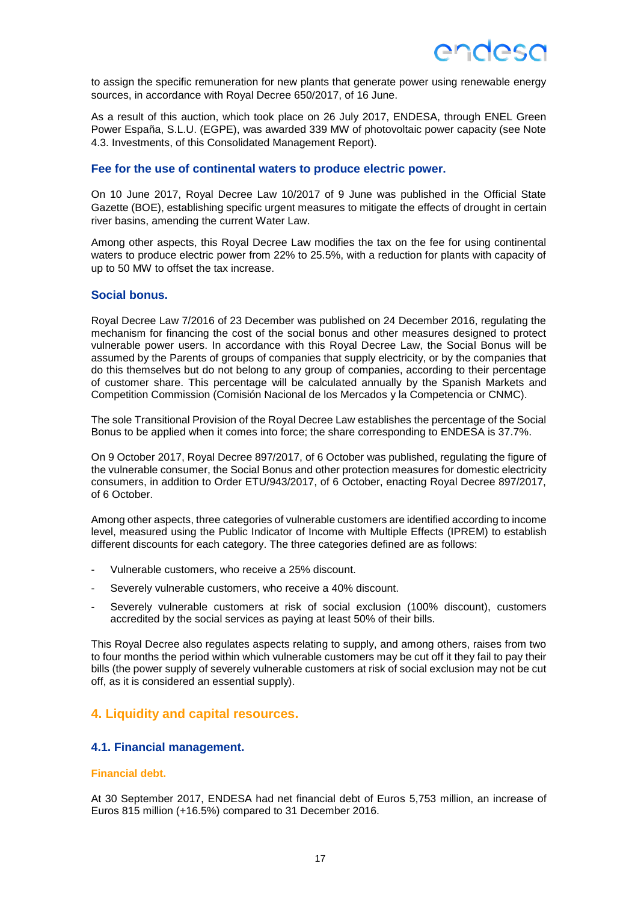to assign the specific remuneration for new plants that generate power using renewable energy sources, in accordance with Royal Decree 650/2017, of 16 June.

As a result of this auction, which took place on 26 July 2017, ENDESA, through ENEL Green Power España, S.L.U. (EGPE), was awarded 339 MW of photovoltaic power capacity (see Note 4.3. Investments, of this Consolidated Management Report).

### Fee for the use of continental waters to produce electric power.

On 10 June 2017, Royal Decree Law 10/2017 of 9 June was published in the Official State Gazette (BOE), establishing specific urgent measures to mitigate the effects of drought in certain river basins, amending the current Water Law.

Among other aspects, this Royal Decree Law modifies the tax on the fee for using continental waters to produce electric power from 22% to 25.5%, with a reduction for plants with capacity of up to 50 MW to offset the tax increase.

### Social bonus.

Royal Decree Law 7/2016 of 23 December was published on 24 December 2016, regulating the mechanism for financing the cost of the social bonus and other measures designed to protect vulnerable power users. In accordance with this Royal Decree Law, the Social Bonus will be assumed by the Parents of groups of companies that supply electricity, or by the companies that do this themselves but do not belong to any group of companies, according to their percentage of customer share. This percentage will be calculated annually by the Spanish Markets and Competition Commission (Comisión Nacional de los Mercados y la Competencia or CNMC).

The sole Transitional Provision of the Royal Decree Law establishes the percentage of the Social Bonus to be applied when it comes into force; the share corresponding to ENDESA is 37.7%.

On 9 October 2017, Royal Decree 897/2017, of 6 October was published, regulating the figure of the vulnerable consumer, the Social Bonus and other protection measures for domestic electricity consumers, in addition to Order ETU/943/2017, of 6 October, enacting Royal Decree 897/2017, of 6 October.

Among other aspects, three categories of vulnerable customers are identified according to income level, measured using the Public Indicator of Income with Multiple Effects (IPREM) to establish different discounts for each category. The three categories defined are as follows:

- Vulnerable customers, who receive a 25% discount.
- Severely vulnerable customers, who receive a 40% discount.
- Severely vulnerable customers at risk of social exclusion (100% discount), customers accredited by the social services as paying at least 50% of their bills.

This Royal Decree also regulates aspects relating to supply, and among others, raises from two to four months the period within which vulnerable customers may be cut off it they fail to pay their bills (the power supply of severely vulnerable customers at risk of social exclusion may not be cut off, as it is considered an essential supply).

## 4. Liquidity and capital resources.

### 4.1. Financial management.

#### Financial debt.

At 30 September 2017, ENDESA had net financial debt of Euros 5,753 million, an increase of Euros 815 million (+16.5%) compared to 31 December 2016.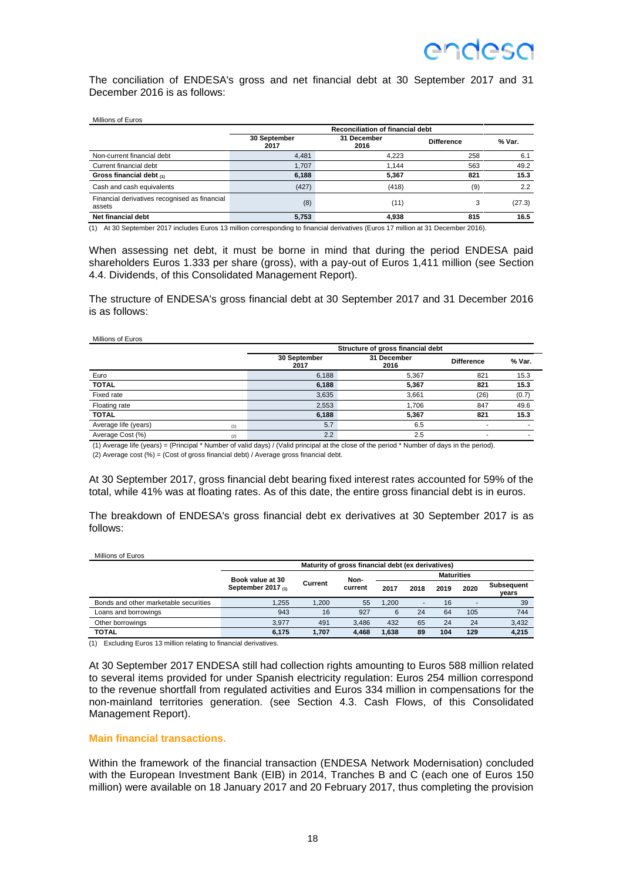The conciliation of ENDESA's gross and net financial debt at 30 September 2017 and 31 December 2016 is as follows:

Millions of Euros

| | Reconciliation of financial debt | | | |
|---|---|---|---|---|
| | 30 September 2017 | 31 December 2016 | Difference | % Var. |
| Non-current financial debt | 4,481 | 4,223 | 258 | 6.1 |
| Current financial debt | 1,707 | 1,144 | 563 | 49.2 |
| **Gross financial debt (1)** | **6,188** | **5,367** | **821** | **15.3** |
| Cash and cash equivalents | (427) | (418) | (9) | 2.2 |
| Financial derivatives recognised as financial assets | (8) | (11) | 3 | (27.3) |
| **Net financial debt** | **5,753** | **4,938** | **815** | **16.5** |

(1) At 30 September 2017 includes Euros 13 million corresponding to financial derivatives (Euros 17 million at 31 December 2016).

When assessing net debt, it must be borne in mind that during the period ENDESA paid shareholders Euros 1.333 per share (gross), with a pay-out of Euros 1,411 million (see Section 4.4. Dividends, of this Consolidated Management Report).

The structure of ENDESA's gross financial debt at 30 September 2017 and 31 December 2016 is as follows:

Millions of Euros

| | Structure of gross financial debt | | | |
|---|---|---|---|---|
| | 30 September 2017 | 31 December 2016 | Difference | % Var. |
| Euro | 6,188 | 5,367 | 821 | 15.3 |
| **TOTAL** | **6,188** | **5,367** | **821** | **15.3** |
| Fixed rate | 3,635 | 3,661 | (26) | (0.7) |
| Floating rate | 2,553 | 1,706 | 847 | 49.6 |
| **TOTAL** | **6,188** | **5,367** | **821** | **15.3** |
| Average life (years) (1) | 5.7 | 6.5 | - | - |
| Average Cost (%) (2) | 2.2 | 2.5 | - | - |

(1) Average life (years) = (Principal * Number of valid days) / (Valid principal at the close of the period * Number of days in the period).

(2) Average cost (%) = (Cost of gross financial debt) / Average gross financial debt.

At 30 September 2017, gross financial debt bearing fixed interest rates accounted for 59% of the total, while 41% was at floating rates. As of this date, the entire gross financial debt is in euros.

The breakdown of ENDESA's gross financial debt ex derivatives at 30 September 2017 is as follows:

Millions of Euros

| | Maturity of gross financial debt (ex derivatives) | | | | | | | |
|---|---|---|---|---|---|---|---|---|
| | | | | Maturities | | | | |
| | Book value at 30 September 2017 (1) | Current | Non-current | 2017 | 2018 | 2019 | 2020 | Subsequent years |
| Bonds and other marketable securities | 1,255 | 1,200 | 55 | 1,200 | - | 16 | - | 39 |
| Loans and borrowings | 943 | 16 | 927 | 6 | 24 | 64 | 105 | 744 |
| Other borrowings | 3,977 | 491 | 3,486 | 432 | 65 | 24 | 24 | 3,432 |
| **TOTAL** | **6,175** | **1,707** | **4,468** | **1,638** | **89** | **104** | **129** | **4,215** |

(1) Excluding Euros 13 million relating to financial derivatives.

At 30 September 2017 ENDESA still had collection rights amounting to Euros 588 million related to several items provided for under Spanish electricity regulation: Euros 254 million correspond to the revenue shortfall from regulated activities and Euros 334 million in compensations for the non-mainland territories generation. (see Section 4.3. Cash Flows, of this Consolidated Management Report).

**Main financial transactions.**

Within the framework of the financial transaction (ENDESA Network Modernisation) concluded with the European Investment Bank (EIB) in 2014, Tranches B and C (each one of Euros 150 million) were available on 18 January 2017 and 20 February 2017, thus completing the provision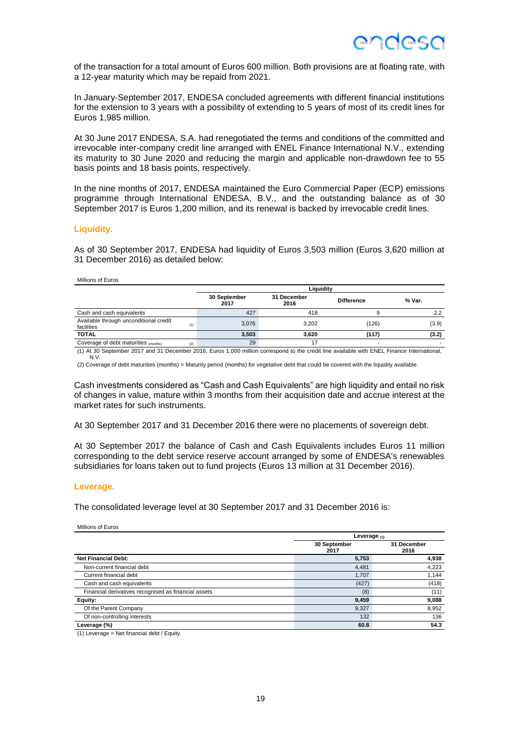of the transaction for a total amount of Euros 600 million. Both provisions are at floating rate, with a 12-year maturity which may be repaid from 2021.

In January-September 2017, ENDESA concluded agreements with different financial institutions for the extension to 3 years with a possibility of extending to 5 years of most of its credit lines for Euros 1,985 million.

At 30 June 2017 ENDESA, S.A. had renegotiated the terms and conditions of the committed and irrevocable inter-company credit line arranged with ENEL Finance International N.V., extending its maturity to 30 June 2020 and reducing the margin and applicable non-drawdown fee to 55 basis points and 18 basis points, respectively.

In the nine months of 2017, ENDESA maintained the Euro Commercial Paper (ECP) emissions programme through International ENDESA, B.V., and the outstanding balance as of 30 September 2017 is Euros 1,200 million, and its renewal is backed by irrevocable credit lines.

### Liquidity.

As of 30 September 2017, ENDESA had liquidity of Euros 3,503 million (Euros 3,620 million at 31 December 2016) as detailed below:

Millions of Euros

| | | Liquidity | | | |
|---|---|---|---|---|---|
| | | 30 September 2017 | 31 December 2016 | Difference | % Var. |
| Cash and cash equivalents | | 427 | 418 | 9 | 2.2 |
| Available through unconditional credit facilities | (1) | 3,076 | 3,202 | (126) | (3.9) |
| **TOTAL** | | **3,503** | **3,620** | **(117)** | **(3.2)** |
| Coverage of debt maturities (months) | (2) | 29 | 17 | - | - |

(1) At 30 September 2017 and 31 December 2016, Euros 1,000 million correspond to the credit line available with ENEL Finance International, N.V.

(2) Coverage of debt maturities (months) = Maturity period (months) for vegetative debt that could be covered with the liquidity available.

Cash investments considered as "Cash and Cash Equivalents" are high liquidity and entail no risk of changes in value, mature within 3 months from their acquisition date and accrue interest at the market rates for such instruments.

At 30 September 2017 and 31 December 2016 there were no placements of sovereign debt.

At 30 September 2017 the balance of Cash and Cash Equivalents includes Euros 11 million corresponding to the debt service reserve account arranged by some of ENDESA's renewables subsidiaries for loans taken out to fund projects (Euros 13 million at 31 December 2016).

### Leverage.

The consolidated leverage level at 30 September 2017 and 31 December 2016 is:

Millions of Euros

| | Leverage (1) | |
|---|---|---|
| | 30 September 2017 | 31 December 2016 |
| **Net Financial Debt:** | **5,753** | **4,938** |
| Non-current financial debt | 4,481 | 4,223 |
| Current financial debt | 1,707 | 1,144 |
| Cash and cash equivalents | (427) | (418) |
| Financial derivatives recognised as financial assets | (8) | (11) |
| **Equity:** | **9,459** | **9,088** |
| Of the Parent Company | 9,327 | 8,952 |
| Of non-controlling interests | 132 | 136 |
| **Leverage (%)** | **60.8** | **54.3** |

(1) Leverage = Net financial debt / Equity.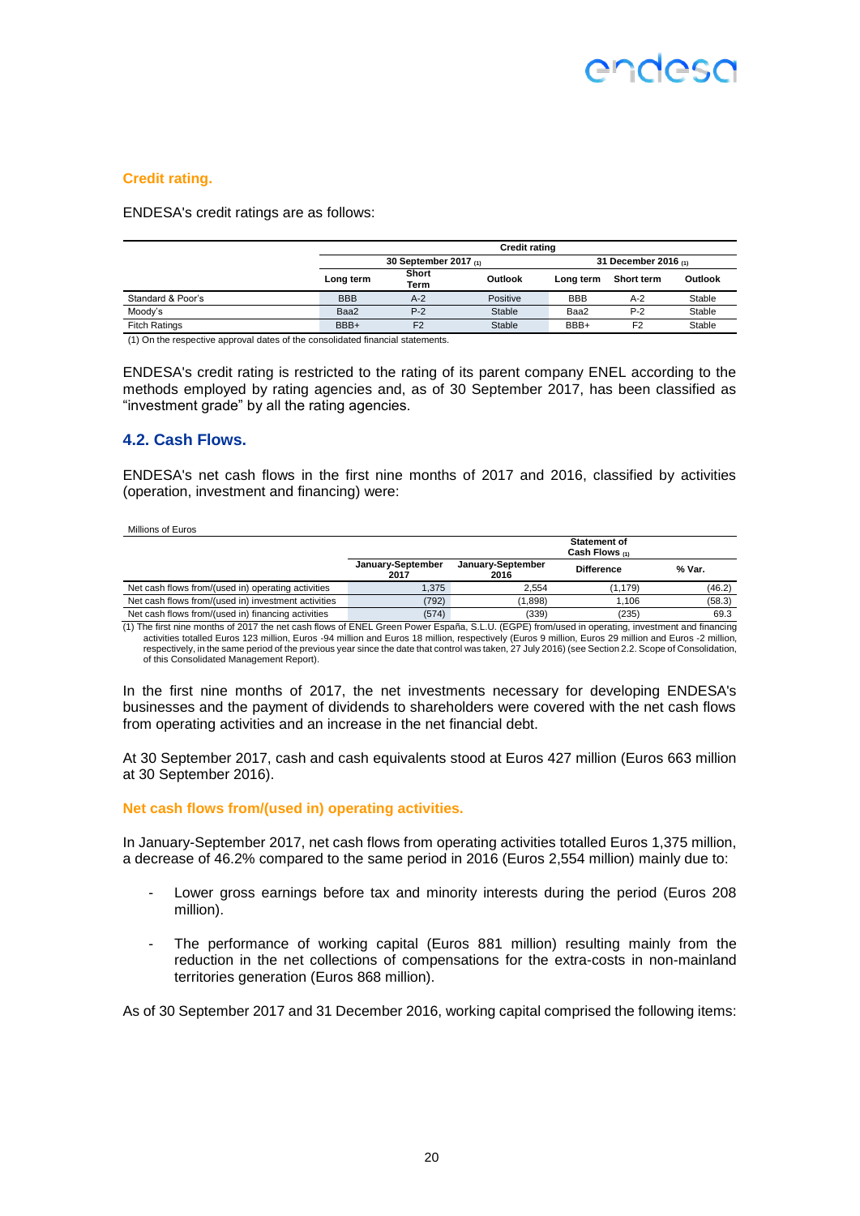### Credit rating.

ENDESA's credit ratings are as follows:

| | Credit rating | | | | | |
|---|---|---|---|---|---|---|
| | 30 September 2017 (1) | | | 31 December 2016 (1) | | |
| | Long term | Short Term | Outlook | Long term | Short term | Outlook |
| Standard & Poor's | BBB | A-2 | Positive | BBB | A-2 | Stable |
| Moody's | Baa2 | P-2 | Stable | Baa2 | P-2 | Stable |
| Fitch Ratings | BBB+ | F2 | Stable | BBB+ | F2 | Stable |

(1) On the respective approval dates of the consolidated financial statements.

ENDESA's credit rating is restricted to the rating of its parent company ENEL according to the methods employed by rating agencies and, as of 30 September 2017, has been classified as "investment grade" by all the rating agencies.

## 4.2. Cash Flows.

ENDESA's net cash flows in the first nine months of 2017 and 2016, classified by activities (operation, investment and financing) were:

Millions of Euros

| | Statement of Cash Flows (1) | | | |
|---|---|---|---|---|
| | January-September 2017 | January-September 2016 | Difference | % Var. |
| Net cash flows from/(used in) operating activities | 1,375 | 2,554 | (1,179) | (46.2) |
| Net cash flows from/(used in) investment activities | (792) | (1,898) | 1,106 | (58.3) |
| Net cash flows from/(used in) financing activities | (574) | (339) | (235) | 69.3 |

(1) The first nine months of 2017 the net cash flows of ENEL Green Power España, S.L.U. (EGPE) from/used in operating, investment and financing activities totalled Euros 123 million, Euros -94 million and Euros 18 million, respectively (Euros 9 million, Euros 29 million and Euros -2 million, respectively, in the same period of the previous year since the date that control was taken, 27 July 2016) (see Section 2.2. Scope of Consolidation, of this Consolidated Management Report).

In the first nine months of 2017, the net investments necessary for developing ENDESA's businesses and the payment of dividends to shareholders were covered with the net cash flows from operating activities and an increase in the net financial debt.

At 30 September 2017, cash and cash equivalents stood at Euros 427 million (Euros 663 million at 30 September 2016).

### Net cash flows from/(used in) operating activities.

In January-September 2017, net cash flows from operating activities totalled Euros 1,375 million, a decrease of 46.2% compared to the same period in 2016 (Euros 2,554 million) mainly due to:

- Lower gross earnings before tax and minority interests during the period (Euros 208 million).
- The performance of working capital (Euros 881 million) resulting mainly from the reduction in the net collections of compensations for the extra-costs in non-mainland territories generation (Euros 868 million).

As of 30 September 2017 and 31 December 2016, working capital comprised the following items: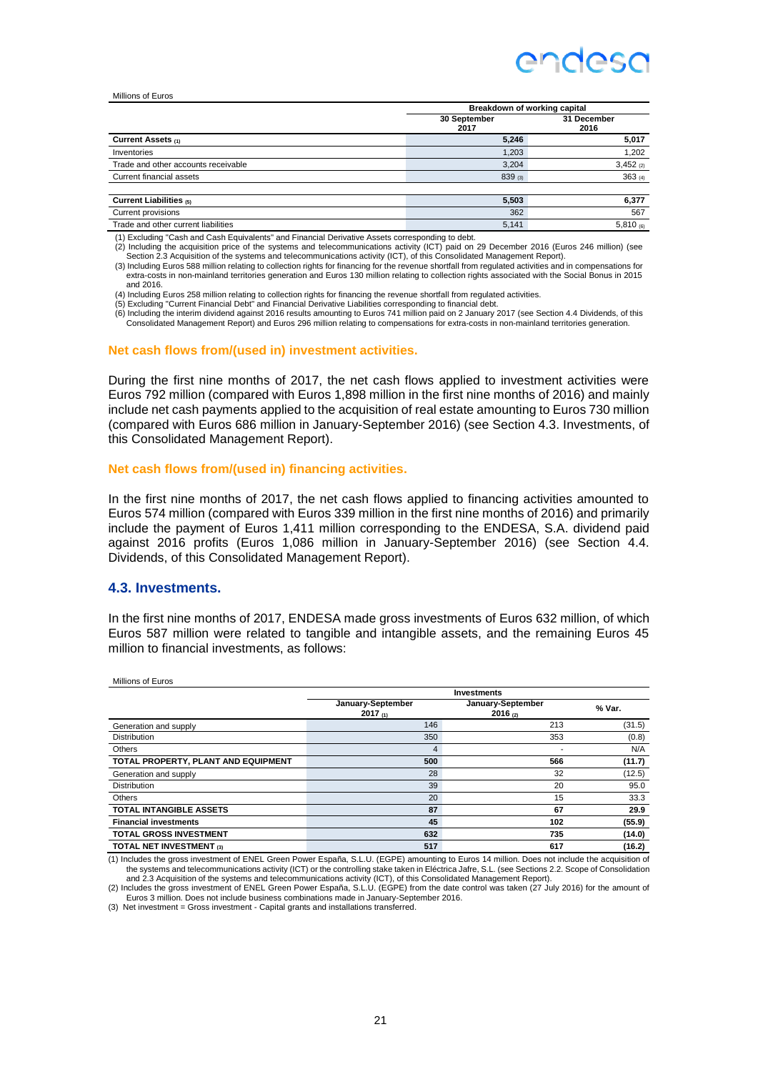Millions of Euros

| | Breakdown of working capital | |
|---|---|---|
| | 30 September 2017 | 31 December 2016 |
| **Current Assets (1)** | **5,246** | **5,017** |
| Inventories | 1,203 | 1,202 |
| Trade and other accounts receivable | 3,204 | 3,452 (2) |
| Current financial assets | 839 (3) | 363 (4) |
| | | |
| **Current Liabilities (5)** | **5,503** | **6,377** |
| Current provisions | 362 | 567 |
| Trade and other current liabilities | 5,141 | 5,810 (6) |

(1) Excluding "Cash and Cash Equivalents" and Financial Derivative Assets corresponding to debt.
(2) Including the acquisition price of the systems and telecommunications activity (ICT) paid on 29 December 2016 (Euros 246 million) (see Section 2.3 Acquisition of the systems and telecommunications activity (ICT), of this Consolidated Management Report).
(3) Including Euros 588 million relating to collection rights for financing for the revenue shortfall from regulated activities and in compensations for extra-costs in non-mainland territories generation and Euros 130 million relating to collection rights associated with the Social Bonus in 2015 and 2016.
(4) Including Euros 258 million relating to collection rights for financing the revenue shortfall from regulated activities.
(5) Excluding "Current Financial Debt" and Financial Derivative Liabilities corresponding to financial debt.
(6) Including the interim dividend against 2016 results amounting to Euros 741 million paid on 2 January 2017 (see Section 4.4 Dividends, of this Consolidated Management Report) and Euros 296 million relating to compensations for extra-costs in non-mainland territories generation.

#### Net cash flows from/(used in) investment activities.

During the first nine months of 2017, the net cash flows applied to investment activities were Euros 792 million (compared with Euros 1,898 million in the first nine months of 2016) and mainly include net cash payments applied to the acquisition of real estate amounting to Euros 730 million (compared with Euros 686 million in January-September 2016) (see Section 4.3. Investments, of this Consolidated Management Report).

#### Net cash flows from/(used in) financing activities.

In the first nine months of 2017, the net cash flows applied to financing activities amounted to Euros 574 million (compared with Euros 339 million in the first nine months of 2016) and primarily include the payment of Euros 1,411 million corresponding to the ENDESA, S.A. dividend paid against 2016 profits (Euros 1,086 million in January-September 2016) (see Section 4.4. Dividends, of this Consolidated Management Report).

### 4.3. Investments.

In the first nine months of 2017, ENDESA made gross investments of Euros 632 million, of which Euros 587 million were related to tangible and intangible assets, and the remaining Euros 45 million to financial investments, as follows:

Millions of Euros

| | Investments | | |
|---|---|---|---|
| | January-September 2017 (1) | January-September 2016 (2) | % Var. |
| Generation and supply | 146 | 213 | (31.5) |
| Distribution | 350 | 353 | (0.8) |
| Others | 4 | - | N/A |
| **TOTAL PROPERTY, PLANT AND EQUIPMENT** | **500** | **566** | **(11.7)** |
| Generation and supply | 28 | 32 | (12.5) |
| Distribution | 39 | 20 | 95.0 |
| Others | 20 | 15 | 33.3 |
| **TOTAL INTANGIBLE ASSETS** | **87** | **67** | **29.9** |
| **Financial investments** | **45** | **102** | **(55.9)** |
| **TOTAL GROSS INVESTMENT** | **632** | **735** | **(14.0)** |
| **TOTAL NET INVESTMENT (3)** | **517** | **617** | **(16.2)** |

(1) Includes the gross investment of ENEL Green Power España, S.L.U. (EGPE) amounting to Euros 14 million. Does not include the acquisition of the systems and telecommunications activity (ICT) or the controlling stake taken in Eléctrica Jafre, S.L. (see Sections 2.2. Scope of Consolidation and 2.3 Acquisition of the systems and telecommunications activity (ICT), of this Consolidated Management Report).
(2) Includes the gross investment of ENEL Green Power España, S.L.U. (EGPE) from the date control was taken (27 July 2016) for the amount of Euros 3 million. Does not include business combinations made in January-September 2016.
(3) Net investment = Gross investment - Capital grants and installations transferred.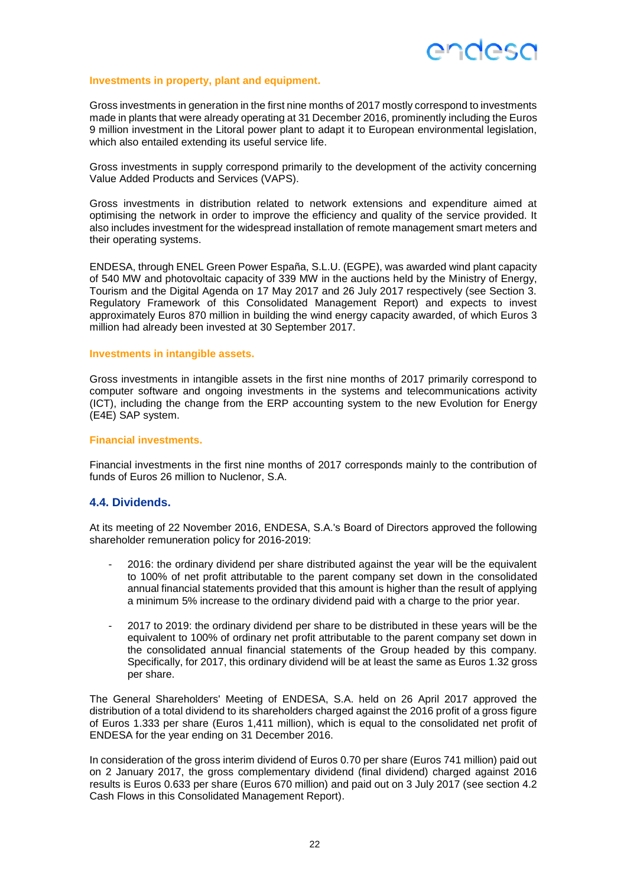**Investments in property, plant and equipment.**

Gross investments in generation in the first nine months of 2017 mostly correspond to investments made in plants that were already operating at 31 December 2016, prominently including the Euros 9 million investment in the Litoral power plant to adapt it to European environmental legislation, which also entailed extending its useful service life.

Gross investments in supply correspond primarily to the development of the activity concerning Value Added Products and Services (VAPS).

Gross investments in distribution related to network extensions and expenditure aimed at optimising the network in order to improve the efficiency and quality of the service provided. It also includes investment for the widespread installation of remote management smart meters and their operating systems.

ENDESA, through ENEL Green Power España, S.L.U. (EGPE), was awarded wind plant capacity of 540 MW and photovoltaic capacity of 339 MW in the auctions held by the Ministry of Energy, Tourism and the Digital Agenda on 17 May 2017 and 26 July 2017 respectively (see Section 3. Regulatory Framework of this Consolidated Management Report) and expects to invest approximately Euros 870 million in building the wind energy capacity awarded, of which Euros 3 million had already been invested at 30 September 2017.

**Investments in intangible assets.**

Gross investments in intangible assets in the first nine months of 2017 primarily correspond to computer software and ongoing investments in the systems and telecommunications activity (ICT), including the change from the ERP accounting system to the new Evolution for Energy (E4E) SAP system.

**Financial investments.**

Financial investments in the first nine months of 2017 corresponds mainly to the contribution of funds of Euros 26 million to Nuclenor, S.A.

### 4.4. Dividends.

At its meeting of 22 November 2016, ENDESA, S.A.'s Board of Directors approved the following shareholder remuneration policy for 2016-2019:

- 2016: the ordinary dividend per share distributed against the year will be the equivalent to 100% of net profit attributable to the parent company set down in the consolidated annual financial statements provided that this amount is higher than the result of applying a minimum 5% increase to the ordinary dividend paid with a charge to the prior year.
- 2017 to 2019: the ordinary dividend per share to be distributed in these years will be the equivalent to 100% of ordinary net profit attributable to the parent company set down in the consolidated annual financial statements of the Group headed by this company. Specifically, for 2017, this ordinary dividend will be at least the same as Euros 1.32 gross per share.

The General Shareholders' Meeting of ENDESA, S.A. held on 26 April 2017 approved the distribution of a total dividend to its shareholders charged against the 2016 profit of a gross figure of Euros 1.333 per share (Euros 1,411 million), which is equal to the consolidated net profit of ENDESA for the year ending on 31 December 2016.

In consideration of the gross interim dividend of Euros 0.70 per share (Euros 741 million) paid out on 2 January 2017, the gross complementary dividend (final dividend) charged against 2016 results is Euros 0.633 per share (Euros 670 million) and paid out on 3 July 2017 (see section 4.2 Cash Flows in this Consolidated Management Report).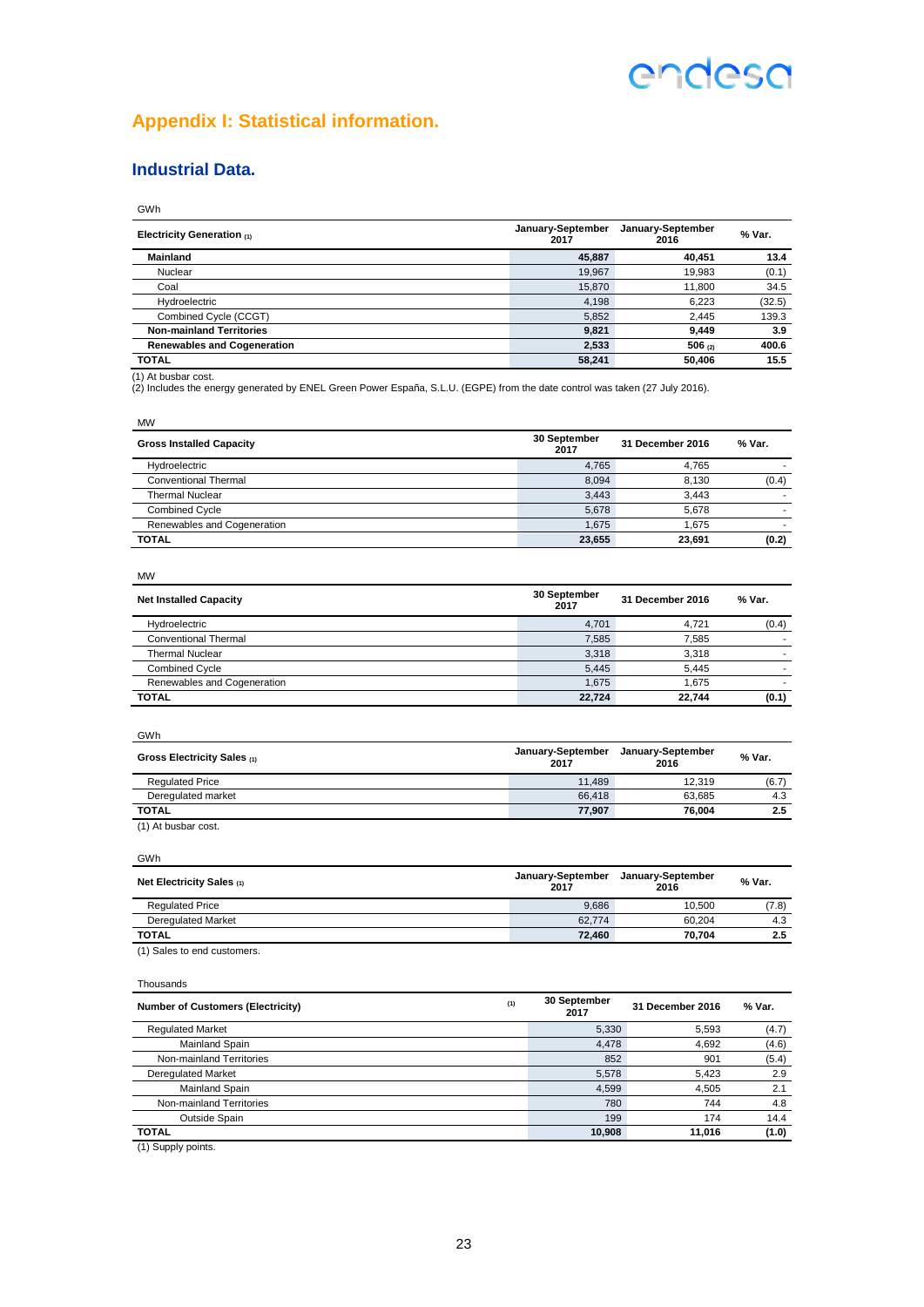# Appendix I: Statistical information.

## Industrial Data.

GWh

| Electricity Generation (1) | January-September 2017 | January-September 2016 | % Var. |
|---|---|---|---|
| **Mainland** | **45,887** | **40,451** | **13.4** |
| Nuclear | 19,967 | 19,983 | (0.1) |
| Coal | 15,870 | 11,800 | 34.5 |
| Hydroelectric | 4,198 | 6,223 | (32.5) |
| Combined Cycle (CCGT) | 5,852 | 2,445 | 139.3 |
| **Non-mainland Territories** | **9,821** | **9,449** | **3.9** |
| **Renewables and Cogeneration** | **2,533** | **506 (2)** | **400.6** |
| **TOTAL** | **58,241** | **50,406** | **15.5** |

(1) At busbar cost.
(2) Includes the energy generated by ENEL Green Power España, S.L.U. (EGPE) from the date control was taken (27 July 2016).

MW

| Gross Installed Capacity | 30 September 2017 | 31 December 2016 | % Var. |
|---|---|---|---|
| Hydroelectric | 4,765 | 4,765 | - |
| Conventional Thermal | 8,094 | 8,130 | (0.4) |
| Thermal Nuclear | 3,443 | 3,443 | - |
| Combined Cycle | 5,678 | 5,678 | - |
| Renewables and Cogeneration | 1,675 | 1,675 | - |
| **TOTAL** | **23,655** | **23,691** | **(0.2)** |

MW

| Net Installed Capacity | 30 September 2017 | 31 December 2016 | % Var. |
|---|---|---|---|
| Hydroelectric | 4,701 | 4,721 | (0.4) |
| Conventional Thermal | 7,585 | 7,585 | - |
| Thermal Nuclear | 3,318 | 3,318 | - |
| Combined Cycle | 5,445 | 5,445 | - |
| Renewables and Cogeneration | 1,675 | 1,675 | - |
| **TOTAL** | **22,724** | **22,744** | **(0.1)** |

GWh

| Gross Electricity Sales (1) | January-September 2017 | January-September 2016 | % Var. |
|---|---|---|---|
| Regulated Price | 11,489 | 12,319 | (6.7) |
| Deregulated market | 66,418 | 63,685 | 4.3 |
| **TOTAL** | **77,907** | **76,004** | **2.5** |

(1) At busbar cost.

GWh

| Net Electricity Sales (1) | January-September 2017 | January-September 2016 | % Var. |
|---|---|---|---|
| Regulated Price | 9,686 | 10,500 | (7.8) |
| Deregulated Market | 62,774 | 60,204 | 4.3 |
| **TOTAL** | **72,460** | **70,704** | **2.5** |

(1) Sales to end customers.

Thousands

| Number of Customers (Electricity) (1) | 30 September 2017 | 31 December 2016 | % Var. |
|---|---|---|---|
| Regulated Market | 5,330 | 5,593 | (4.7) |
| Mainland Spain | 4,478 | 4,692 | (4.6) |
| Non-mainland Territories | 852 | 901 | (5.4) |
| Deregulated Market | 5,578 | 5,423 | 2.9 |
| Mainland Spain | 4,599 | 4,505 | 2.1 |
| Non-mainland Territories | 780 | 744 | 4.8 |
| Outside Spain | 199 | 174 | 14.4 |
| **TOTAL** | **10,908** | **11,016** | **(1.0)** |

(1) Supply points.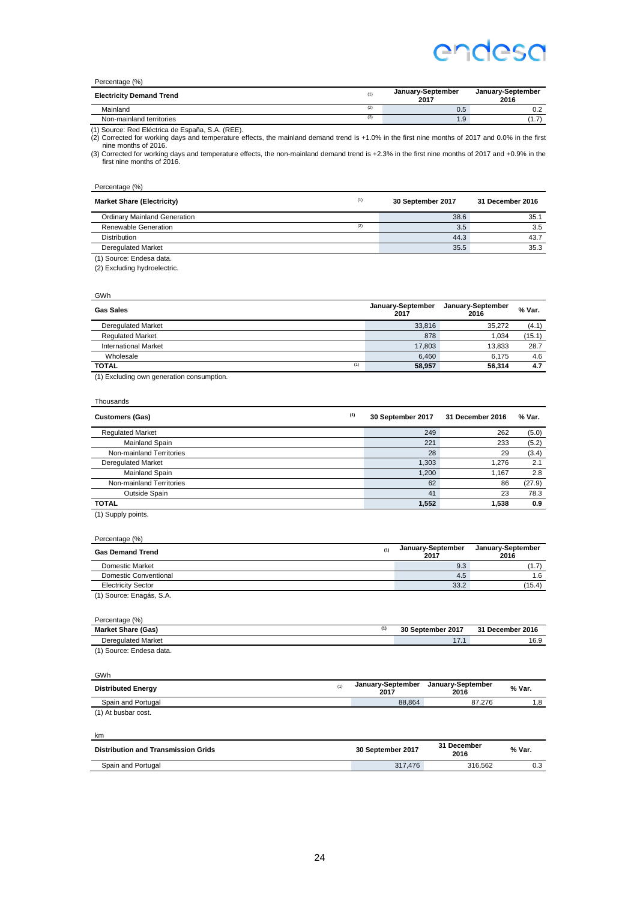Percentage (%)

| Electricity Demand Trend | (1) | January-September 2017 | January-September 2016 |
|---|---|---|---|
| Mainland | (2) | 0.5 | 0.2 |
| Non-mainland territories | (3) | 1.9 | (1.7) |

(1) Source: Red Eléctrica de España, S.A. (REE).

(2) Corrected for working days and temperature effects, the mainland demand trend is +1.0% in the first nine months of 2017 and 0.0% in the first nine months of 2016.

(3) Corrected for working days and temperature effects, the non-mainland demand trend is +2.3% in the first nine months of 2017 and +0.9% in the first nine months of 2016.

Percentage (%)

| Market Share (Electricity) | (1) | 30 September 2017 | 31 December 2016 |
|---|---|---|---|
| Ordinary Mainland Generation | | 38.6 | 35.1 |
| Renewable Generation | (2) | 3.5 | 3.5 |
| Distribution | | 44.3 | 43.7 |
| Deregulated Market | | 35.5 | 35.3 |

(1) Source: Endesa data.

(2) Excluding hydroelectric.

GWh

| Gas Sales | | January-September 2017 | January-September 2016 | % Var. |
|---|---|---|---|---|
| Deregulated Market | | 33,816 | 35,272 | (4.1) |
| Regulated Market | | 878 | 1,034 | (15.1) |
| International Market | | 17,803 | 13,833 | 28.7 |
| Wholesale | | 6,460 | 6,175 | 4.6 |
| **TOTAL** | (1) | **58,957** | **56,314** | **4.7** |

(1) Excluding own generation consumption.

Thousands

| Customers (Gas) | (1) | 30 September 2017 | 31 December 2016 | % Var. |
|---|---|---|---|---|
| Regulated Market | | 249 | 262 | (5.0) |
| Mainland Spain | | 221 | 233 | (5.2) |
| Non-mainland Territories | | 28 | 29 | (3.4) |
| Deregulated Market | | 1,303 | 1,276 | 2.1 |
| Mainland Spain | | 1,200 | 1,167 | 2.8 |
| Non-mainland Territories | | 62 | 86 | (27.9) |
| Outside Spain | | 41 | 23 | 78.3 |
| **TOTAL** | | **1,552** | **1,538** | **0.9** |

(1) Supply points.

Percentage (%)

| Gas Demand Trend | (1) | January-September 2017 | January-September 2016 |
|---|---|---|---|
| Domestic Market | | 9.3 | (1.7) |
| Domestic Conventional | | 4.5 | 1.6 |
| Electricity Sector | | 33.2 | (15.4) |

(1) Source: Enagás, S.A.

Percentage (%)

| Market Share (Gas) | (1) | 30 September 2017 | 31 December 2016 |
|---|---|---|---|
| Deregulated Market | | 17.1 | 16.9 |

(1) Source: Endesa data.

GWh

| Distributed Energy | (1) | January-September 2017 | January-September 2016 | % Var. |
|---|---|---|---|---|
| Spain and Portugal | | 88,864 | 87.276 | 1,8 |

(1) At busbar cost.

km

| Distribution and Transmission Grids | 30 September 2017 | 31 December 2016 | % Var. |
|---|---|---|---|
| Spain and Portugal | 317,476 | 316,562 | 0.3 |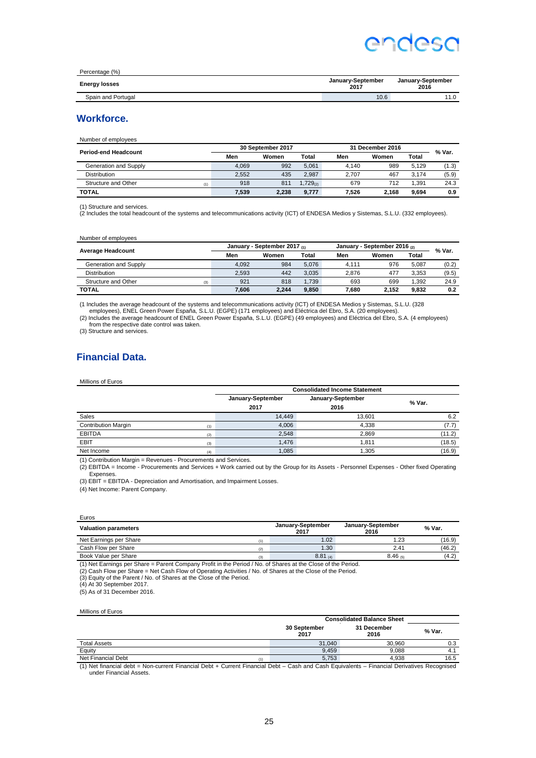Percentage (%)

| Energy losses | January-September 2017 | January-September 2016 |
|---|---|---|
| Spain and Portugal | 10.6 | 11.0 |

## Workforce.

Number of employees

| Period-end Headcount | 30 September 2017 | | | 31 December 2016 | | | % Var. |
|---|---|---|---|---|---|---|---|
| | Men | Women | Total | Men | Women | Total | |
| Generation and Supply | 4,069 | 992 | 5,061 | 4,140 | 989 | 5,129 | (1.3) |
| Distribution | 2,552 | 435 | 2,987 | 2,707 | 467 | 3,174 | (5.9) |
| Structure and Other (1) | 918 | 811 | 1,729 (2) | 679 | 712 | 1,391 | 24.3 |
| **TOTAL** | **7,539** | **2,238** | **9,777** | **7,526** | **2,168** | **9,694** | **0.9** |

(1) Structure and services.
(2 Includes the total headcount of the systems and telecommunications activity (ICT) of ENDESA Medios y Sistemas, S.L.U. (332 employees).

Number of employees

| Average Headcount | January - September 2017 (1) | | | January - September 2016 (2) | | | % Var. |
|---|---|---|---|---|---|---|---|
| | Men | Women | Total | Men | Women | Total | |
| Generation and Supply | 4,092 | 984 | 5,076 | 4,111 | 976 | 5,087 | (0.2) |
| Distribution | 2,593 | 442 | 3,035 | 2,876 | 477 | 3,353 | (9.5) |
| Structure and Other (3) | 921 | 818 | 1,739 | 693 | 699 | 1,392 | 24.9 |
| **TOTAL** | **7,606** | **2,244** | **9,850** | **7,680** | **2,152** | **9,832** | **0.2** |

(1 Includes the average headcount of the systems and telecommunications activity (ICT) of ENDESA Medios y Sistemas, S.L.U. (328 employees), ENEL Green Power España, S.L.U. (EGPE) (171 employees) and Eléctrica del Ebro, S.A. (20 employees).
(2) Includes the average headcount of ENEL Green Power España, S.L.U. (EGPE) (49 employees) and Eléctrica del Ebro, S.A. (4 employees) from the respective date control was taken.
(3) Structure and services.

## Financial Data.

Millions of Euros

| | Consolidated Income Statement | | |
|---|---|---|---|
| | January-September 2017 | January-September 2016 | % Var. |
| Sales | 14,449 | 13,601 | 6.2 |
| Contribution Margin (1) | 4,006 | 4,338 | (7.7) |
| EBITDA (2) | 2,548 | 2,869 | (11.2) |
| EBIT (3) | 1,476 | 1,811 | (18.5) |
| Net Income (4) | 1,085 | 1,305 | (16.9) |

(1) Contribution Margin = Revenues - Procurements and Services.
(2) EBITDA = Income - Procurements and Services + Work carried out by the Group for its Assets - Personnel Expenses - Other fixed Operating Expenses.
(3) EBIT = EBITDA - Depreciation and Amortisation, and Impairment Losses.
(4) Net Income: Parent Company.

Euros

| Valuation parameters | January-September 2017 | January-September 2016 | % Var. |
|---|---|---|---|
| Net Earnings per Share (1) | 1.02 | 1.23 | (16.9) |
| Cash Flow per Share (2) | 1.30 | 2.41 | (46.2) |
| Book Value per Share (3) | 8.81 (4) | 8.46 (5) | (4.2) |

(1) Net Earnings per Share = Parent Company Profit in the Period / No. of Shares at the Close of the Period.
(2) Cash Flow per Share = Net Cash Flow of Operating Activities / No. of Shares at the Close of the Period.
(3) Equity of the Parent / No. of Shares at the Close of the Period.
(4) At 30 September 2017.
(5) As of 31 December 2016.

Millions of Euros

| | Consolidated Balance Sheet | | |
|---|---|---|---|
| | 30 September 2017 | 31 December 2016 | % Var. |
| Total Assets | 31,040 | 30,960 | 0.3 |
| Equity | 9,459 | 9,088 | 4.1 |
| Net Financial Debt (1) | 5,753 | 4,938 | 16.5 |

(1) Net financial debt = Non-current Financial Debt + Current Financial Debt – Cash and Cash Equivalents – Financial Derivatives Recognised under Financial Assets.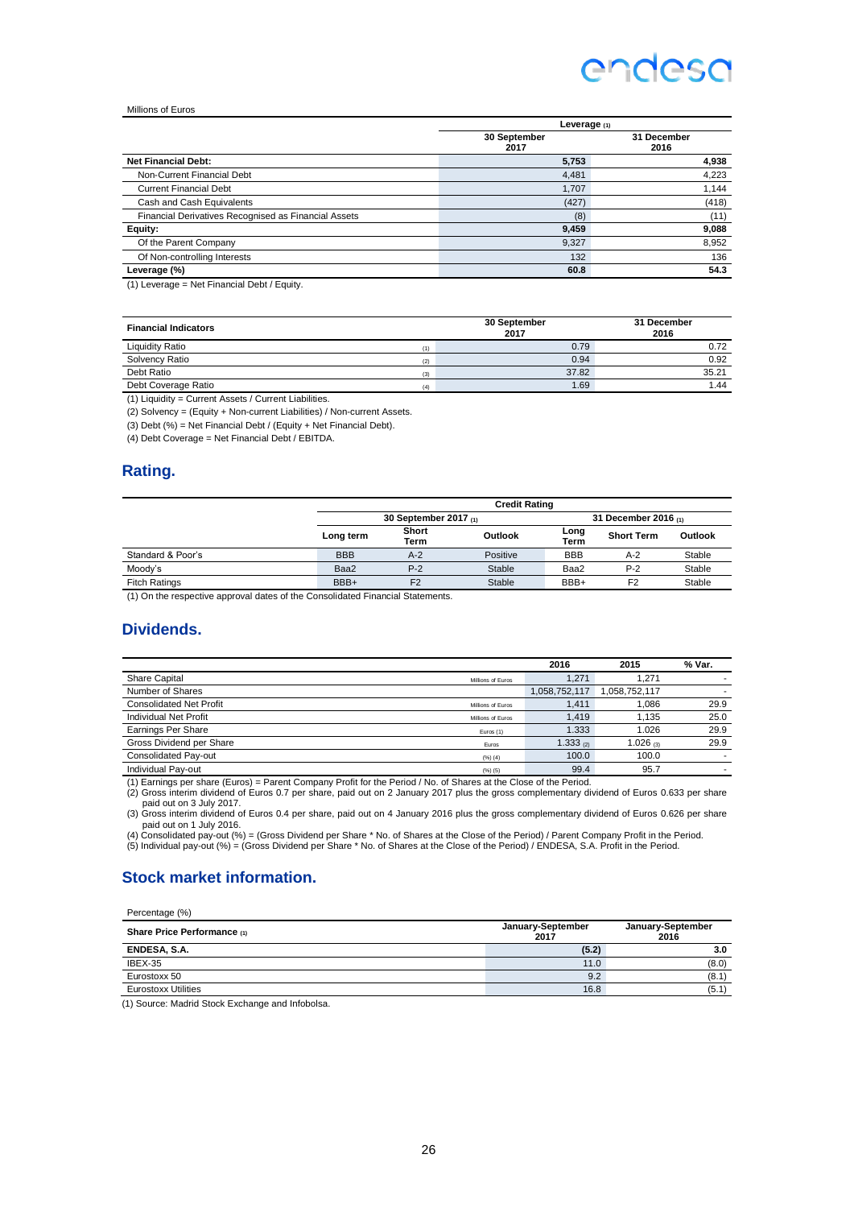Millions of Euros

| | Leverage (1) | |
|---|---|---|
| | 30 September 2017 | 31 December 2016 |
| **Net Financial Debt:** | **5,753** | **4,938** |
| Non-Current Financial Debt | 4,481 | 4,223 |
| Current Financial Debt | 1,707 | 1,144 |
| Cash and Cash Equivalents | (427) | (418) |
| Financial Derivatives Recognised as Financial Assets | (8) | (11) |
| **Equity:** | **9,459** | **9,088** |
| Of the Parent Company | 9,327 | 8,952 |
| Of Non-controlling Interests | 132 | 136 |
| **Leverage (%)** | **60.8** | **54.3** |

(1) Leverage = Net Financial Debt / Equity.

| **Financial Indicators** | | 30 September 2017 | 31 December 2016 |
|---|---|---|---|
| Liquidity Ratio | (1) | 0.79 | 0.72 |
| Solvency Ratio | (2) | 0.94 | 0.92 |
| Debt Ratio | (3) | 37.82 | 35.21 |
| Debt Coverage Ratio | (4) | 1.69 | 1.44 |

(1) Liquidity = Current Assets / Current Liabilities.

(2) Solvency = (Equity + Non-current Liabilities) / Non-current Assets.

(3) Debt (%) = Net Financial Debt / (Equity + Net Financial Debt).

(4) Debt Coverage = Net Financial Debt / EBITDA.

## Rating.

| | Credit Rating | | | | | |
|---|---|---|---|---|---|---|
| | 30 September 2017 (1) | | | 31 December 2016 (1) | | |
| | Long term | Short Term | Outlook | Long Term | Short Term | Outlook |
| Standard & Poor's | BBB | A-2 | Positive | BBB | A-2 | Stable |
| Moody's | Baa2 | P-2 | Stable | Baa2 | P-2 | Stable |
| Fitch Ratings | BBB+ | F2 | Stable | BBB+ | F2 | Stable |

(1) On the respective approval dates of the Consolidated Financial Statements.

## Dividends.

| | | 2016 | 2015 | % Var. |
|---|---|---|---|---|
| Share Capital | Millions of Euros | 1,271 | 1,271 | - |
| Number of Shares | | 1,058,752,117 | 1,058,752,117 | - |
| Consolidated Net Profit | Millions of Euros | 1,411 | 1,086 | 29.9 |
| Individual Net Profit | Millions of Euros | 1,419 | 1,135 | 25.0 |
| Earnings Per Share | Euros (1) | 1.333 | 1.026 | 29.9 |
| Gross Dividend per Share | Euros | 1.333 (2) | 1.026 (3) | 29.9 |
| Consolidated Pay-out | (%) (4) | 100.0 | 100.0 | - |
| Individual Pay-out | (%) (5) | 99.4 | 95.7 | - |

(1) Earnings per share (Euros) = Parent Company Profit for the Period / No. of Shares at the Close of the Period.
(2) Gross interim dividend of Euros 0.7 per share, paid out on 2 January 2017 plus the gross complementary dividend of Euros 0.633 per share paid out on 3 July 2017.
(3) Gross interim dividend of Euros 0.4 per share, paid out on 4 January 2016 plus the gross complementary dividend of Euros 0.626 per share paid out on 1 July 2016.
(4) Consolidated pay-out (%) = (Gross Dividend per Share * No. of Shares at the Close of the Period) / Parent Company Profit in the Period.
(5) Individual pay-out (%) = (Gross Dividend per Share * No. of Shares at the Close of the Period) / ENDESA, S.A. Profit in the Period.

## Stock market information.

Percentage (%)

| Share Price Performance (1) | January-September 2017 | January-September 2016 |
|---|---|---|
| **ENDESA, S.A.** | **(5.2)** | **3.0** |
| IBEX-35 | 11.0 | (8.0) |
| Eurostoxx 50 | 9.2 | (8.1) |
| Eurostoxx Utilities | 16.8 | (5.1) |

(1) Source: Madrid Stock Exchange and Infobolsa.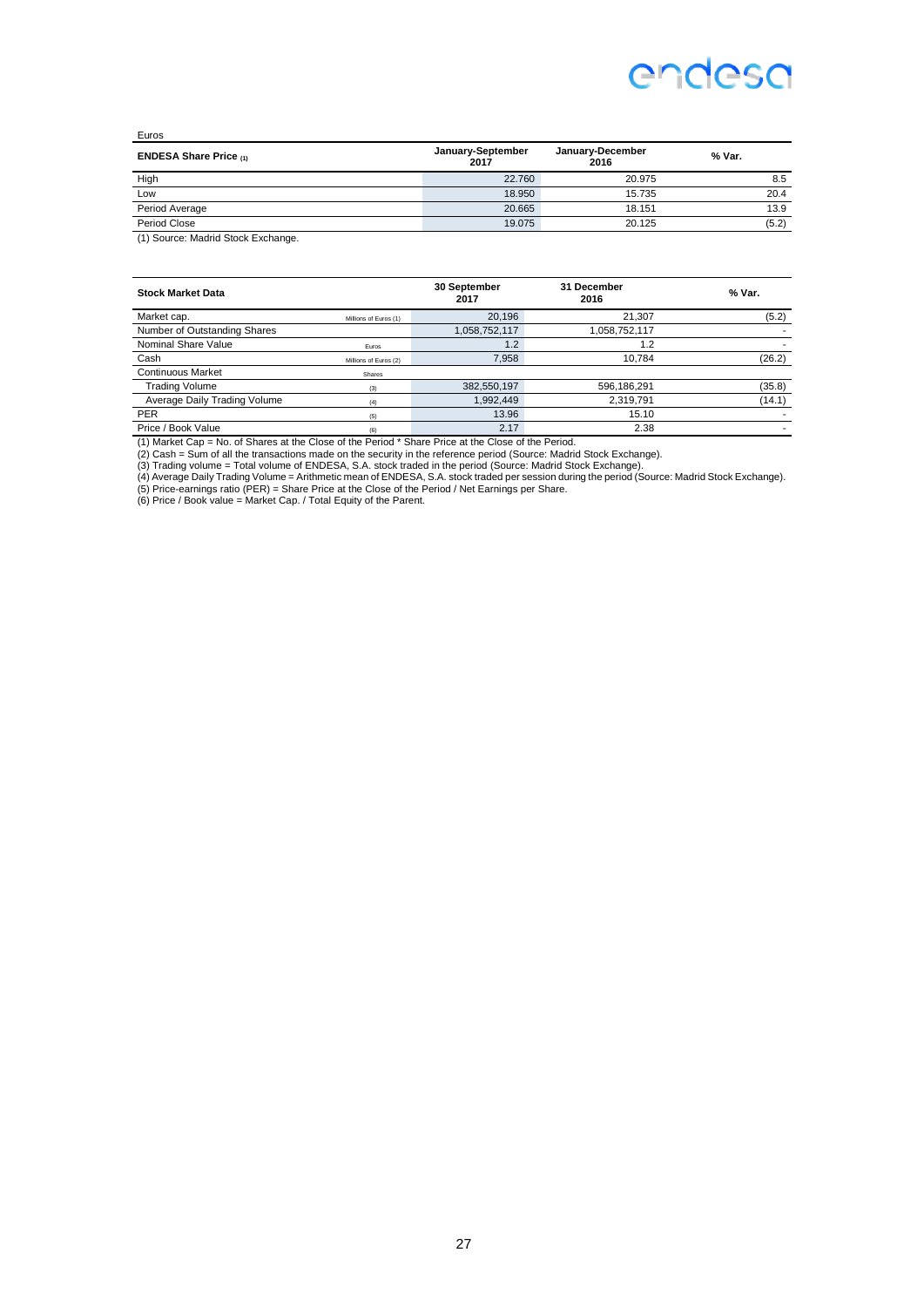Euros

| ENDESA Share Price (1) | January-September 2017 | January-December 2016 | % Var. |
|---|---|---|---|
| High | 22.760 | 20.975 | 8.5 |
| Low | 18.950 | 15.735 | 20.4 |
| Period Average | 20.665 | 18.151 | 13.9 |
| Period Close | 19.075 | 20.125 | (5.2) |

(1) Source: Madrid Stock Exchange.

| Stock Market Data | | 30 September 2017 | 31 December 2016 | % Var. |
|---|---|---|---|---|
| Market cap. | Millions of Euros (1) | 20,196 | 21,307 | (5.2) |
| Number of Outstanding Shares | | 1,058,752,117 | 1,058,752,117 | - |
| Nominal Share Value | Euros | 1.2 | 1.2 | - |
| Cash | Millions of Euros (2) | 7,958 | 10,784 | (26.2) |
| Continuous Market | Shares | | | |
| Trading Volume | (3) | 382,550,197 | 596,186,291 | (35.8) |
| Average Daily Trading Volume | (4) | 1,992,449 | 2,319,791 | (14.1) |
| PER | (5) | 13.96 | 15.10 | - |
| Price / Book Value | (6) | 2.17 | 2.38 | - |

(1) Market Cap = No. of Shares at the Close of the Period * Share Price at the Close of the Period.
(2) Cash = Sum of all the transactions made on the security in the reference period (Source: Madrid Stock Exchange).
(3) Trading volume = Total volume of ENDESA, S.A. stock traded in the period (Source: Madrid Stock Exchange).
(4) Average Daily Trading Volume = Arithmetic mean of ENDESA, S.A. stock traded per session during the period (Source: Madrid Stock Exchange).
(5) Price-earnings ratio (PER) = Share Price at the Close of the Period / Net Earnings per Share.
(6) Price / Book value = Market Cap. / Total Equity of the Parent.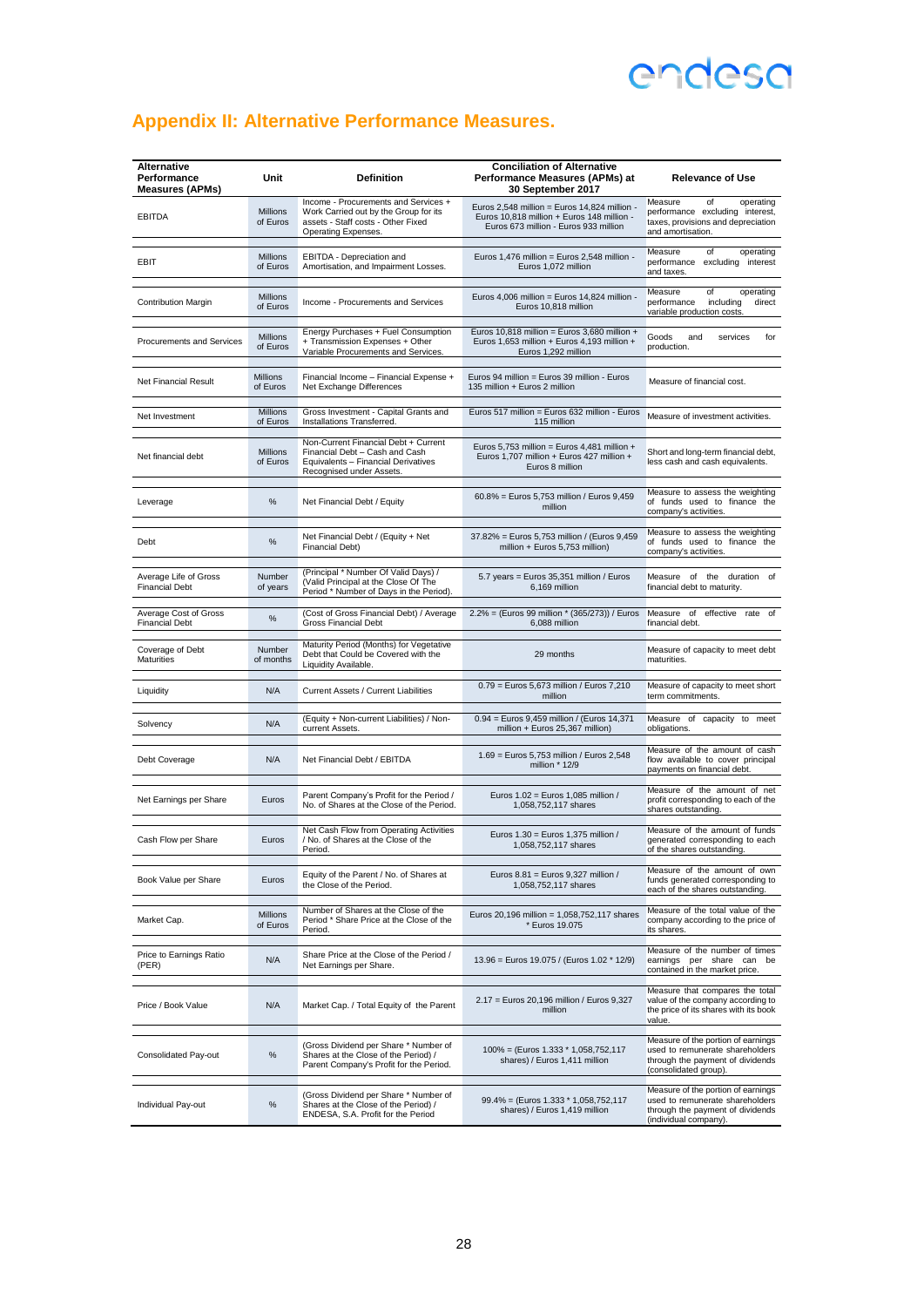## Appendix II: Alternative Performance Measures.

| Alternative Performance Measures (APMs) | Unit | Definition | Conciliation of Alternative Performance Measures (APMs) at 30 September 2017 | Relevance of Use |
|---|---|---|---|---|
| EBITDA | Millions of Euros | Income - Procurements and Services + Work Carried out by the Group for its assets - Staff costs - Other Fixed Operating Expenses. | Euros 2,548 million = Euros 14,824 million - Euros 10,818 million + Euros 148 million - Euros 673 million - Euros 933 million | Measure of operating performance excluding interest, taxes, provisions and depreciation and amortisation. |
| EBIT | Millions of Euros | EBITDA - Depreciation and Amortisation, and Impairment Losses. | Euros 1,476 million = Euros 2,548 million - Euros 1,072 million | Measure of operating performance excluding interest and taxes. |
| Contribution Margin | Millions of Euros | Income - Procurements and Services | Euros 4,006 million = Euros 14,824 million - Euros 10,818 million | Measure of operating performance including direct variable production costs. |
| Procurements and Services | Millions of Euros | Energy Purchases + Fuel Consumption + Transmission Expenses + Other Variable Procurements and Services. | Euros 10,818 million = Euros 3,680 million + Euros 1,653 million + Euros 4,193 million + Euros 1,292 million | Goods and services for production. |
| Net Financial Result | Millions of Euros | Financial Income – Financial Expense + Net Exchange Differences | Euros 94 million = Euros 39 million - Euros 135 million + Euros 2 million | Measure of financial cost. |
| Net Investment | Millions of Euros | Gross Investment - Capital Grants and Installations Transferred. | Euros 517 million = Euros 632 million - Euros 115 million | Measure of investment activities. |
| Net financial debt | Millions of Euros | Non-Current Financial Debt + Current Financial Debt – Cash and Cash Equivalents – Financial Derivatives Recognised under Assets. | Euros 5,753 million = Euros 4,481 million + Euros 1,707 million + Euros 427 million + Euros 8 million | Short and long-term financial debt, less cash and cash equivalents. |
| Leverage | % | Net Financial Debt / Equity | 60.8% = Euros 5,753 million / Euros 9,459 million | Measure to assess the weighting of funds used to finance the company's activities. |
| Debt | % | Net Financial Debt / (Equity + Net Financial Debt) | 37.82% = Euros 5,753 million / (Euros 9,459 million + Euros 5,753 million) | Measure to assess the weighting of funds used to finance the company's activities. |
| Average Life of Gross Financial Debt | Number of years | (Principal * Number Of Valid Days) / (Valid Principal at the Close Of The Period * Number of Days in the Period). | 5.7 years = Euros 35,351 million / Euros 6,169 million | Measure of the duration of financial debt to maturity. |
| Average Cost of Gross Financial Debt | % | (Cost of Gross Financial Debt) / Average Gross Financial Debt | 2.2% = (Euros 99 million * (365/273)) / Euros 6,088 million | Measure of effective rate of financial debt. |
| Coverage of Debt Maturities | Number of months | Maturity Period (Months) for Vegetative Debt that Could be Covered with the Liquidity Available. | 29 months | Measure of capacity to meet debt maturities. |
| Liquidity | N/A | Current Assets / Current Liabilities | 0.79 = Euros 5,673 million / Euros 7,210 million | Measure of capacity to meet short term commitments. |
| Solvency | N/A | (Equity + Non-current Liabilities) / Non-current Assets. | 0.94 = Euros 9,459 million / (Euros 14,371 million + Euros 25,367 million) | Measure of capacity to meet obligations. |
| Debt Coverage | N/A | Net Financial Debt / EBITDA | 1.69 = Euros 5,753 million / Euros 2,548 million * 12/9 | Measure of the amount of cash flow available to cover principal payments on financial debt. |
| Net Earnings per Share | Euros | Parent Company's Profit for the Period / No. of Shares at the Close of the Period. | Euros 1.02 = Euros 1,085 million / 1,058,752,117 shares | Measure of the amount of net profit corresponding to each of the shares outstanding. |
| Cash Flow per Share | Euros | Net Cash Flow from Operating Activities / No. of Shares at the Close of the Period. | Euros 1.30 = Euros 1,375 million / 1,058,752,117 shares | Measure of the amount of funds generated corresponding to each of the shares outstanding. |
| Book Value per Share | Euros | Equity of the Parent / No. of Shares at the Close of the Period. | Euros 8.81 = Euros 9,327 million / 1,058,752,117 shares | Measure of the amount of own funds generated corresponding to each of the shares outstanding. |
| Market Cap. | Millions of Euros | Number of Shares at the Close of the Period * Share Price at the Close of the Period. | Euros 20,196 million = 1,058,752,117 shares * Euros 19.075 | Measure of the total value of the company according to the price of its shares. |
| Price to Earnings Ratio (PER) | N/A | Share Price at the Close of the Period / Net Earnings per Share. | 13.96 = Euros 19.075 / (Euros 1.02 * 12/9) | Measure of the number of times earnings per share can be contained in the market price. |
| Price / Book Value | N/A | Market Cap. / Total Equity of the Parent | 2.17 = Euros 20,196 million / Euros 9,327 million | Measure that compares the total value of the company with its book value of the price of its shares with its book value. |
| Consolidated Pay-out | % | (Gross Dividend per Share * Number of Shares at the Close of the Period) / Parent Company's Profit for the Period. | 100% = (Euros 1.333 * 1,058,752,117 shares) / Euros 1,411 million | Measure of the portion of earnings used to remunerate shareholders through the payment of dividends (consolidated group). |
| Individual Pay-out | % | (Gross Dividend per Share * Number of Shares at the Close of the Period) / ENDESA, S.A. Profit for the Period | 99.4% = (Euros 1.333 * 1,058,752,117 shares) / Euros 1,419 million | Measure of the portion of earnings used to remunerate shareholders through the payment of dividends (individual company). |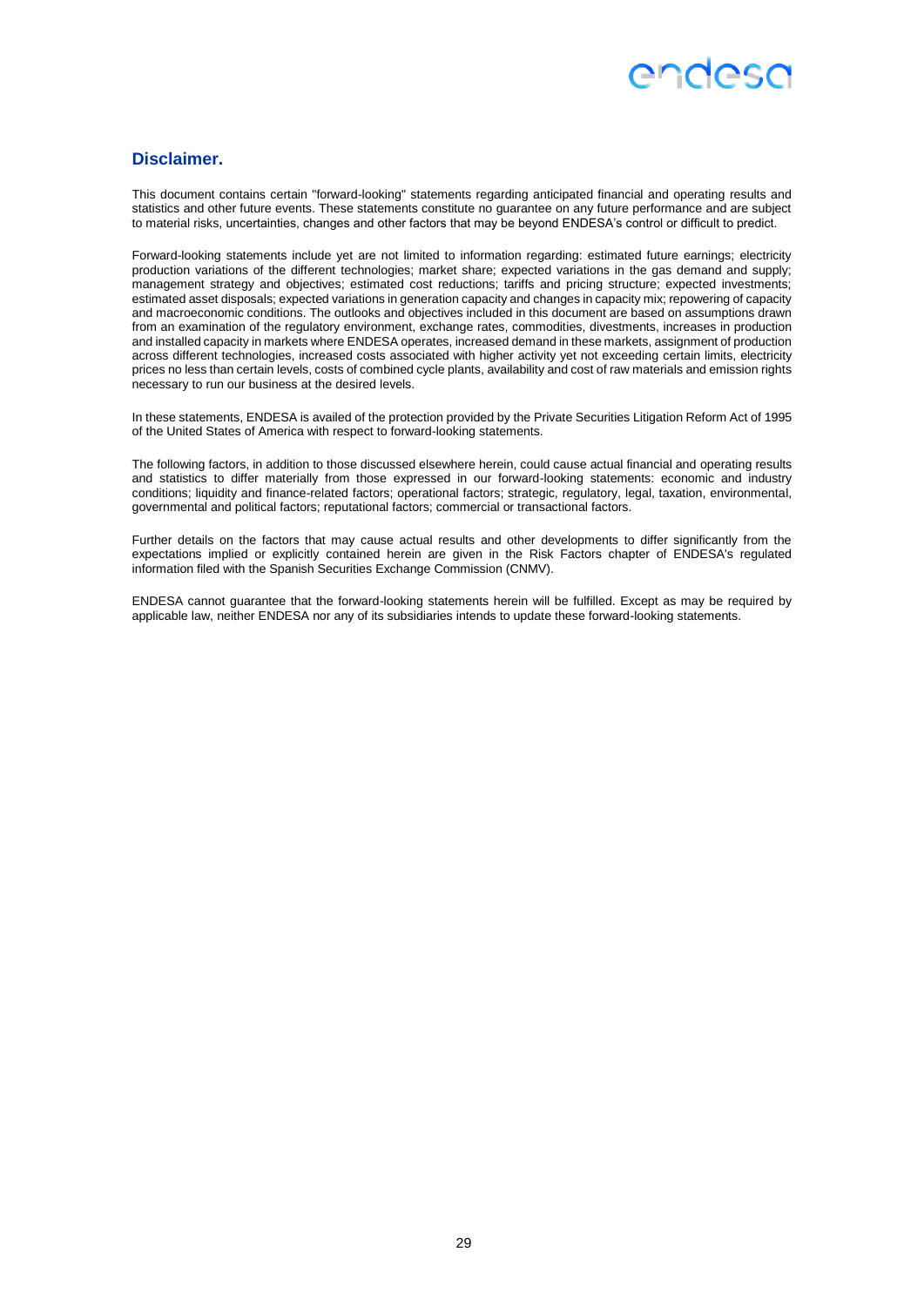## Disclaimer.

This document contains certain "forward-looking" statements regarding anticipated financial and operating results and statistics and other future events. These statements constitute no guarantee on any future performance and are subject to material risks, uncertainties, changes and other factors that may be beyond ENDESA's control or difficult to predict.

Forward-looking statements include yet are not limited to information regarding: estimated future earnings; electricity production variations of the different technologies; market share; expected variations in the gas demand and supply; management strategy and objectives; estimated cost reductions; tariffs and pricing structure; expected investments; estimated asset disposals; expected variations in generation capacity and changes in capacity mix; repowering of capacity and macroeconomic conditions. The outlooks and objectives included in this document are based on assumptions drawn from an examination of the regulatory environment, exchange rates, commodities, divestments, increases in production and installed capacity in markets where ENDESA operates, increased demand in these markets, assignment of production across different technologies, increased costs associated with higher activity yet not exceeding certain limits, electricity prices no less than certain levels, costs of combined cycle plants, availability and cost of raw materials and emission rights necessary to run our business at the desired levels.

In these statements, ENDESA is availed of the protection provided by the Private Securities Litigation Reform Act of 1995 of the United States of America with respect to forward-looking statements.

The following factors, in addition to those discussed elsewhere herein, could cause actual financial and operating results and statistics to differ materially from those expressed in our forward-looking statements: economic and industry conditions; liquidity and finance-related factors; operational factors; strategic, regulatory, legal, taxation, environmental, governmental and political factors; reputational factors; commercial or transactional factors.

Further details on the factors that may cause actual results and other developments to differ significantly from the expectations implied or explicitly contained herein are given in the Risk Factors chapter of ENDESA's regulated information filed with the Spanish Securities Exchange Commission (CNMV).

ENDESA cannot guarantee that the forward-looking statements herein will be fulfilled. Except as may be required by applicable law, neither ENDESA nor any of its subsidiaries intends to update these forward-looking statements.